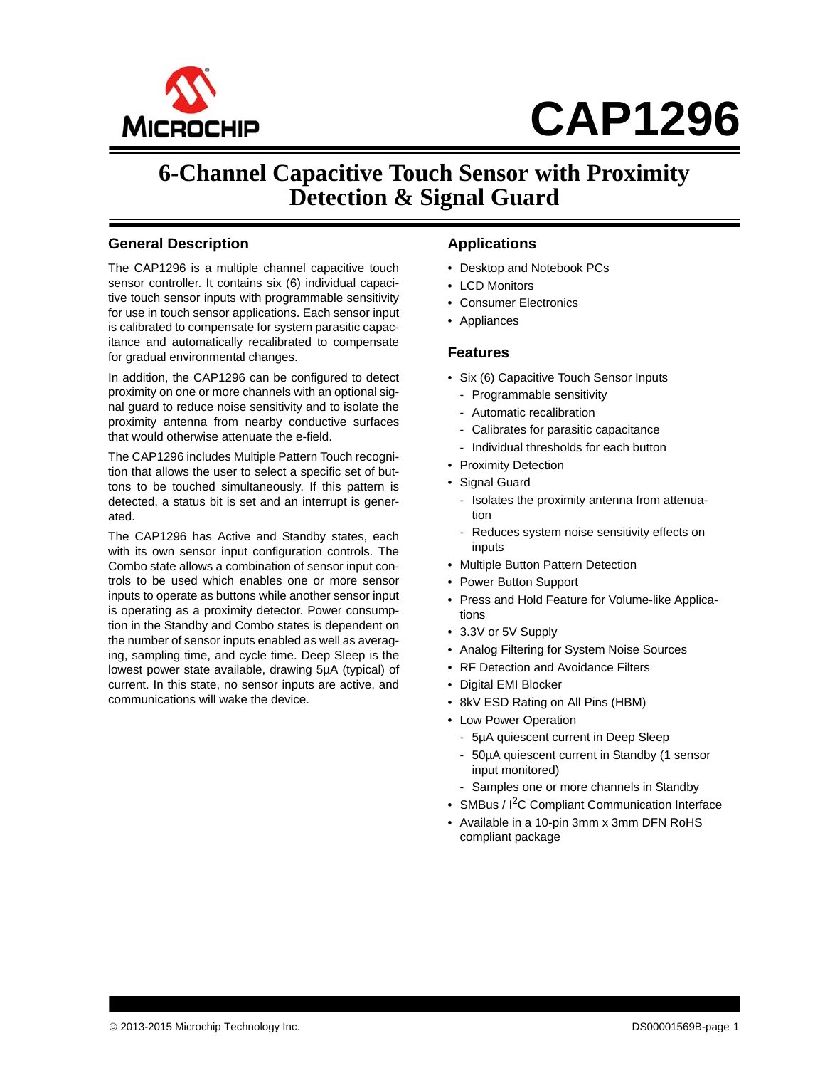# CAP1296

## 6-Channel Capacitive Touch Sensor with Proximity Detection & Signal Guard

### General Description

The CAP1296 is a multiple channel capacitive touch sensor controller. It contains six (6) individual capacitive touch sensor inputs with programmable sensitivity for use in touch sensor applications. Each sensor input is calibrated to compensate for system parasitic capacitance and automatically recalibrated to compensate for gradual environmental changes.

In addition, the CAP1296 can be configured to detect proximity on one or more channels with an optional signal guard to reduce noise sensitivity and to isolate the proximity antenna from nearby conductive surfaces that would otherwise attenuate the e-field.

The CAP1296 includes Multiple Pattern Touch recognition that allows the user to select a specific set of buttons to be touched simultaneously. If this pattern is detected, a status bit is set and an interrupt is generated.

The CAP1296 has Active and Standby states, each with its own sensor input configuration controls. The Combo state allows a combination of sensor input controls to be used which enables one or more sensor inputs to operate as buttons while another sensor input is operating as a proximity detector. Power consumption in the Standby and Combo states is dependent on the number of sensor inputs enabled as well as averaging, sampling time, and cycle time. Deep Sleep is the lowest power state available, drawing 5µA (typical) of current. In this state, no sensor inputs are active, and communications will wake the device.

### Applications

- Desktop and Notebook PCs
- LCD Monitors
- Consumer Electronics
- Appliances

### Features

- Six (6) Capacitive Touch Sensor Inputs
  - Programmable sensitivity
  - Automatic recalibration
  - Calibrates for parasitic capacitance
  - Individual thresholds for each button
- Proximity Detection
- Signal Guard
  - Isolates the proximity antenna from attenuation
  - Reduces system noise sensitivity effects on inputs
- Multiple Button Pattern Detection
- Power Button Support
- Press and Hold Feature for Volume-like Applications
- 3.3V or 5V Supply
- Analog Filtering for System Noise Sources
- RF Detection and Avoidance Filters
- Digital EMI Blocker
- 8kV ESD Rating on All Pins (HBM)
- Low Power Operation
  - 5µA quiescent current in Deep Sleep
  - 50µA quiescent current in Standby (1 sensor input monitored)
  - Samples one or more channels in Standby
- SMBus / I$^2$C Compliant Communication Interface
- Available in a 10-pin 3mm x 3mm DFN RoHS compliant package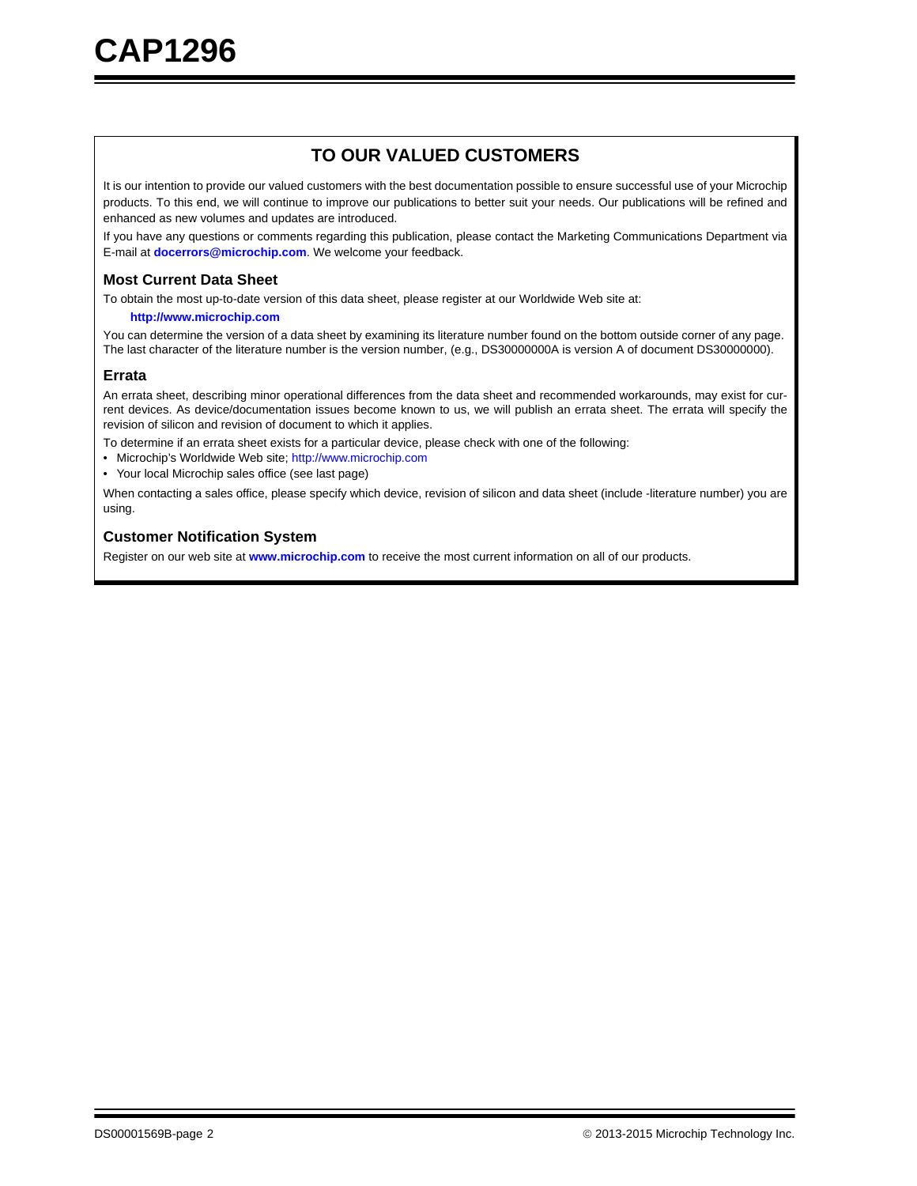## TO OUR VALUED CUSTOMERS

It is our intention to provide our valued customers with the best documentation possible to ensure successful use of your Microchip products. To this end, we will continue to improve our publications to better suit your needs. Our publications will be refined and enhanced as new volumes and updates are introduced.

If you have any questions or comments regarding this publication, please contact the Marketing Communications Department via E-mail at **docerrors@microchip.com**. We welcome your feedback.

### Most Current Data Sheet

To obtain the most up-to-date version of this data sheet, please register at our Worldwide Web site at:

**http://www.microchip.com**

You can determine the version of a data sheet by examining its literature number found on the bottom outside corner of any page. The last character of the literature number is the version number, (e.g., DS30000000A is version A of document DS30000000).

### Errata

An errata sheet, describing minor operational differences from the data sheet and recommended workarounds, may exist for current devices. As device/documentation issues become known to us, we will publish an errata sheet. The errata will specify the revision of silicon and revision of document to which it applies.

To determine if an errata sheet exists for a particular device, please check with one of the following:

- Microchip's Worldwide Web site; http://www.microchip.com
- Your local Microchip sales office (see last page)

When contacting a sales office, please specify which device, revision of silicon and data sheet (include -literature number) you are using.

### Customer Notification System

Register on our web site at **www.microchip.com** to receive the most current information on all of our products.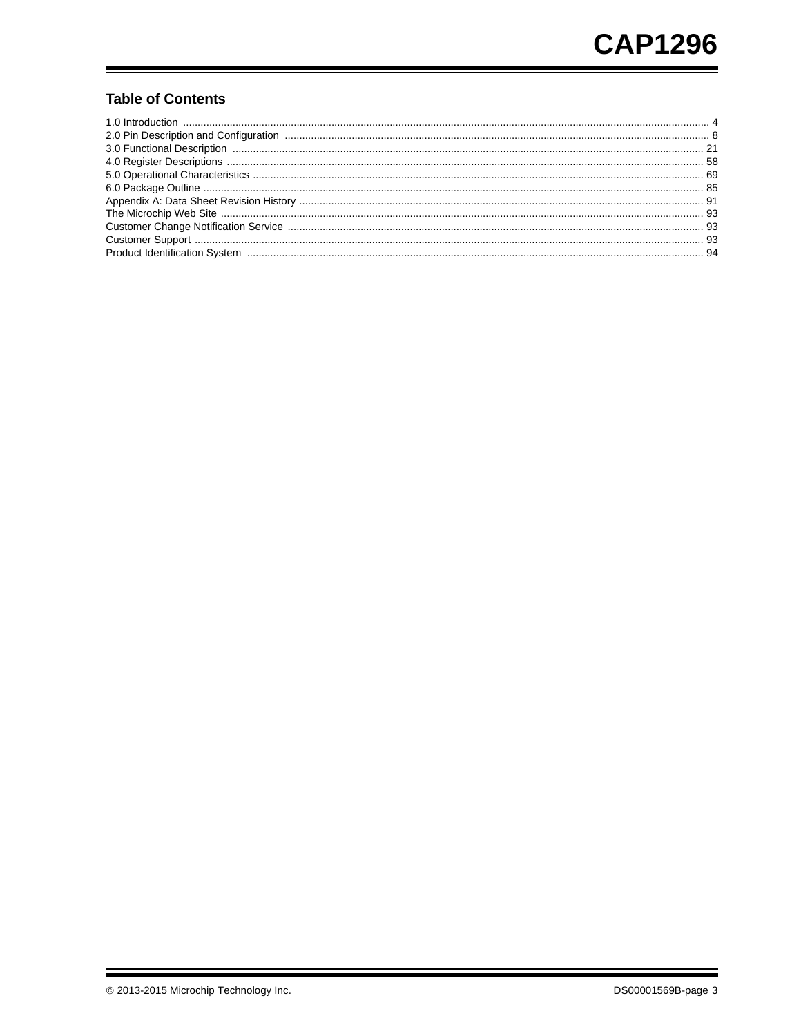## Table of Contents

1.0 Introduction .......... 4
2.0 Pin Description and Configuration .......... 8
3.0 Functional Description .......... 21
4.0 Register Descriptions .......... 58
5.0 Operational Characteristics .......... 69
6.0 Package Outline .......... 85
Appendix A: Data Sheet Revision History .......... 91
The Microchip Web Site .......... 93
Customer Change Notification Service .......... 93
Customer Support .......... 93
Product Identification System .......... 94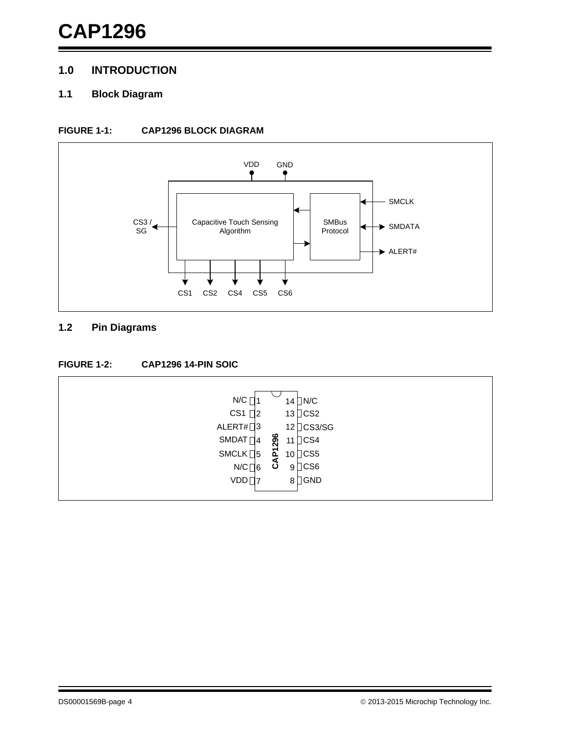## 1.0 INTRODUCTION

### 1.1 Block Diagram

**FIGURE 1-1: CAP1296 BLOCK DIAGRAM**

VDD GND

Capacitive Touch Sensing Algorithm

SMBus Protocol

CS3 / SG

SMCLK

SMDATA

ALERT#

CS1 CS2 CS4 CS5 CS6

### 1.2 Pin Diagrams

**FIGURE 1-2: CAP1296 14-PIN SOIC**

| Pin | Name | Pin | Name |
|---|---|---|---|
| 1 | N/C | 14 | N/C |
| 2 | CS1 | 13 | CS2 |
| 3 | ALERT# | 12 | CS3/SG |
| 4 | SMDAT | 11 | CS4 |
| 5 | SMCLK | 10 | CS5 |
| 6 | N/C | 9 | CS6 |
| 7 | VDD | 8 | GND |

CAP1296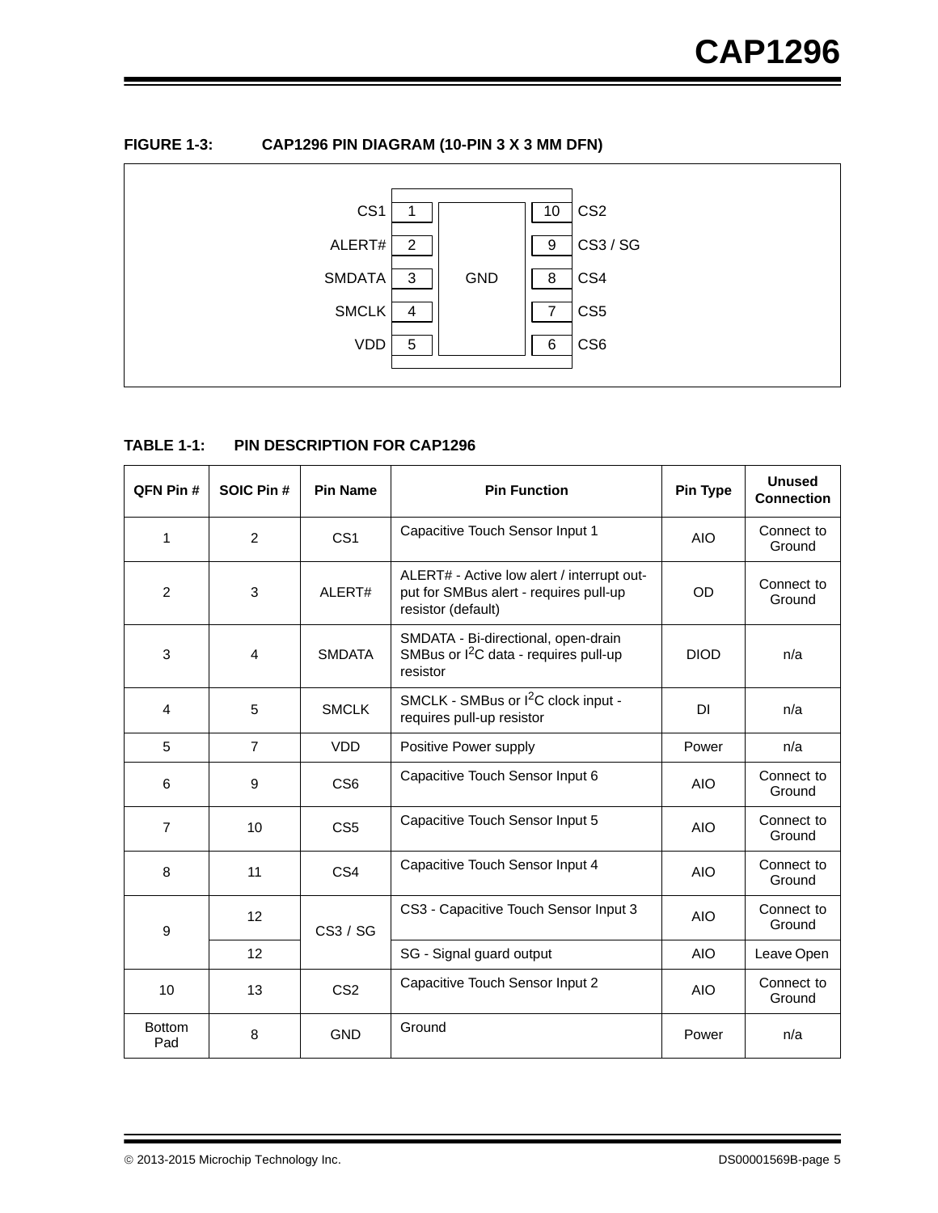**FIGURE 1-3: CAP1296 PIN DIAGRAM (10-PIN 3 X 3 MM DFN)**

| Pin Name | Pin | | Pin | Pin Name |
|---|---|---|---|---|
| CS1 | 1 | | 10 | CS2 |
| ALERT# | 2 | | 9 | CS3 / SG |
| SMDATA | 3 | GND | 8 | CS4 |
| SMCLK | 4 | | 7 | CS5 |
| VDD | 5 | | 6 | CS6 |

**TABLE 1-1: PIN DESCRIPTION FOR CAP1296**

| QFN Pin # | SOIC Pin # | Pin Name | Pin Function | Pin Type | Unused Connection |
|---|---|---|---|---|---|
| 1 | 2 | CS1 | Capacitive Touch Sensor Input 1 | AIO | Connect to Ground |
| 2 | 3 | ALERT# | ALERT# - Active low alert / interrupt output for SMBus alert - requires pull-up resistor (default) | OD | Connect to Ground |
| 3 | 4 | SMDATA | SMDATA - Bi-directional, open-drain SMBus or $I^2C$ data - requires pull-up resistor | DIOD | n/a |
| 4 | 5 | SMCLK | SMCLK - SMBus or $I^2C$ clock input - requires pull-up resistor | DI | n/a |
| 5 | 7 | VDD | Positive Power supply | Power | n/a |
| 6 | 9 | CS6 | Capacitive Touch Sensor Input 6 | AIO | Connect to Ground |
| 7 | 10 | CS5 | Capacitive Touch Sensor Input 5 | AIO | Connect to Ground |
| 8 | 11 | CS4 | Capacitive Touch Sensor Input 4 | AIO | Connect to Ground |
| 9 | 12 | CS3 / SG | CS3 - Capacitive Touch Sensor Input 3 | AIO | Connect to Ground |
| | 12 | | SG - Signal guard output | AIO | Leave Open |
| 10 | 13 | CS2 | Capacitive Touch Sensor Input 2 | AIO | Connect to Ground |
| Bottom Pad | 8 | GND | Ground | Power | n/a |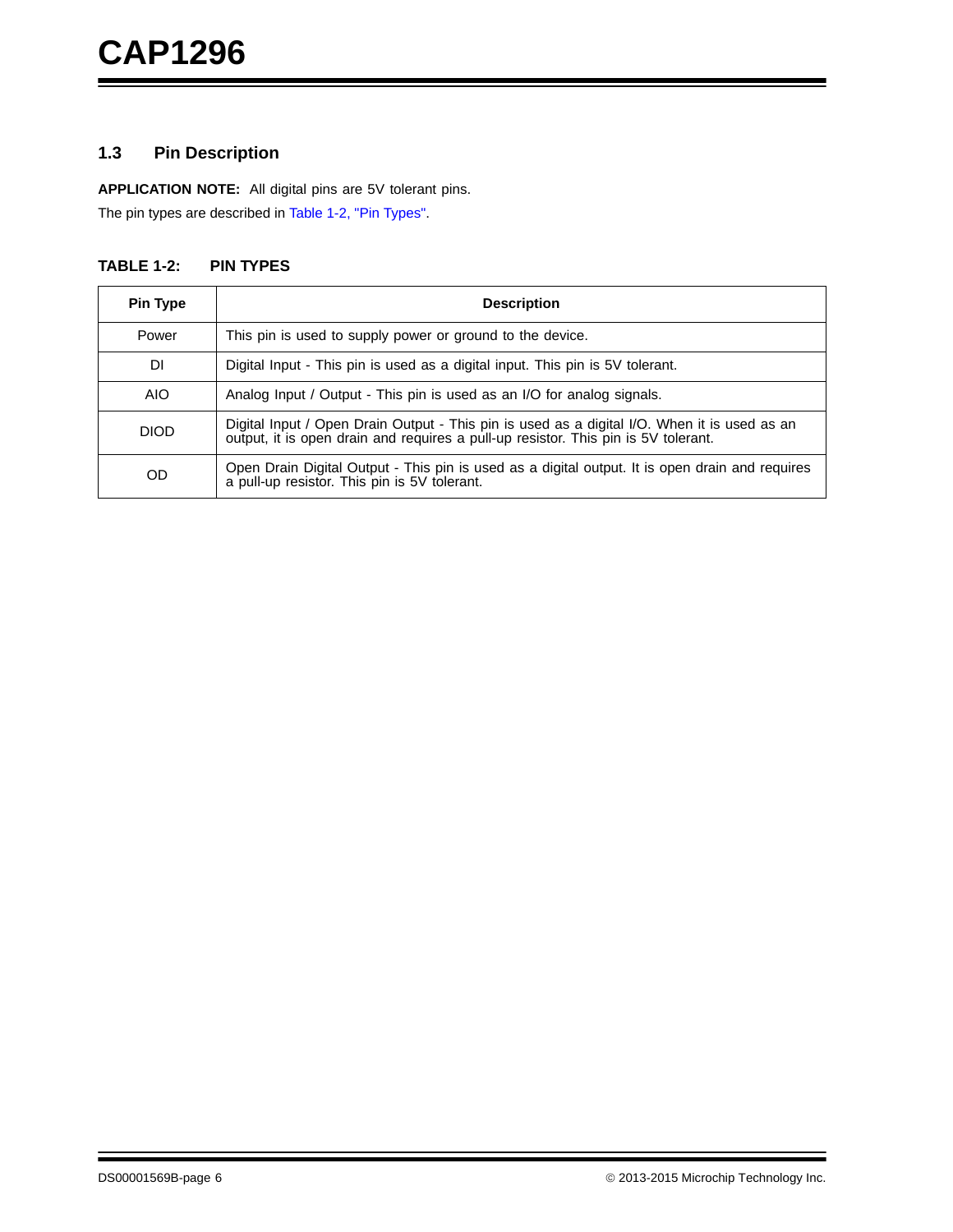## 1.3 Pin Description

**APPLICATION NOTE:** All digital pins are 5V tolerant pins.

The pin types are described in Table 1-2, "Pin Types".

**TABLE 1-2: PIN TYPES**

| Pin Type | Description |
|---|---|
| Power | This pin is used to supply power or ground to the device. |
| DI | Digital Input - This pin is used as a digital input. This pin is 5V tolerant. |
| AIO | Analog Input / Output - This pin is used as an I/O for analog signals. |
| DIOD | Digital Input / Open Drain Output - This pin is used as a digital I/O. When it is used as an output, it is open drain and requires a pull-up resistor. This pin is 5V tolerant. |
| OD | Open Drain Digital Output - This pin is used as a digital output. It is open drain and requires a pull-up resistor. This pin is 5V tolerant. |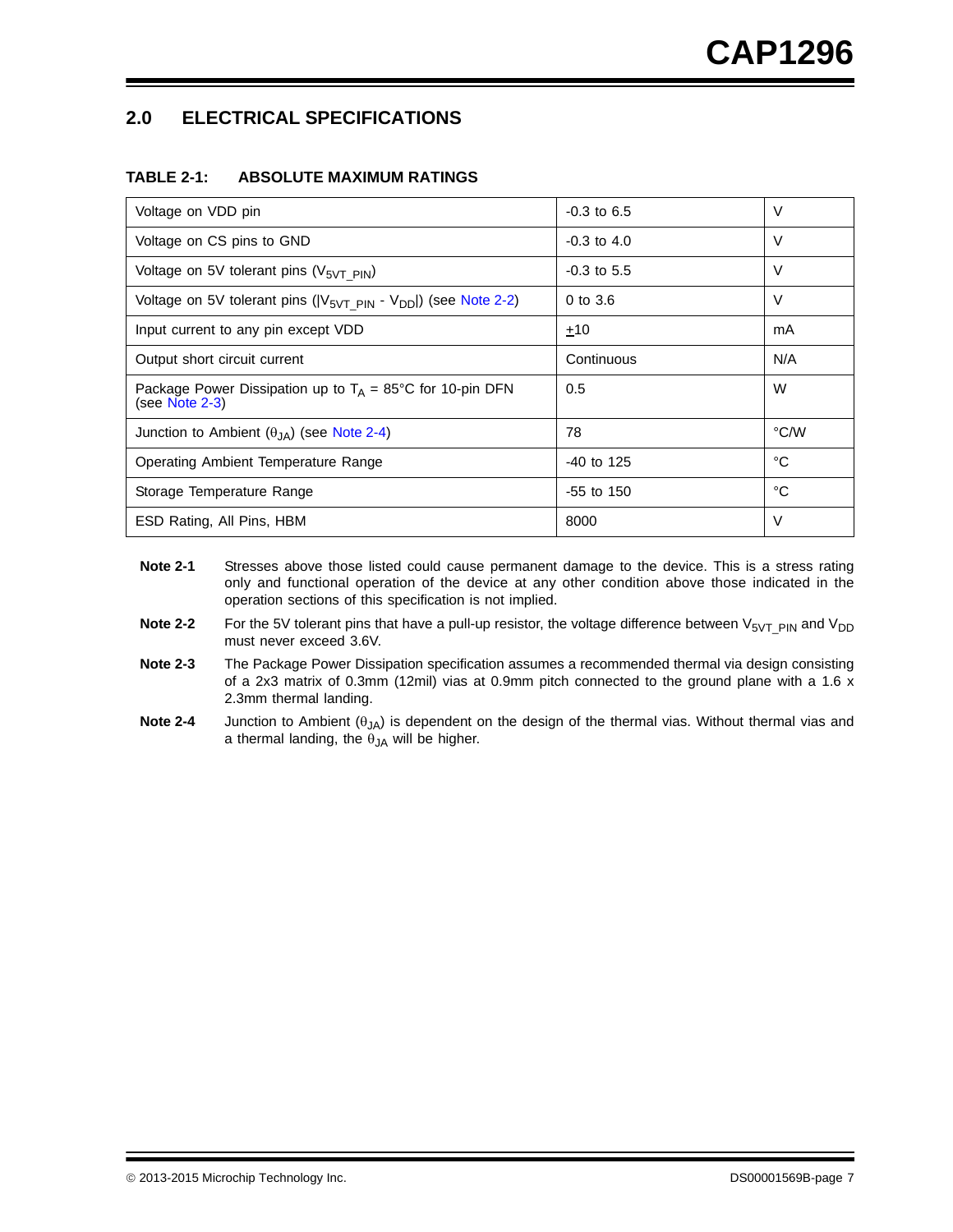## 2.0 ELECTRICAL SPECIFICATIONS

**TABLE 2-1: ABSOLUTE MAXIMUM RATINGS**

| | | |
|---|---|---|
| Voltage on VDD pin | -0.3 to 6.5 | V |
| Voltage on CS pins to GND | -0.3 to 4.0 | V |
| Voltage on 5V tolerant pins ($V_{5VT\_PIN}$) | -0.3 to 5.5 | V |
| Voltage on 5V tolerant pins ($\lvert V_{5VT\_PIN}$ - $V_{DD}\rvert$) (see Note 2-2) | 0 to 3.6 | V |
| Input current to any pin except VDD | $\pm$10 | mA |
| Output short circuit current | Continuous | N/A |
| Package Power Dissipation up to $T_A$ = 85°C for 10-pin DFN (see Note 2-3) | 0.5 | W |
| Junction to Ambient ($\theta_{JA}$) (see Note 2-4) | 78 | °C/W |
| Operating Ambient Temperature Range | -40 to 125 | °C |
| Storage Temperature Range | -55 to 150 | °C |
| ESD Rating, All Pins, HBM | 8000 | V |

**Note 2-1** Stresses above those listed could cause permanent damage to the device. This is a stress rating only and functional operation of the device at any other condition above those indicated in the operation sections of this specification is not implied.

**Note 2-2** For the 5V tolerant pins that have a pull-up resistor, the voltage difference between $V_{5VT\_PIN}$ and $V_{DD}$ must never exceed 3.6V.

**Note 2-3** The Package Power Dissipation specification assumes a recommended thermal via design consisting of a 2x3 matrix of 0.3mm (12mil) vias at 0.9mm pitch connected to the ground plane with a 1.6 x 2.3mm thermal landing.

**Note 2-4** Junction to Ambient ($\theta_{JA}$) is dependent on the design of the thermal vias. Without thermal vias and a thermal landing, the $\theta_{JA}$ will be higher.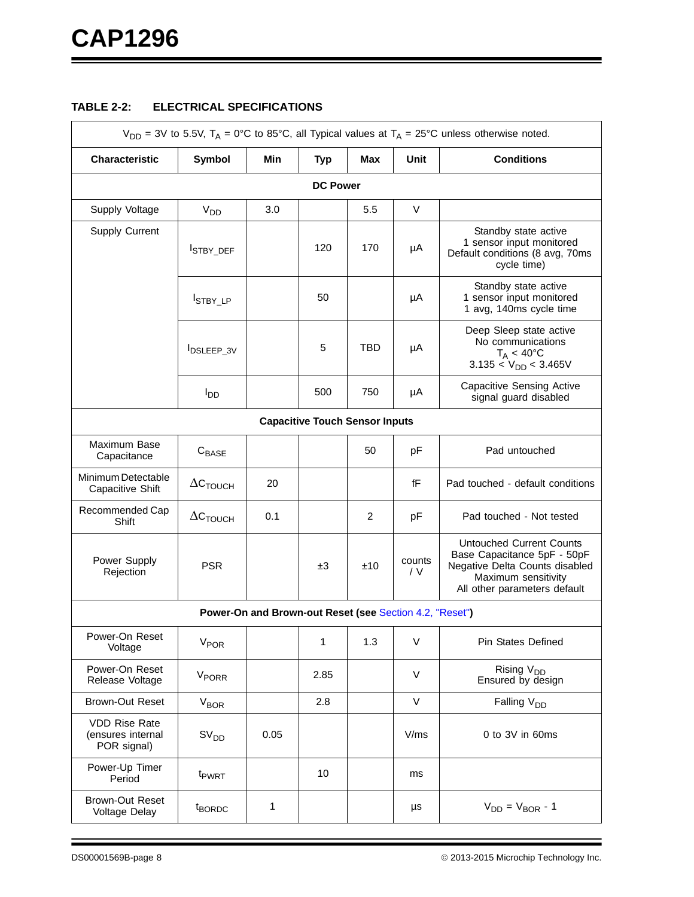**TABLE 2-2: ELECTRICAL SPECIFICATIONS**

| $V_{DD}$ = 3V to 5.5V, $T_A$ = 0°C to 85°C, all Typical values at $T_A$ = 25°C unless otherwise noted. | | | | | | |
|---|---|---|---|---|---|---|
| **Characteristic** | **Symbol** | **Min** | **Typ** | **Max** | **Unit** | **Conditions** |
| **DC Power** | | | | | | |
| Supply Voltage | $V_{DD}$ | 3.0 | | 5.5 | V | |
| Supply Current | $I_{STBY\_DEF}$ | | 120 | 170 | µA | Standby state active 1 sensor input monitored Default conditions (8 avg, 70ms cycle time) |
| | $I_{STBY\_LP}$ | | 50 | | µA | Standby state active 1 sensor input monitored 1 avg, 140ms cycle time |
| | $I_{DSLEEP\_3V}$ | | 5 | TBD | µA | Deep Sleep state active No communications $T_A$ < 40°C 3.135 < $V_{DD}$ < 3.465V |
| | $I_{DD}$ | | 500 | 750 | µA | Capacitive Sensing Active signal guard disabled |
| **Capacitive Touch Sensor Inputs** | | | | | | |
| Maximum Base Capacitance | $C_{BASE}$ | | | 50 | pF | Pad untouched |
| Minimum Detectable Capacitive Shift | $\Delta C_{TOUCH}$ | 20 | | | fF | Pad touched - default conditions |
| Recommended Cap Shift | $\Delta C_{TOUCH}$ | 0.1 | | 2 | pF | Pad touched - Not tested |
| Power Supply Rejection | PSR | | ±3 | ±10 | counts / V | Untouched Current Counts Base Capacitance 5pF - 50pF Negative Delta Counts disabled Maximum sensitivity All other parameters default |
| **Power-On and Brown-out Reset (see Section 4.2, "Reset")** | | | | | | |
| Power-On Reset Voltage | $V_{POR}$ | | 1 | 1.3 | V | Pin States Defined |
| Power-On Reset Release Voltage | $V_{PORR}$ | | 2.85 | | V | Rising $V_{DD}$ Ensured by design |
| Brown-Out Reset | $V_{BOR}$ | | 2.8 | | V | Falling $V_{DD}$ |
| VDD Rise Rate (ensures internal POR signal) | $SV_{DD}$ | 0.05 | | | V/ms | 0 to 3V in 60ms |
| Power-Up Timer Period | $t_{PWRT}$ | | 10 | | ms | |
| Brown-Out Reset Voltage Delay | $t_{BORDC}$ | 1 | | | µs | $V_{DD}$ = $V_{BOR}$ - 1 |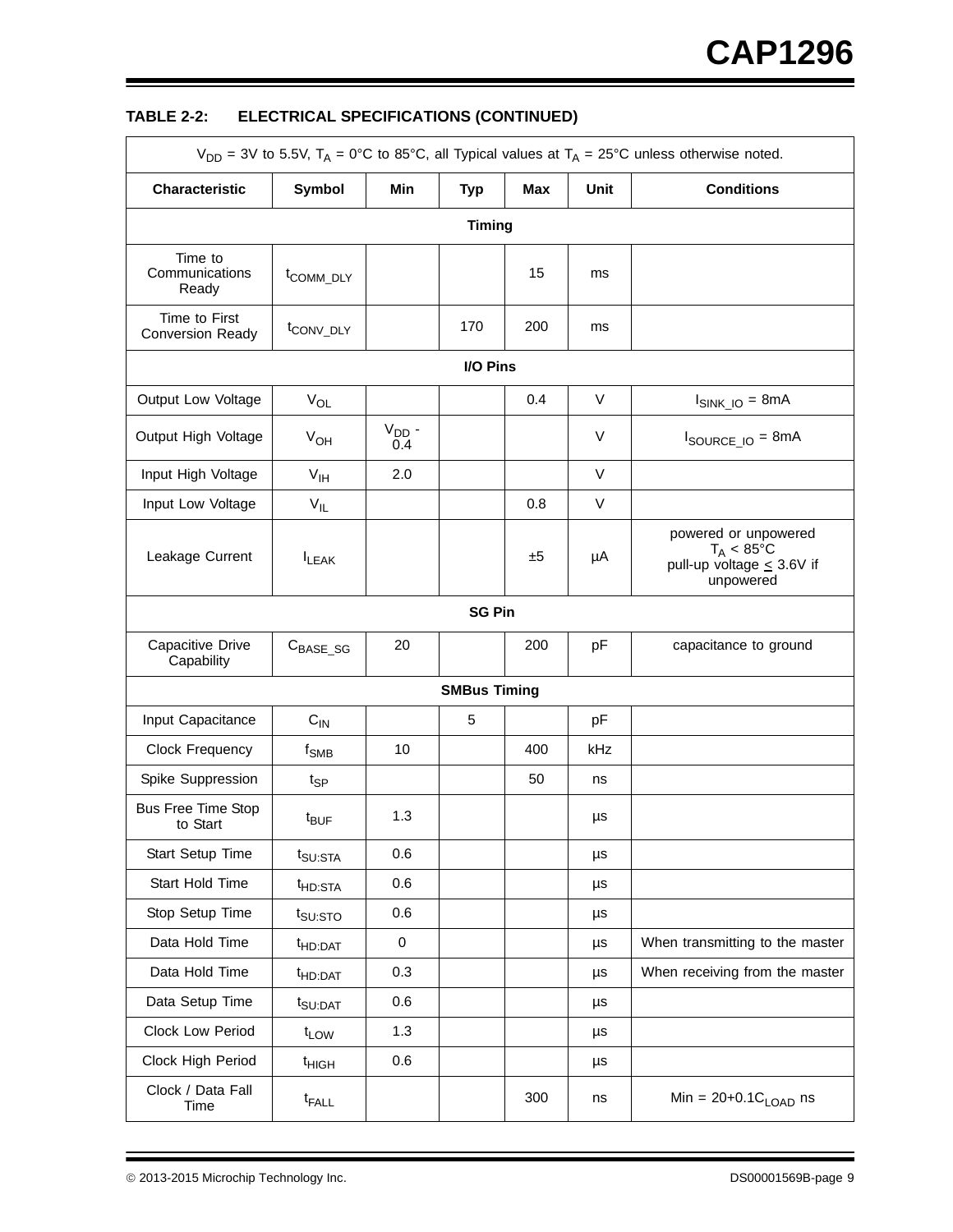**TABLE 2-2: ELECTRICAL SPECIFICATIONS (CONTINUED)**

| $V_{DD}$ = 3V to 5.5V, $T_A$ = 0°C to 85°C, all Typical values at $T_A$ = 25°C unless otherwise noted. | | | | | | |
|---|---|---|---|---|---|---|
| **Characteristic** | **Symbol** | **Min** | **Typ** | **Max** | **Unit** | **Conditions** |
| **Timing** | | | | | | |
| Time to Communications Ready | $t_{COMM\_DLY}$ | | | 15 | ms | |
| Time to First Conversion Ready | $t_{CONV\_DLY}$ | | 170 | 200 | ms | |
| **I/O Pins** | | | | | | |
| Output Low Voltage | $V_{OL}$ | | | 0.4 | V | $I_{SINK\_IO}$ = 8mA |
| Output High Voltage | $V_{OH}$ | $V_{DD}$ - 0.4 | | | V | $I_{SOURCE\_IO}$ = 8mA |
| Input High Voltage | $V_{IH}$ | 2.0 | | | V | |
| Input Low Voltage | $V_{IL}$ | | | 0.8 | V | |
| Leakage Current | $I_{LEAK}$ | | | ±5 | µA | powered or unpowered $T_A$ < 85°C pull-up voltage ≤ 3.6V if unpowered |
| **SG Pin** | | | | | | |
| Capacitive Drive Capability | $C_{BASE\_SG}$ | 20 | | 200 | pF | capacitance to ground |
| **SMBus Timing** | | | | | | |
| Input Capacitance | $C_{IN}$ | | 5 | | pF | |
| Clock Frequency | $f_{SMB}$ | 10 | | 400 | kHz | |
| Spike Suppression | $t_{SP}$ | | | 50 | ns | |
| Bus Free Time Stop to Start | $t_{BUF}$ | 1.3 | | | µs | |
| Start Setup Time | $t_{SU:STA}$ | 0.6 | | | µs | |
| Start Hold Time | $t_{HD:STA}$ | 0.6 | | | µs | |
| Stop Setup Time | $t_{SU:STO}$ | 0.6 | | | µs | |
| Data Hold Time | $t_{HD:DAT}$ | 0 | | | µs | When transmitting to the master |
| Data Hold Time | $t_{HD:DAT}$ | 0.3 | | | µs | When receiving from the master |
| Data Setup Time | $t_{SU:DAT}$ | 0.6 | | | µs | |
| Clock Low Period | $t_{LOW}$ | 1.3 | | | µs | |
| Clock High Period | $t_{HIGH}$ | 0.6 | | | µs | |
| Clock / Data Fall Time | $t_{FALL}$ | | | 300 | ns | Min = $20+0.1C_{LOAD}$ ns |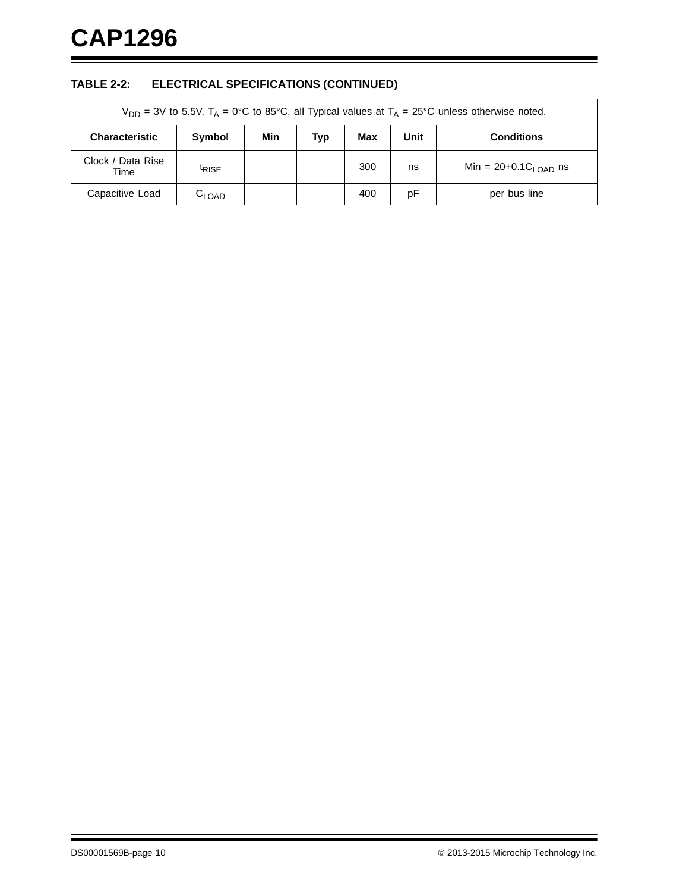### TABLE 2-2: ELECTRICAL SPECIFICATIONS (CONTINUED)

| $V_{DD}$ = 3V to 5.5V, $T_A$ = 0°C to 85°C, all Typical values at $T_A$ = 25°C unless otherwise noted. | | | | | | |
|---|---|---|---|---|---|---|
| **Characteristic** | **Symbol** | **Min** | **Typ** | **Max** | **Unit** | **Conditions** |
| Clock / Data Rise Time | $t_{RISE}$ | | | 300 | ns | Min = 20+0.1$C_{LOAD}$ ns |
| Capacitive Load | $C_{LOAD}$ | | | 400 | pF | per bus line |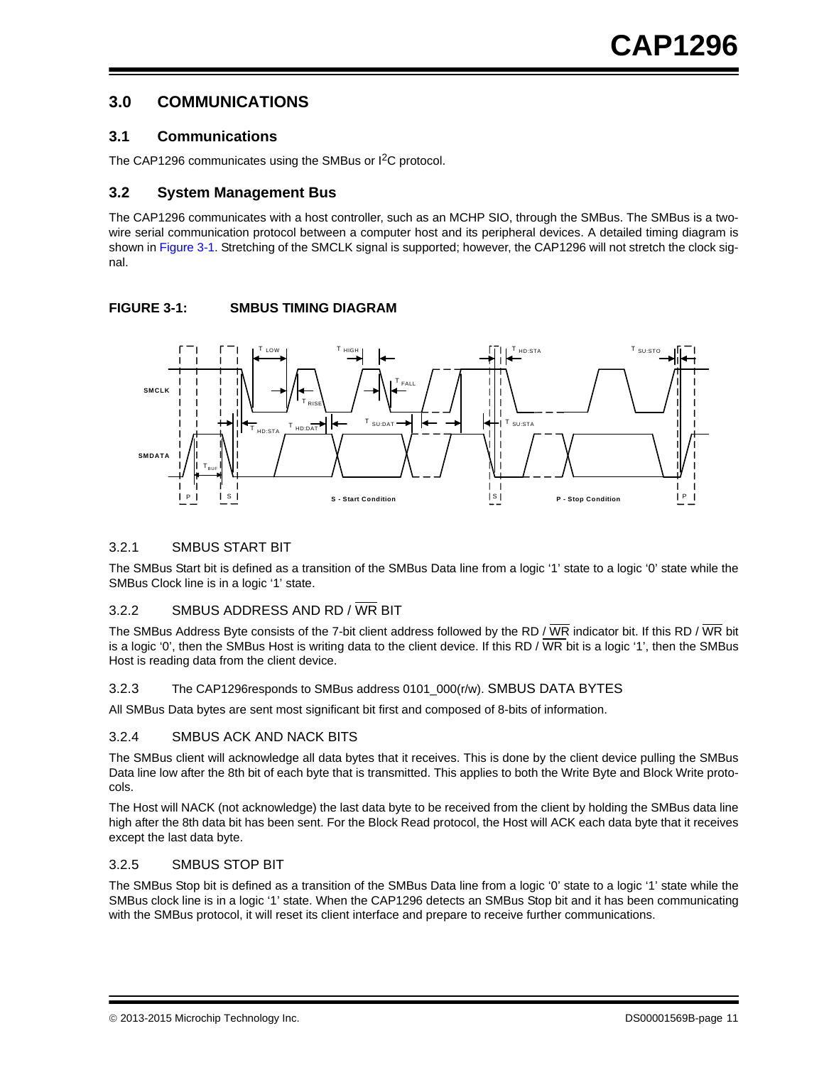# 3.0 COMMUNICATIONS

## 3.1 Communications

The CAP1296 communicates using the SMBus or $I^2C$ protocol.

## 3.2 System Management Bus

The CAP1296 communicates with a host controller, such as an MCHP SIO, through the SMBus. The SMBus is a two-wire serial communication protocol between a computer host and its peripheral devices. A detailed timing diagram is shown in Figure 3-1. Stretching of the SMCLK signal is supported; however, the CAP1296 will not stretch the clock signal.

**FIGURE 3-1: SMBUS TIMING DIAGRAM**

### 3.2.1 SMBUS START BIT

The SMBus Start bit is defined as a transition of the SMBus Data line from a logic '1' state to a logic '0' state while the SMBus Clock line is in a logic '1' state.

### 3.2.2 SMBUS ADDRESS AND RD / $\overline{\text{WR}}$ BIT

The SMBus Address Byte consists of the 7-bit client address followed by the RD / $\overline{\text{WR}}$ indicator bit. If this RD / $\overline{\text{WR}}$ bit is a logic '0', then the SMBus Host is writing data to the client device. If this RD / $\overline{\text{WR}}$ bit is a logic '1', then the SMBus Host is reading data from the client device.

### 3.2.3 The CAP1296responds to SMBus address 0101_000(r/w). SMBUS DATA BYTES

All SMBus Data bytes are sent most significant bit first and composed of 8-bits of information.

### 3.2.4 SMBUS ACK AND NACK BITS

The SMBus client will acknowledge all data bytes that it receives. This is done by the client device pulling the SMBus Data line low after the 8th bit of each byte that is transmitted. This applies to both the Write Byte and Block Write protocols.

The Host will NACK (not acknowledge) the last data byte to be received from the client by holding the SMBus data line high after the 8th data bit has been sent. For the Block Read protocol, the Host will ACK each data byte that it receives except the last data byte.

### 3.2.5 SMBUS STOP BIT

The SMBus Stop bit is defined as a transition of the SMBus Data line from a logic '0' state to a logic '1' state while the SMBus clock line is in a logic '1' state. When the CAP1296 detects an SMBus Stop bit and it has been communicating with the SMBus protocol, it will reset its client interface and prepare to receive further communications.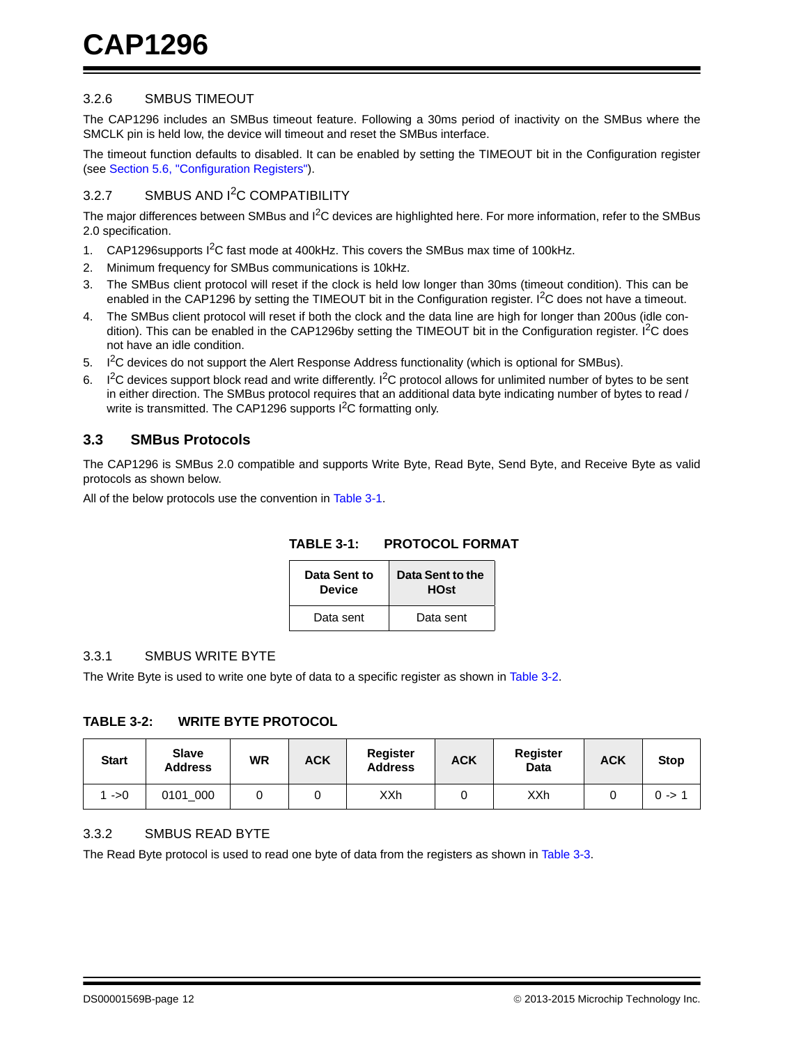### 3.2.6 SMBUS TIMEOUT

The CAP1296 includes an SMBus timeout feature. Following a 30ms period of inactivity on the SMBus where the SMCLK pin is held low, the device will timeout and reset the SMBus interface.

The timeout function defaults to disabled. It can be enabled by setting the TIMEOUT bit in the Configuration register (see Section 5.6, "Configuration Registers").

### 3.2.7 SMBUS AND I²C COMPATIBILITY

The major differences between SMBus and I²C devices are highlighted here. For more information, refer to the SMBus 2.0 specification.

1. CAP1296supports I²C fast mode at 400kHz. This covers the SMBus max time of 100kHz.
2. Minimum frequency for SMBus communications is 10kHz.
3. The SMBus client protocol will reset if the clock is held low longer than 30ms (timeout condition). This can be enabled in the CAP1296 by setting the TIMEOUT bit in the Configuration register. I²C does not have a timeout.
4. The SMBus client protocol will reset if both the clock and the data line are high for longer than 200us (idle condition). This can be enabled in the CAP1296by setting the TIMEOUT bit in the Configuration register. I²C does not have an idle condition.
5. I²C devices do not support the Alert Response Address functionality (which is optional for SMBus).
6. I²C devices support block read and write differently. I²C protocol allows for unlimited number of bytes to be sent in either direction. The SMBus protocol requires that an additional data byte indicating number of bytes to read / write is transmitted. The CAP1296 supports I²C formatting only.

## 3.3 SMBus Protocols

The CAP1296 is SMBus 2.0 compatible and supports Write Byte, Read Byte, Send Byte, and Receive Byte as valid protocols as shown below.

All of the below protocols use the convention in Table 3-1.

**TABLE 3-1: PROTOCOL FORMAT**

| Data Sent to Device | Data Sent to the HOst |
|---|---|
| Data sent | Data sent |

### 3.3.1 SMBUS WRITE BYTE

The Write Byte is used to write one byte of data to a specific register as shown in Table 3-2.

**TABLE 3-2: WRITE BYTE PROTOCOL**

| Start | Slave Address | WR | ACK | Register Address | ACK | Register Data | ACK | Stop |
|---|---|---|---|---|---|---|---|---|
| 1 ->0 | 0101_000 | 0 | 0 | XXh | 0 | XXh | 0 | 0 -> 1 |

### 3.3.2 SMBUS READ BYTE

The Read Byte protocol is used to read one byte of data from the registers as shown in Table 3-3.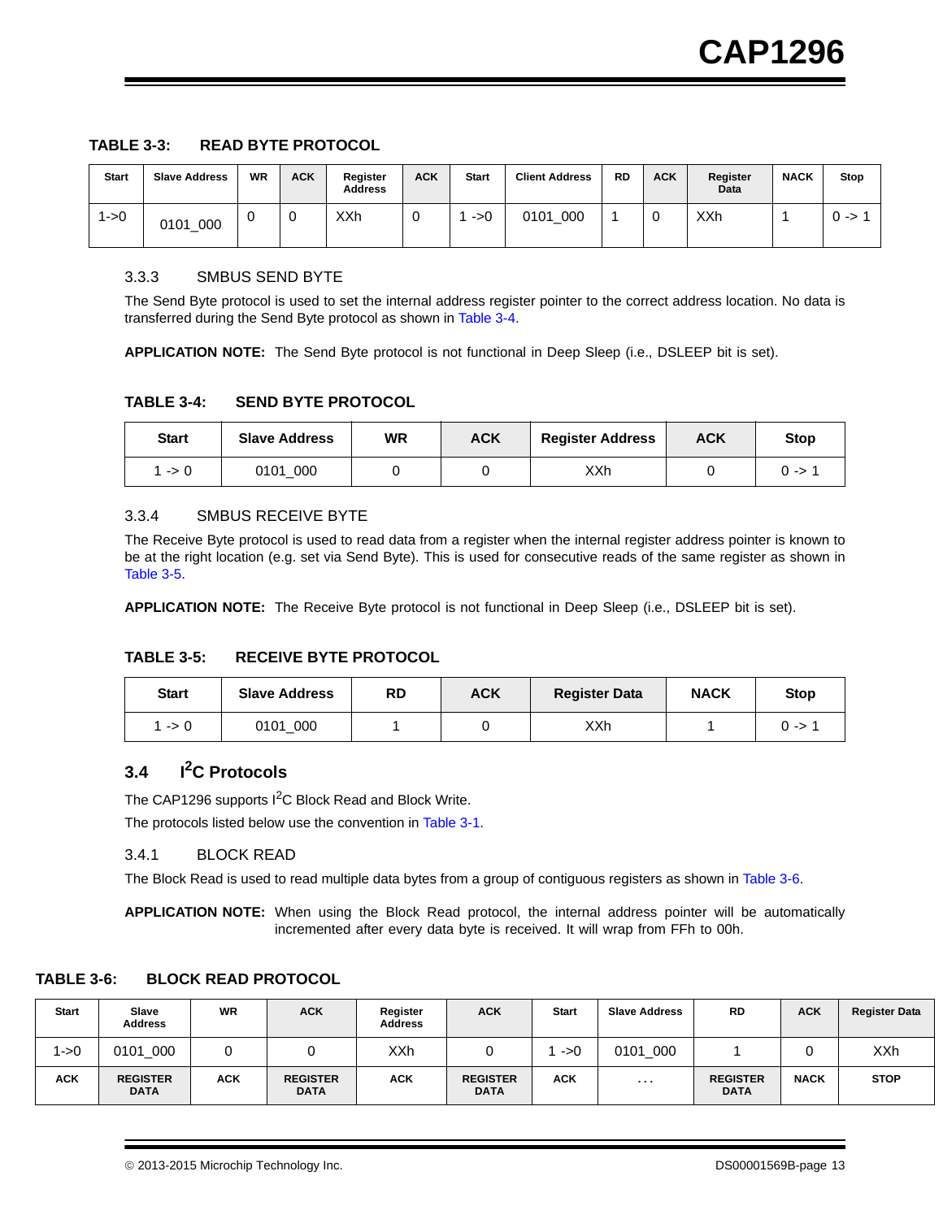**TABLE 3-3: READ BYTE PROTOCOL**

| Start | Slave Address | WR | ACK | Register Address | ACK | Start | Client Address | RD | ACK | Register Data | NACK | Stop |
|---|---|---|---|---|---|---|---|---|---|---|---|---|
| 1->0 | 0101_000 | 0 | 0 | XXh | 0 | 1 ->0 | 0101_000 | 1 | 0 | XXh | 1 | 0 -> 1 |

### 3.3.3 SMBUS SEND BYTE

The Send Byte protocol is used to set the internal address register pointer to the correct address location. No data is transferred during the Send Byte protocol as shown in Table 3-4.

**APPLICATION NOTE:** The Send Byte protocol is not functional in Deep Sleep (i.e., DSLEEP bit is set).

**TABLE 3-4: SEND BYTE PROTOCOL**

| Start | Slave Address | WR | ACK | Register Address | ACK | Stop |
|---|---|---|---|---|---|---|
| 1 -> 0 | 0101_000 | 0 | 0 | XXh | 0 | 0 -> 1 |

### 3.3.4 SMBUS RECEIVE BYTE

The Receive Byte protocol is used to read data from a register when the internal register address pointer is known to be at the right location (e.g. set via Send Byte). This is used for consecutive reads of the same register as shown in Table 3-5.

**APPLICATION NOTE:** The Receive Byte protocol is not functional in Deep Sleep (i.e., DSLEEP bit is set).

**TABLE 3-5: RECEIVE BYTE PROTOCOL**

| Start | Slave Address | RD | ACK | Register Data | NACK | Stop |
|---|---|---|---|---|---|---|
| 1 -> 0 | 0101_000 | 1 | 0 | XXh | 1 | 0 -> 1 |

## 3.4 $I^2C$ Protocols

The CAP1296 supports $I^2C$ Block Read and Block Write.

The protocols listed below use the convention in Table 3-1.

### 3.4.1 BLOCK READ

The Block Read is used to read multiple data bytes from a group of contiguous registers as shown in Table 3-6.

**APPLICATION NOTE:** When using the Block Read protocol, the internal address pointer will be automatically incremented after every data byte is received. It will wrap from FFh to 00h.

**TABLE 3-6: BLOCK READ PROTOCOL**

| Start | Slave Address | WR | ACK | Register Address | ACK | Start | Slave Address | RD | ACK | Register Data |
|---|---|---|---|---|---|---|---|---|---|---|
| 1->0 | 0101_000 | 0 | 0 | XXh | 0 | 1 ->0 | 0101_000 | 1 | 0 | XXh |
| **ACK** | **REGISTER DATA** | **ACK** | **REGISTER DATA** | **ACK** | **REGISTER DATA** | **ACK** | **. . .** | **REGISTER DATA** | **NACK** | **STOP** |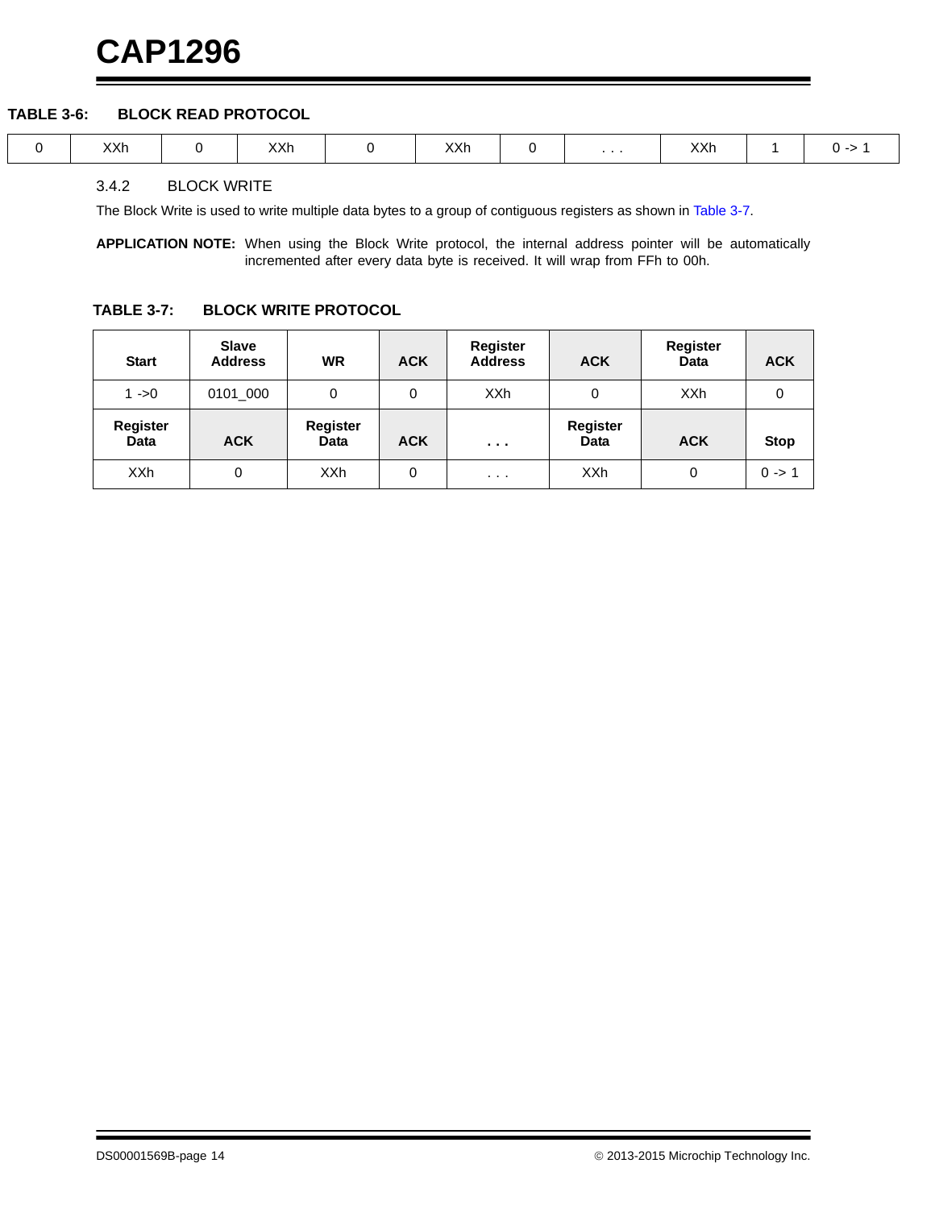**TABLE 3-6: BLOCK READ PROTOCOL**

| 0 | XXh | 0 | XXh | 0 | XXh | 0 | . . . | XXh | 1 | 0 -> 1 |
|---|---|---|---|---|---|---|---|---|---|---|

### 3.4.2 BLOCK WRITE

The Block Write is used to write multiple data bytes to a group of contiguous registers as shown in Table 3-7.

**APPLICATION NOTE:** When using the Block Write protocol, the internal address pointer will be automatically incremented after every data byte is received. It will wrap from FFh to 00h.

**TABLE 3-7: BLOCK WRITE PROTOCOL**

| Start | Slave Address | WR | ACK | Register Address | ACK | Register Data | ACK |
|---|---|---|---|---|---|---|---|
| 1 ->0 | 0101_000 | 0 | 0 | XXh | 0 | XXh | 0 |
| **Register Data** | **ACK** | **Register Data** | **ACK** | **. . .** | **Register Data** | **ACK** | **Stop** |
| XXh | 0 | XXh | 0 | . . . | XXh | 0 | 0 -> 1 |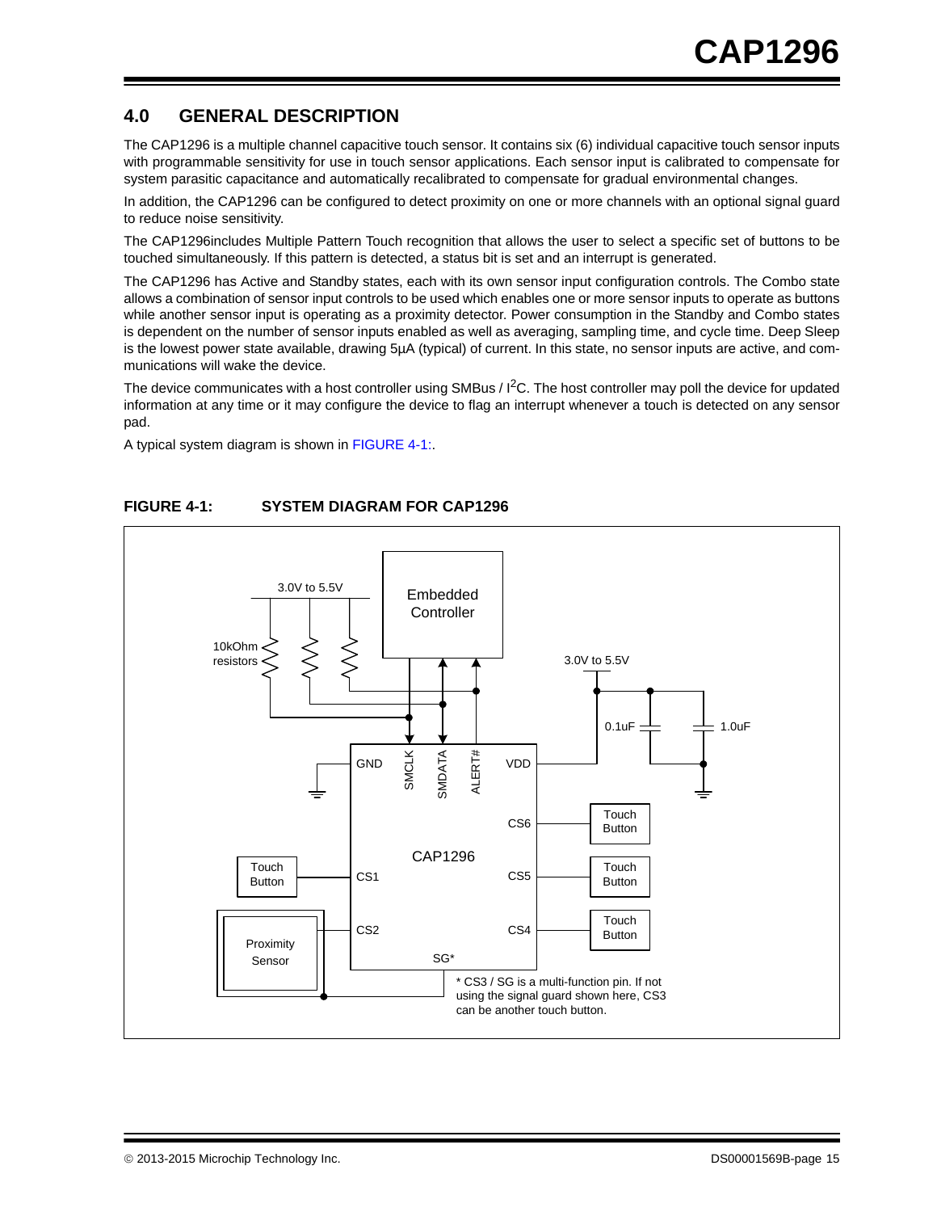## 4.0 GENERAL DESCRIPTION

The CAP1296 is a multiple channel capacitive touch sensor. It contains six (6) individual capacitive touch sensor inputs with programmable sensitivity for use in touch sensor applications. Each sensor input is calibrated to compensate for system parasitic capacitance and automatically recalibrated to compensate for gradual environmental changes.

In addition, the CAP1296 can be configured to detect proximity on one or more channels with an optional signal guard to reduce noise sensitivity.

The CAP1296includes Multiple Pattern Touch recognition that allows the user to select a specific set of buttons to be touched simultaneously. If this pattern is detected, a status bit is set and an interrupt is generated.

The CAP1296 has Active and Standby states, each with its own sensor input configuration controls. The Combo state allows a combination of sensor input controls to be used which enables one or more sensor inputs to operate as buttons while another sensor input is operating as a proximity detector. Power consumption in the Standby and Combo states is dependent on the number of sensor inputs enabled as well as averaging, sampling time, and cycle time. Deep Sleep is the lowest power state available, drawing 5µA (typical) of current. In this state, no sensor inputs are active, and communications will wake the device.

The device communicates with a host controller using SMBus / $I^2C$. The host controller may poll the device for updated information at any time or it may configure the device to flag an interrupt whenever a touch is detected on any sensor pad.

A typical system diagram is shown in FIGURE 4-1:.

**FIGURE 4-1: SYSTEM DIAGRAM FOR CAP1296**

3.0V to 5.5V

10kOhm resistors

Embedded Controller

3.0V to 5.5V

0.1uF

1.0uF

GND

SMCLK

SMDATA

ALERT#

VDD

CS6

CAP1296

CS1

CS5

CS2

CS4

SG*

Touch Button

Touch Button

Touch Button

Touch Button

Proximity Sensor

* CS3 / SG is a multi-function pin. If not using the signal guard shown here, CS3 can be another touch button.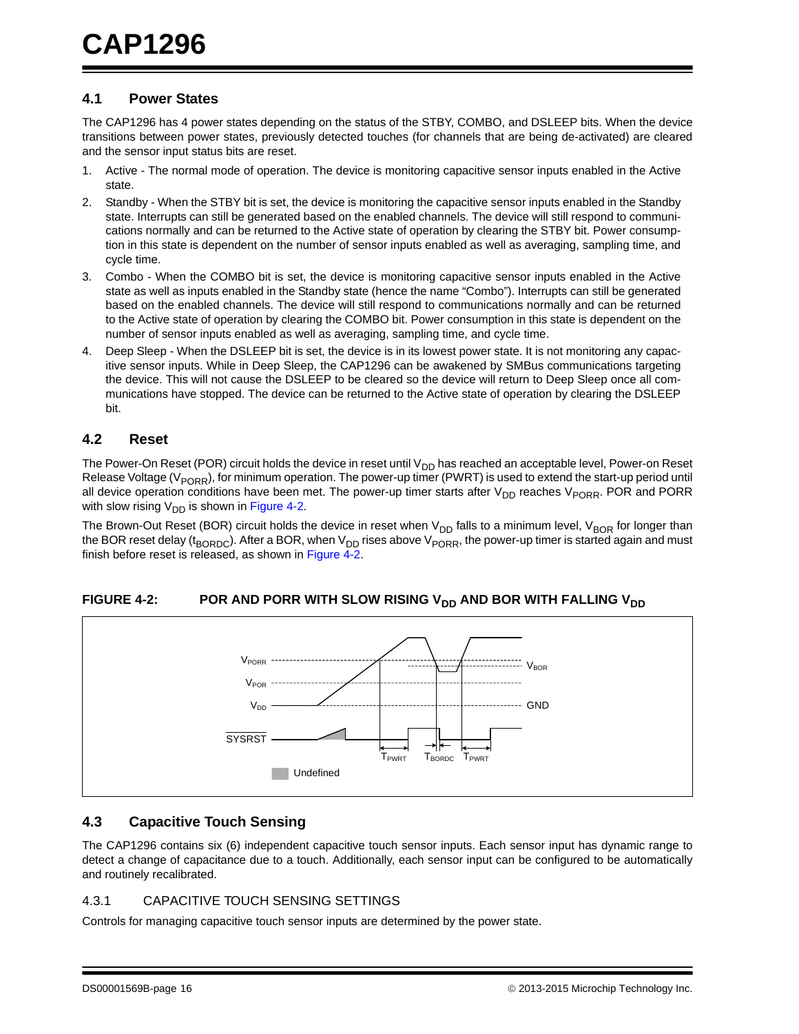## 4.1 Power States

The CAP1296 has 4 power states depending on the status of the STBY, COMBO, and DSLEEP bits. When the device transitions between power states, previously detected touches (for channels that are being de-activated) are cleared and the sensor input status bits are reset.

1. Active - The normal mode of operation. The device is monitoring capacitive sensor inputs enabled in the Active state.
2. Standby - When the STBY bit is set, the device is monitoring the capacitive sensor inputs enabled in the Standby state. Interrupts can still be generated based on the enabled channels. The device will still respond to communications normally and can be returned to the Active state of operation by clearing the STBY bit. Power consumption in this state is dependent on the number of sensor inputs enabled as well as averaging, sampling time, and cycle time.
3. Combo - When the COMBO bit is set, the device is monitoring capacitive sensor inputs enabled in the Active state as well as inputs enabled in the Standby state (hence the name "Combo"). Interrupts can still be generated based on the enabled channels. The device will still respond to communications normally and can be returned to the Active state of operation by clearing the COMBO bit. Power consumption in this state is dependent on the number of sensor inputs enabled as well as averaging, sampling time, and cycle time.
4. Deep Sleep - When the DSLEEP bit is set, the device is in its lowest power state. It is not monitoring any capacitive sensor inputs. While in Deep Sleep, the CAP1296 can be awakened by SMBus communications targeting the device. This will not cause the DSLEEP to be cleared so the device will return to Deep Sleep once all communications have stopped. The device can be returned to the Active state of operation by clearing the DSLEEP bit.

## 4.2 Reset

The Power-On Reset (POR) circuit holds the device in reset until $V_{DD}$ has reached an acceptable level, Power-on Reset Release Voltage ($V_{PORR}$), for minimum operation. The power-up timer (PWRT) is used to extend the start-up period until all device operation conditions have been met. The power-up timer starts after $V_{DD}$ reaches $V_{PORR}$. POR and PORR with slow rising $V_{DD}$ is shown in Figure 4-2.

The Brown-Out Reset (BOR) circuit holds the device in reset when $V_{DD}$ falls to a minimum level, $V_{BOR}$ for longer than the BOR reset delay ($t_{BORDC}$). After a BOR, when $V_{DD}$ rises above $V_{PORR}$, the power-up timer is started again and must finish before reset is released, as shown in Figure 4-2.

**FIGURE 4-2: POR AND PORR WITH SLOW RISING $V_{DD}$ AND BOR WITH FALLING $V_{DD}$**

## 4.3 Capacitive Touch Sensing

The CAP1296 contains six (6) independent capacitive touch sensor inputs. Each sensor input has dynamic range to detect a change of capacitance due to a touch. Additionally, each sensor input can be configured to be automatically and routinely recalibrated.

### 4.3.1 CAPACITIVE TOUCH SENSING SETTINGS

Controls for managing capacitive touch sensor inputs are determined by the power state.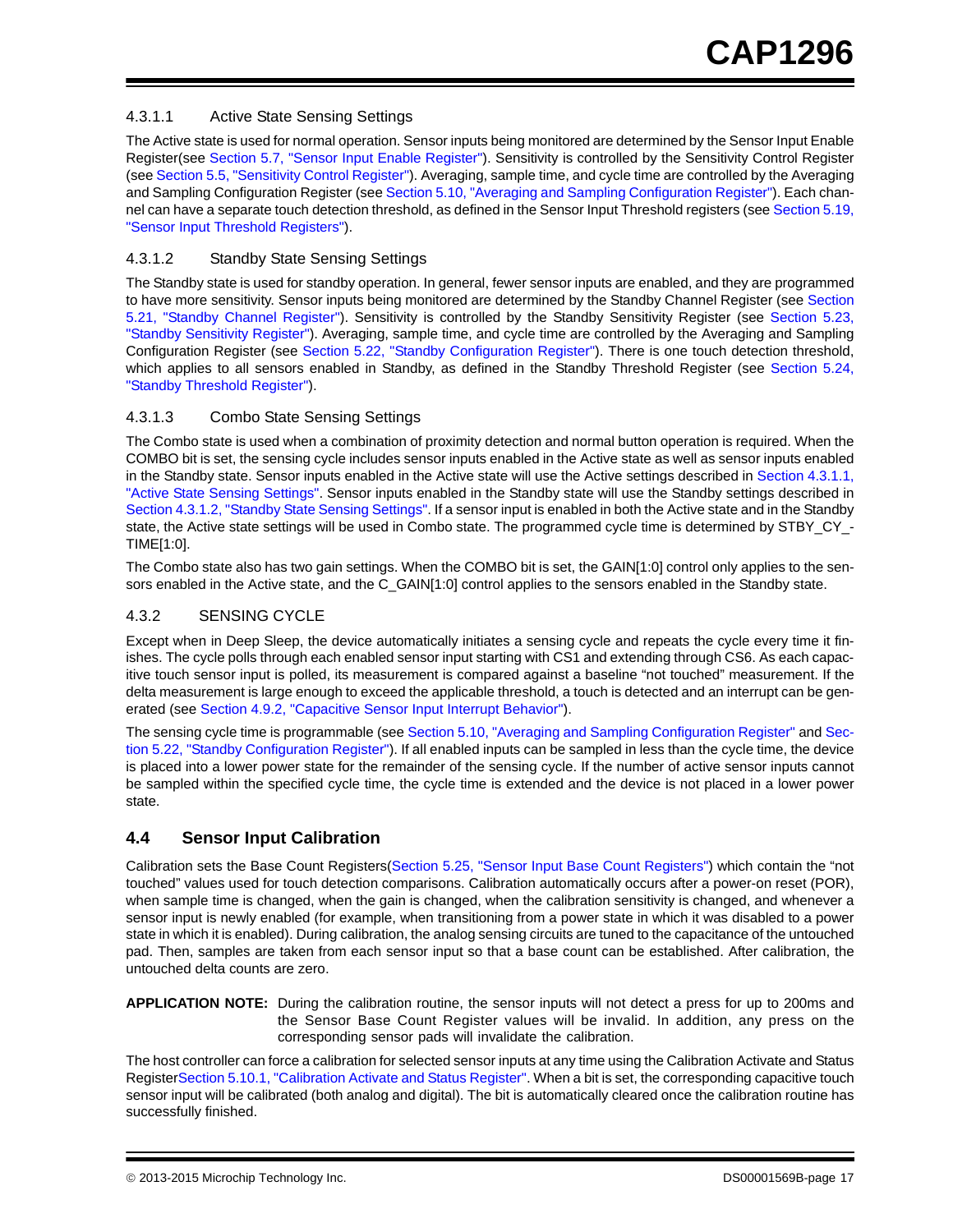#### 4.3.1.1 Active State Sensing Settings

The Active state is used for normal operation. Sensor inputs being monitored are determined by the Sensor Input Enable Register(see Section 5.7, "Sensor Input Enable Register"). Sensitivity is controlled by the Sensitivity Control Register (see Section 5.5, "Sensitivity Control Register"). Averaging, sample time, and cycle time are controlled by the Averaging and Sampling Configuration Register (see Section 5.10, "Averaging and Sampling Configuration Register"). Each channel can have a separate touch detection threshold, as defined in the Sensor Input Threshold registers (see Section 5.19, "Sensor Input Threshold Registers").

#### 4.3.1.2 Standby State Sensing Settings

The Standby state is used for standby operation. In general, fewer sensor inputs are enabled, and they are programmed to have more sensitivity. Sensor inputs being monitored are determined by the Standby Channel Register (see Section 5.21, "Standby Channel Register"). Sensitivity is controlled by the Standby Sensitivity Register (see Section 5.23, "Standby Sensitivity Register"). Averaging, sample time, and cycle time are controlled by the Averaging and Sampling Configuration Register (see Section 5.22, "Standby Configuration Register"). There is one touch detection threshold, which applies to all sensors enabled in Standby, as defined in the Standby Threshold Register (see Section 5.24, "Standby Threshold Register").

#### 4.3.1.3 Combo State Sensing Settings

The Combo state is used when a combination of proximity detection and normal button operation is required. When the COMBO bit is set, the sensing cycle includes sensor inputs enabled in the Active state as well as sensor inputs enabled in the Standby state. Sensor inputs enabled in the Active state will use the Active settings described in Section 4.3.1.1, "Active State Sensing Settings". Sensor inputs enabled in the Standby state will use the Standby settings described in Section 4.3.1.2, "Standby State Sensing Settings". If a sensor input is enabled in both the Active state and in the Standby state, the Active state settings will be used in Combo state. The programmed cycle time is determined by STBY_CY_TIME[1:0].

The Combo state also has two gain settings. When the COMBO bit is set, the GAIN[1:0] control only applies to the sensors enabled in the Active state, and the C_GAIN[1:0] control applies to the sensors enabled in the Standby state.

### 4.3.2 SENSING CYCLE

Except when in Deep Sleep, the device automatically initiates a sensing cycle and repeats the cycle every time it finishes. The cycle polls through each enabled sensor input starting with CS1 and extending through CS6. As each capacitive touch sensor input is polled, its measurement is compared against a baseline "not touched" measurement. If the delta measurement is large enough to exceed the applicable threshold, a touch is detected and an interrupt can be generated (see Section 4.9.2, "Capacitive Sensor Input Interrupt Behavior").

The sensing cycle time is programmable (see Section 5.10, "Averaging and Sampling Configuration Register" and Section 5.22, "Standby Configuration Register"). If all enabled inputs can be sampled in less than the cycle time, the device is placed into a lower power state for the remainder of the sensing cycle. If the number of active sensor inputs cannot be sampled within the specified cycle time, the cycle time is extended and the device is not placed in a lower power state.

## 4.4 Sensor Input Calibration

Calibration sets the Base Count Registers(Section 5.25, "Sensor Input Base Count Registers") which contain the "not touched" values used for touch detection comparisons. Calibration automatically occurs after a power-on reset (POR), when sample time is changed, when the gain is changed, when the calibration sensitivity is changed, and whenever a sensor input is newly enabled (for example, when transitioning from a power state in which it was disabled to a power state in which it is enabled). During calibration, the analog sensing circuits are tuned to the capacitance of the untouched pad. Then, samples are taken from each sensor input so that a base count can be established. After calibration, the untouched delta counts are zero.

**APPLICATION NOTE:** During the calibration routine, the sensor inputs will not detect a press for up to 200ms and the Sensor Base Count Register values will be invalid. In addition, any press on the corresponding sensor pads will invalidate the calibration.

The host controller can force a calibration for selected sensor inputs at any time using the Calibration Activate and Status RegisterSection 5.10.1, "Calibration Activate and Status Register". When a bit is set, the corresponding capacitive touch sensor input will be calibrated (both analog and digital). The bit is automatically cleared once the calibration routine has successfully finished.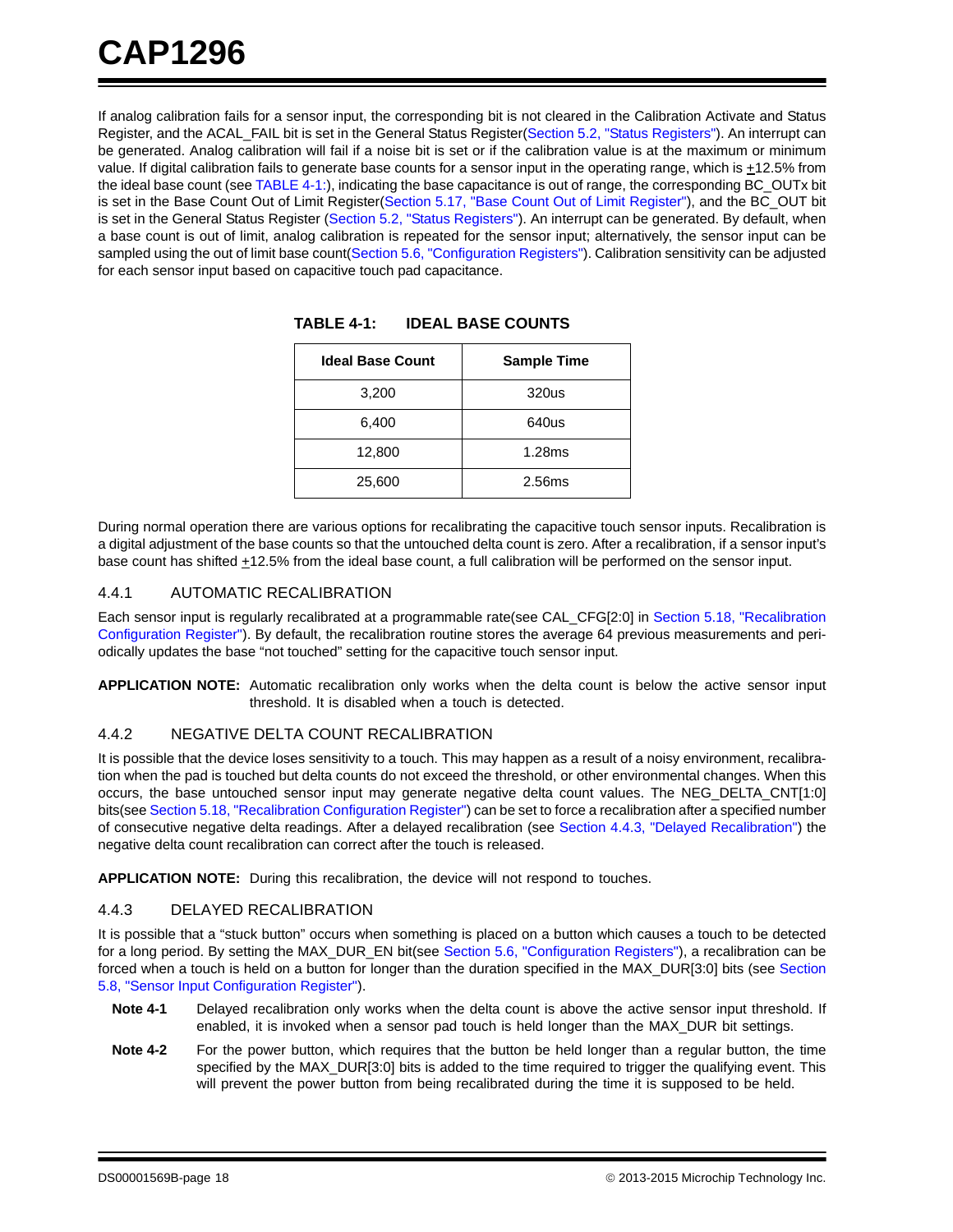If analog calibration fails for a sensor input, the corresponding bit is not cleared in the Calibration Activate and Status Register, and the ACAL_FAIL bit is set in the General Status Register(Section 5.2, "Status Registers"). An interrupt can be generated. Analog calibration will fail if a noise bit is set or if the calibration value is at the maximum or minimum value. If digital calibration fails to generate base counts for a sensor input in the operating range, which is ±12.5% from the ideal base count (see TABLE 4-1:), indicating the base capacitance is out of range, the corresponding BC_OUTx bit is set in the Base Count Out of Limit Register(Section 5.17, "Base Count Out of Limit Register"), and the BC_OUT bit is set in the General Status Register (Section 5.2, "Status Registers"). An interrupt can be generated. By default, when a base count is out of limit, analog calibration is repeated for the sensor input; alternatively, the sensor input can be sampled using the out of limit base count(Section 5.6, "Configuration Registers"). Calibration sensitivity can be adjusted for each sensor input based on capacitive touch pad capacitance.

**TABLE 4-1: IDEAL BASE COUNTS**

| Ideal Base Count | Sample Time |
|---|---|
| 3,200 | 320us |
| 6,400 | 640us |
| 12,800 | 1.28ms |
| 25,600 | 2.56ms |

During normal operation there are various options for recalibrating the capacitive touch sensor inputs. Recalibration is a digital adjustment of the base counts so that the untouched delta count is zero. After a recalibration, if a sensor input's base count has shifted ±12.5% from the ideal base count, a full calibration will be performed on the sensor input.

### 4.4.1 AUTOMATIC RECALIBRATION

Each sensor input is regularly recalibrated at a programmable rate(see CAL_CFG[2:0] in Section 5.18, "Recalibration Configuration Register"). By default, the recalibration routine stores the average 64 previous measurements and periodically updates the base "not touched" setting for the capacitive touch sensor input.

**APPLICATION NOTE:** Automatic recalibration only works when the delta count is below the active sensor input threshold. It is disabled when a touch is detected.

### 4.4.2 NEGATIVE DELTA COUNT RECALIBRATION

It is possible that the device loses sensitivity to a touch. This may happen as a result of a noisy environment, recalibration when the pad is touched but delta counts do not exceed the threshold, or other environmental changes. When this occurs, the base untouched sensor input may generate negative delta count values. The NEG_DELTA_CNT[1:0] bits(see Section 5.18, "Recalibration Configuration Register") can be set to force a recalibration after a specified number of consecutive negative delta readings. After a delayed recalibration (see Section 4.4.3, "Delayed Recalibration") the negative delta count recalibration can correct after the touch is released.

**APPLICATION NOTE:** During this recalibration, the device will not respond to touches.

### 4.4.3 DELAYED RECALIBRATION

It is possible that a "stuck button" occurs when something is placed on a button which causes a touch to be detected for a long period. By setting the MAX_DUR_EN bit(see Section 5.6, "Configuration Registers"), a recalibration can be forced when a touch is held on a button for longer than the duration specified in the MAX_DUR[3:0] bits (see Section 5.8, "Sensor Input Configuration Register").

**Note 4-1** Delayed recalibration only works when the delta count is above the active sensor input threshold. If enabled, it is invoked when a sensor pad touch is held longer than the MAX_DUR bit settings.

**Note 4-2** For the power button, which requires that the button be held longer than a regular button, the time specified by the MAX_DUR[3:0] bits is added to the time required to trigger the qualifying event. This will prevent the power button from being recalibrated during the time it is supposed to be held.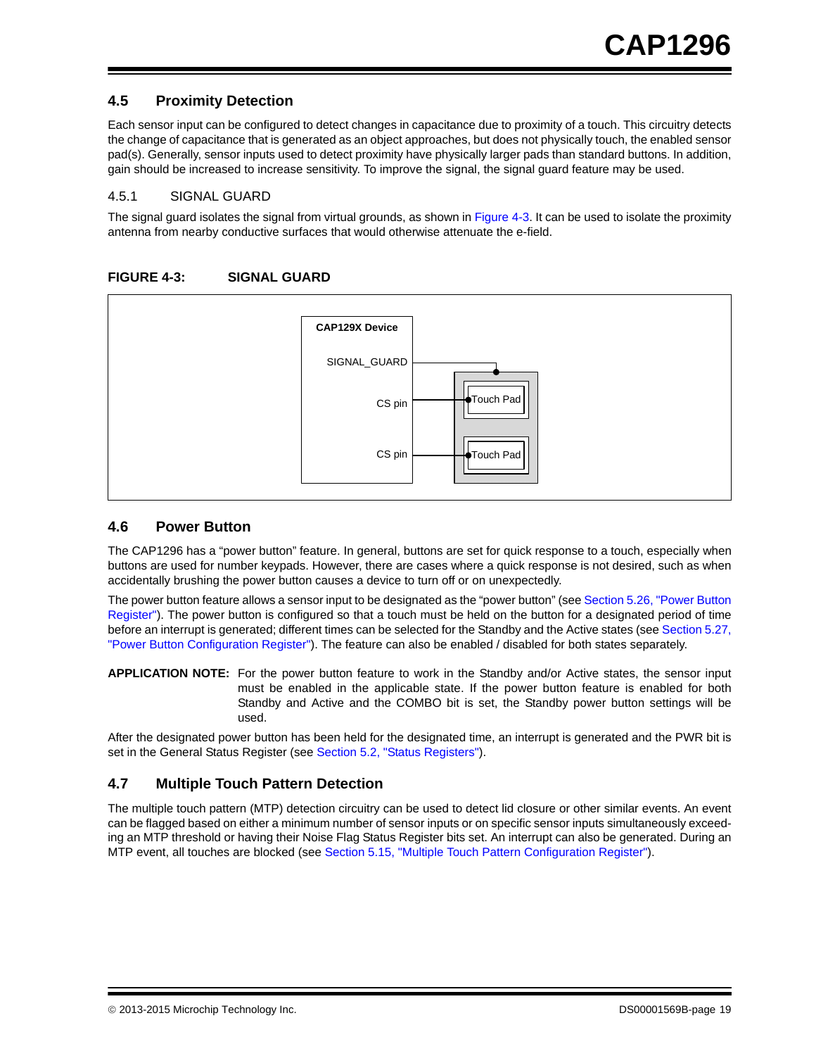## 4.5 Proximity Detection

Each sensor input can be configured to detect changes in capacitance due to proximity of a touch. This circuitry detects the change of capacitance that is generated as an object approaches, but does not physically touch, the enabled sensor pad(s). Generally, sensor inputs used to detect proximity have physically larger pads than standard buttons. In addition, gain should be increased to increase sensitivity. To improve the signal, the signal guard feature may be used.

### 4.5.1 SIGNAL GUARD

The signal guard isolates the signal from virtual grounds, as shown in Figure 4-3. It can be used to isolate the proximity antenna from nearby conductive surfaces that would otherwise attenuate the e-field.

**FIGURE 4-3: SIGNAL GUARD**

CAP129X Device

SIGNAL_GUARD

CS pin

CS pin

Touch Pad

Touch Pad

## 4.6 Power Button

The CAP1296 has a "power button" feature. In general, buttons are set for quick response to a touch, especially when buttons are used for number keypads. However, there are cases where a quick response is not desired, such as when accidentally brushing the power button causes a device to turn off or on unexpectedly.

The power button feature allows a sensor input to be designated as the "power button" (see Section 5.26, "Power Button Register"). The power button is configured so that a touch must be held on the button for a designated period of time before an interrupt is generated; different times can be selected for the Standby and the Active states (see Section 5.27, "Power Button Configuration Register"). The feature can also be enabled / disabled for both states separately.

**APPLICATION NOTE:** For the power button feature to work in the Standby and/or Active states, the sensor input must be enabled in the applicable state. If the power button feature is enabled for both Standby and Active and the COMBO bit is set, the Standby power button settings will be used.

After the designated power button has been held for the designated time, an interrupt is generated and the PWR bit is set in the General Status Register (see Section 5.2, "Status Registers").

## 4.7 Multiple Touch Pattern Detection

The multiple touch pattern (MTP) detection circuitry can be used to detect lid closure or other similar events. An event can be flagged based on either a minimum number of sensor inputs or on specific sensor inputs simultaneously exceeding an MTP threshold or having their Noise Flag Status Register bits set. An interrupt can also be generated. During an MTP event, all touches are blocked (see Section 5.15, "Multiple Touch Pattern Configuration Register").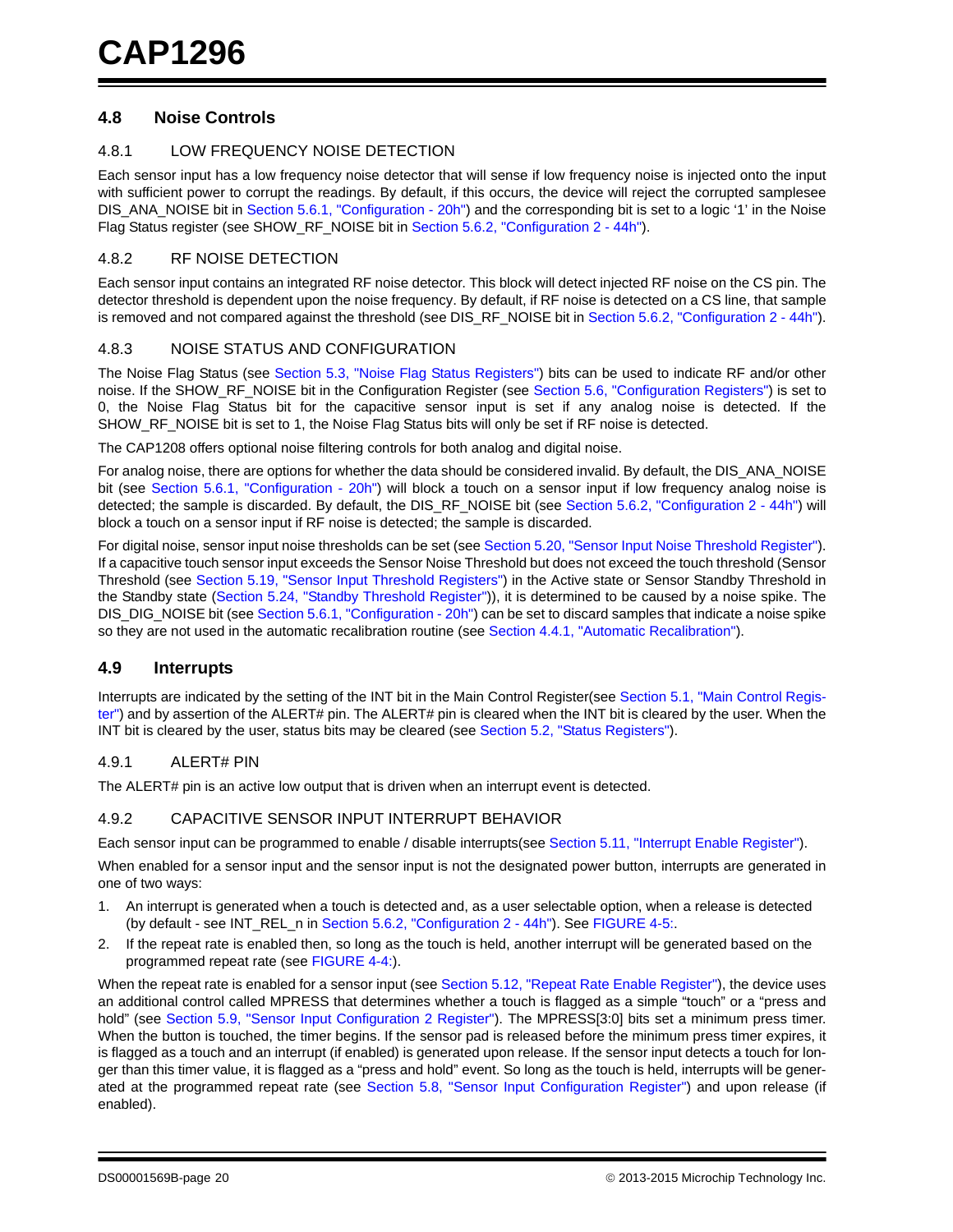## 4.8 Noise Controls

### 4.8.1 LOW FREQUENCY NOISE DETECTION

Each sensor input has a low frequency noise detector that will sense if low frequency noise is injected onto the input with sufficient power to corrupt the readings. By default, if this occurs, the device will reject the corrupted samplesee DIS_ANA_NOISE bit in Section 5.6.1, "Configuration - 20h") and the corresponding bit is set to a logic '1' in the Noise Flag Status register (see SHOW_RF_NOISE bit in Section 5.6.2, "Configuration 2 - 44h").

### 4.8.2 RF NOISE DETECTION

Each sensor input contains an integrated RF noise detector. This block will detect injected RF noise on the CS pin. The detector threshold is dependent upon the noise frequency. By default, if RF noise is detected on a CS line, that sample is removed and not compared against the threshold (see DIS_RF_NOISE bit in Section 5.6.2, "Configuration 2 - 44h").

### 4.8.3 NOISE STATUS AND CONFIGURATION

The Noise Flag Status (see Section 5.3, "Noise Flag Status Registers") bits can be used to indicate RF and/or other noise. If the SHOW_RF_NOISE bit in the Configuration Register (see Section 5.6, "Configuration Registers") is set to 0, the Noise Flag Status bit for the capacitive sensor input is set if any analog noise is detected. If the SHOW_RF_NOISE bit is set to 1, the Noise Flag Status bits will only be set if RF noise is detected.

The CAP1208 offers optional noise filtering controls for both analog and digital noise.

For analog noise, there are options for whether the data should be considered invalid. By default, the DIS_ANA_NOISE bit (see Section 5.6.1, "Configuration - 20h") will block a touch on a sensor input if low frequency analog noise is detected; the sample is discarded. By default, the DIS_RF_NOISE bit (see Section 5.6.2, "Configuration 2 - 44h") will block a touch on a sensor input if RF noise is detected; the sample is discarded.

For digital noise, sensor input noise thresholds can be set (see Section 5.20, "Sensor Input Noise Threshold Register"). If a capacitive touch sensor input exceeds the Sensor Noise Threshold but does not exceed the touch threshold (Sensor Threshold (see Section 5.19, "Sensor Input Threshold Registers") in the Active state or Sensor Standby Threshold in the Standby state (Section 5.24, "Standby Threshold Register")), it is determined to be caused by a noise spike. The DIS_DIG_NOISE bit (see Section 5.6.1, "Configuration - 20h") can be set to discard samples that indicate a noise spike so they are not used in the automatic recalibration routine (see Section 4.4.1, "Automatic Recalibration").

## 4.9 Interrupts

Interrupts are indicated by the setting of the INT bit in the Main Control Register(see Section 5.1, "Main Control Register") and by assertion of the ALERT# pin. The ALERT# pin is cleared when the INT bit is cleared by the user. When the INT bit is cleared by the user, status bits may be cleared (see Section 5.2, "Status Registers").

### 4.9.1 ALERT# PIN

The ALERT# pin is an active low output that is driven when an interrupt event is detected.

### 4.9.2 CAPACITIVE SENSOR INPUT INTERRUPT BEHAVIOR

Each sensor input can be programmed to enable / disable interrupts(see Section 5.11, "Interrupt Enable Register").

When enabled for a sensor input and the sensor input is not the designated power button, interrupts are generated in one of two ways:

1. An interrupt is generated when a touch is detected and, as a user selectable option, when a release is detected (by default - see INT_REL_n in Section 5.6.2, "Configuration 2 - 44h"). See FIGURE 4-5:.
2. If the repeat rate is enabled then, so long as the touch is held, another interrupt will be generated based on the programmed repeat rate (see FIGURE 4-4:).

When the repeat rate is enabled for a sensor input (see Section 5.12, "Repeat Rate Enable Register"), the device uses an additional control called MPRESS that determines whether a touch is flagged as a simple "touch" or a "press and hold" (see Section 5.9, "Sensor Input Configuration 2 Register"). The MPRESS[3:0] bits set a minimum press timer. When the button is touched, the timer begins. If the sensor pad is released before the minimum press timer expires, it is flagged as a touch and an interrupt (if enabled) is generated upon release. If the sensor input detects a touch for longer than this timer value, it is flagged as a "press and hold" event. So long as the touch is held, interrupts will be generated at the programmed repeat rate (see Section 5.8, "Sensor Input Configuration Register") and upon release (if enabled).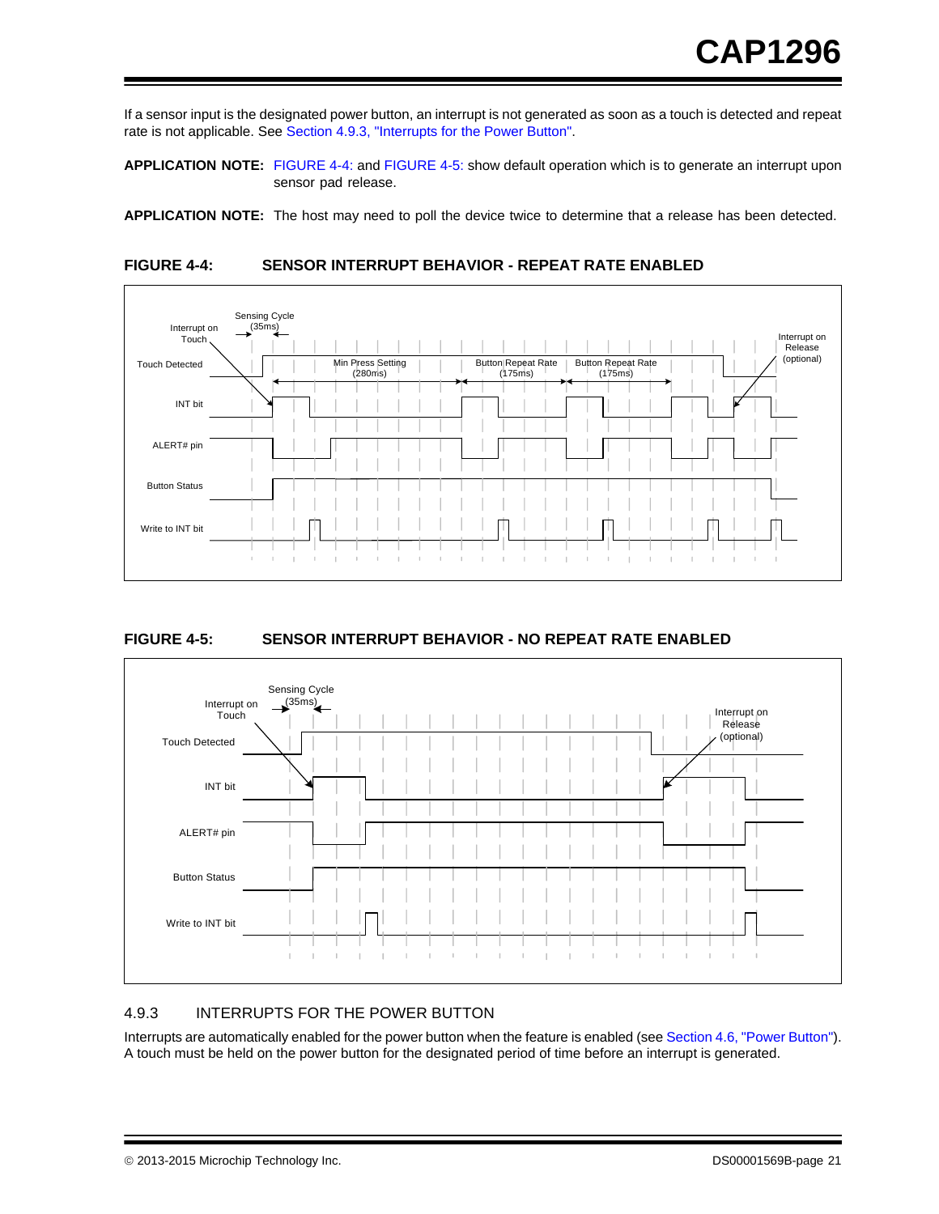If a sensor input is the designated power button, an interrupt is not generated as soon as a touch is detected and repeat rate is not applicable. See Section 4.9.3, "Interrupts for the Power Button".

**APPLICATION NOTE:** FIGURE 4-4: and FIGURE 4-5: show default operation which is to generate an interrupt upon sensor pad release.

**APPLICATION NOTE:** The host may need to poll the device twice to determine that a release has been detected.

**FIGURE 4-4: SENSOR INTERRUPT BEHAVIOR - REPEAT RATE ENABLED**

**FIGURE 4-5: SENSOR INTERRUPT BEHAVIOR - NO REPEAT RATE ENABLED**

### 4.9.3 INTERRUPTS FOR THE POWER BUTTON

Interrupts are automatically enabled for the power button when the feature is enabled (see Section 4.6, "Power Button"). A touch must be held on the power button for the designated period of time before an interrupt is generated.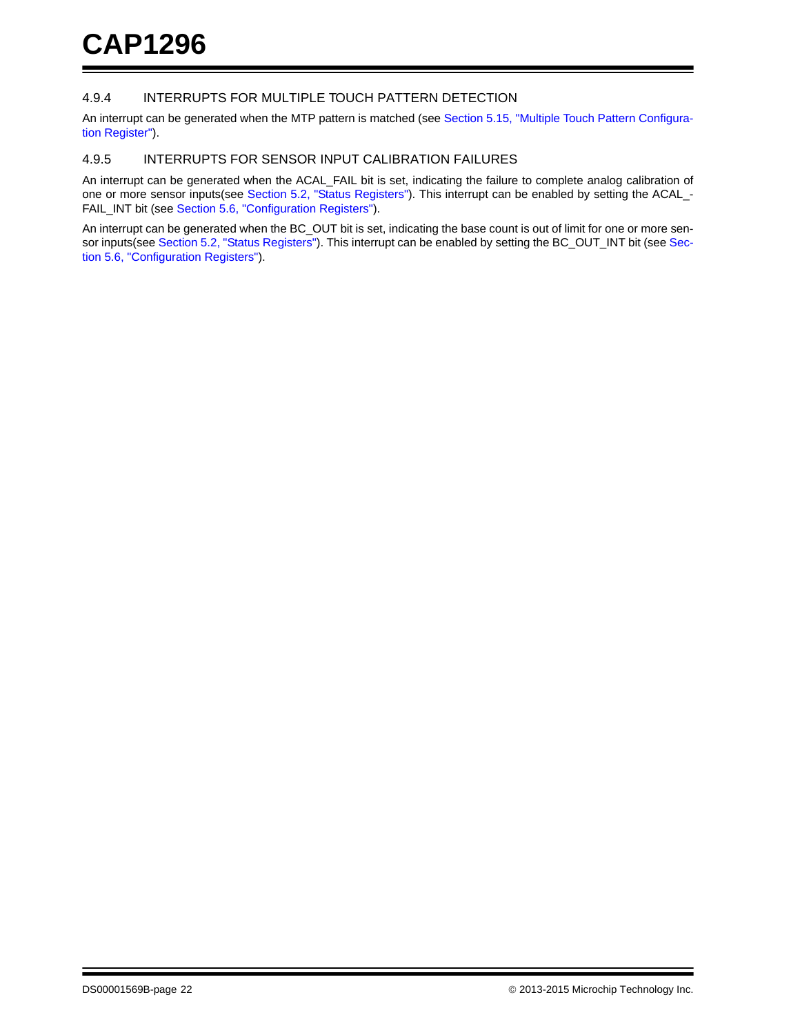### 4.9.4 INTERRUPTS FOR MULTIPLE TOUCH PATTERN DETECTION

An interrupt can be generated when the MTP pattern is matched (see Section 5.15, "Multiple Touch Pattern Configuration Register").

### 4.9.5 INTERRUPTS FOR SENSOR INPUT CALIBRATION FAILURES

An interrupt can be generated when the ACAL_FAIL bit is set, indicating the failure to complete analog calibration of one or more sensor inputs(see Section 5.2, "Status Registers"). This interrupt can be enabled by setting the ACAL_FAIL_INT bit (see Section 5.6, "Configuration Registers").

An interrupt can be generated when the BC_OUT bit is set, indicating the base count is out of limit for one or more sensor inputs(see Section 5.2, "Status Registers"). This interrupt can be enabled by setting the BC_OUT_INT bit (see Section 5.6, "Configuration Registers").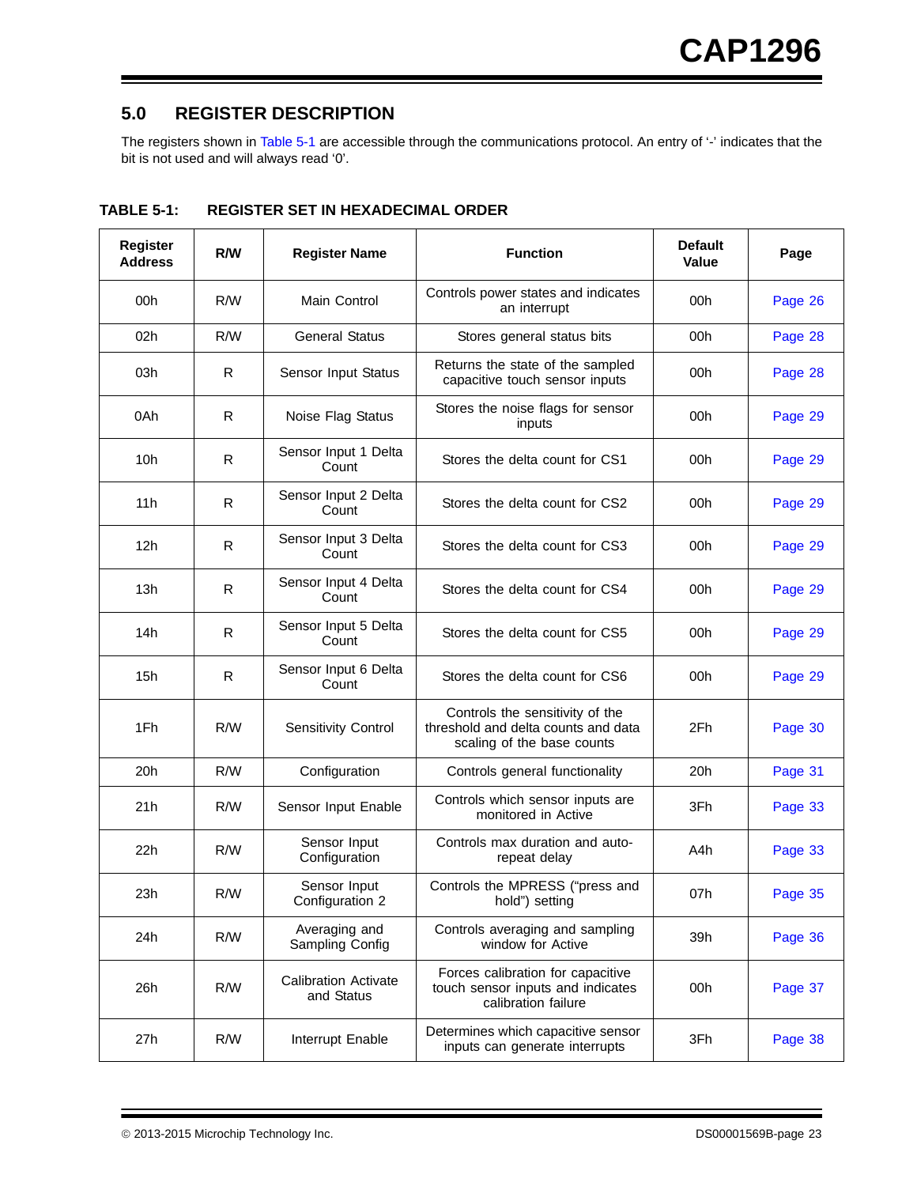## 5.0 REGISTER DESCRIPTION

The registers shown in Table 5-1 are accessible through the communications protocol. An entry of '-' indicates that the bit is not used and will always read '0'.

**TABLE 5-1: REGISTER SET IN HEXADECIMAL ORDER**

| Register Address | R/W | Register Name | Function | Default Value | Page |
|---|---|---|---|---|---|
| 00h | R/W | Main Control | Controls power states and indicates an interrupt | 00h | Page 26 |
| 02h | R/W | General Status | Stores general status bits | 00h | Page 28 |
| 03h | R | Sensor Input Status | Returns the state of the sampled capacitive touch sensor inputs | 00h | Page 28 |
| 0Ah | R | Noise Flag Status | Stores the noise flags for sensor inputs | 00h | Page 29 |
| 10h | R | Sensor Input 1 Delta Count | Stores the delta count for CS1 | 00h | Page 29 |
| 11h | R | Sensor Input 2 Delta Count | Stores the delta count for CS2 | 00h | Page 29 |
| 12h | R | Sensor Input 3 Delta Count | Stores the delta count for CS3 | 00h | Page 29 |
| 13h | R | Sensor Input 4 Delta Count | Stores the delta count for CS4 | 00h | Page 29 |
| 14h | R | Sensor Input 5 Delta Count | Stores the delta count for CS5 | 00h | Page 29 |
| 15h | R | Sensor Input 6 Delta Count | Stores the delta count for CS6 | 00h | Page 29 |
| 1Fh | R/W | Sensitivity Control | Controls the sensitivity of the threshold and delta counts and data scaling of the base counts | 2Fh | Page 30 |
| 20h | R/W | Configuration | Controls general functionality | 20h | Page 31 |
| 21h | R/W | Sensor Input Enable | Controls which sensor inputs are monitored in Active | 3Fh | Page 33 |
| 22h | R/W | Sensor Input Configuration | Controls max duration and auto-repeat delay | A4h | Page 33 |
| 23h | R/W | Sensor Input Configuration 2 | Controls the MPRESS ("press and hold") setting | 07h | Page 35 |
| 24h | R/W | Averaging and Sampling Config | Controls averaging and sampling window for Active | 39h | Page 36 |
| 26h | R/W | Calibration Activate and Status | Forces calibration for capacitive touch sensor inputs and indicates calibration failure | 00h | Page 37 |
| 27h | R/W | Interrupt Enable | Determines which capacitive sensor inputs can generate interrupts | 3Fh | Page 38 |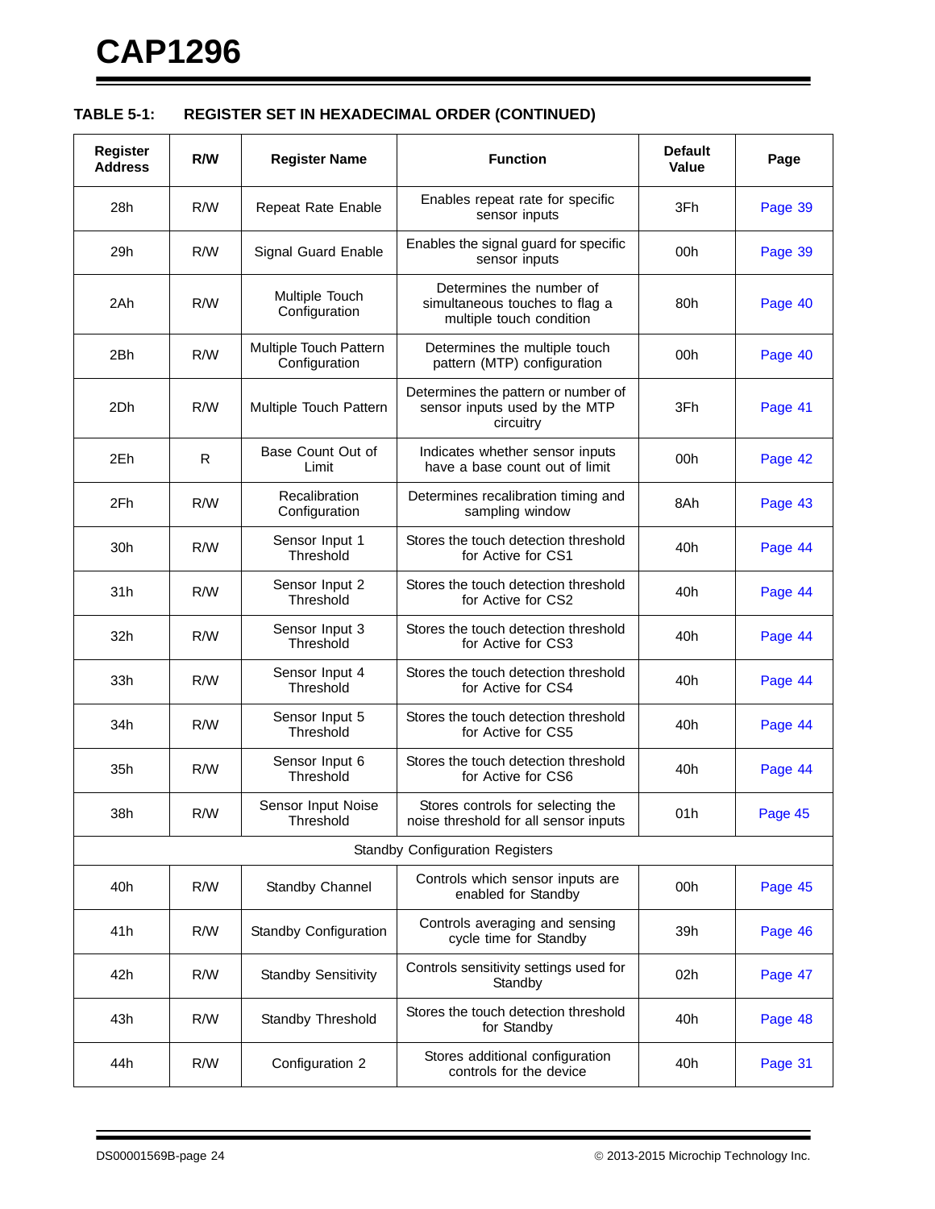**TABLE 5-1: REGISTER SET IN HEXADECIMAL ORDER (CONTINUED)**

| Register Address | R/W | Register Name | Function | Default Value | Page |
|---|---|---|---|---|---|
| 28h | R/W | Repeat Rate Enable | Enables repeat rate for specific sensor inputs | 3Fh | Page 39 |
| 29h | R/W | Signal Guard Enable | Enables the signal guard for specific sensor inputs | 00h | Page 39 |
| 2Ah | R/W | Multiple Touch Configuration | Determines the number of simultaneous touches to flag a multiple touch condition | 80h | Page 40 |
| 2Bh | R/W | Multiple Touch Pattern Configuration | Determines the multiple touch pattern (MTP) configuration | 00h | Page 40 |
| 2Dh | R/W | Multiple Touch Pattern | Determines the pattern or number of sensor inputs used by the MTP circuitry | 3Fh | Page 41 |
| 2Eh | R | Base Count Out of Limit | Indicates whether sensor inputs have a base count out of limit | 00h | Page 42 |
| 2Fh | R/W | Recalibration Configuration | Determines recalibration timing and sampling window | 8Ah | Page 43 |
| 30h | R/W | Sensor Input 1 Threshold | Stores the touch detection threshold for Active for CS1 | 40h | Page 44 |
| 31h | R/W | Sensor Input 2 Threshold | Stores the touch detection threshold for Active for CS2 | 40h | Page 44 |
| 32h | R/W | Sensor Input 3 Threshold | Stores the touch detection threshold for Active for CS3 | 40h | Page 44 |
| 33h | R/W | Sensor Input 4 Threshold | Stores the touch detection threshold for Active for CS4 | 40h | Page 44 |
| 34h | R/W | Sensor Input 5 Threshold | Stores the touch detection threshold for Active for CS5 | 40h | Page 44 |
| 35h | R/W | Sensor Input 6 Threshold | Stores the touch detection threshold for Active for CS6 | 40h | Page 44 |
| 38h | R/W | Sensor Input Noise Threshold | Stores controls for selecting the noise threshold for all sensor inputs | 01h | Page 45 |
| Standby Configuration Registers | | | | | |
| 40h | R/W | Standby Channel | Controls which sensor inputs are enabled for Standby | 00h | Page 45 |
| 41h | R/W | Standby Configuration | Controls averaging and sensing cycle time for Standby | 39h | Page 46 |
| 42h | R/W | Standby Sensitivity | Controls sensitivity settings used for Standby | 02h | Page 47 |
| 43h | R/W | Standby Threshold | Stores the touch detection threshold for Standby | 40h | Page 48 |
| 44h | R/W | Configuration 2 | Stores additional configuration controls for the device | 40h | Page 31 |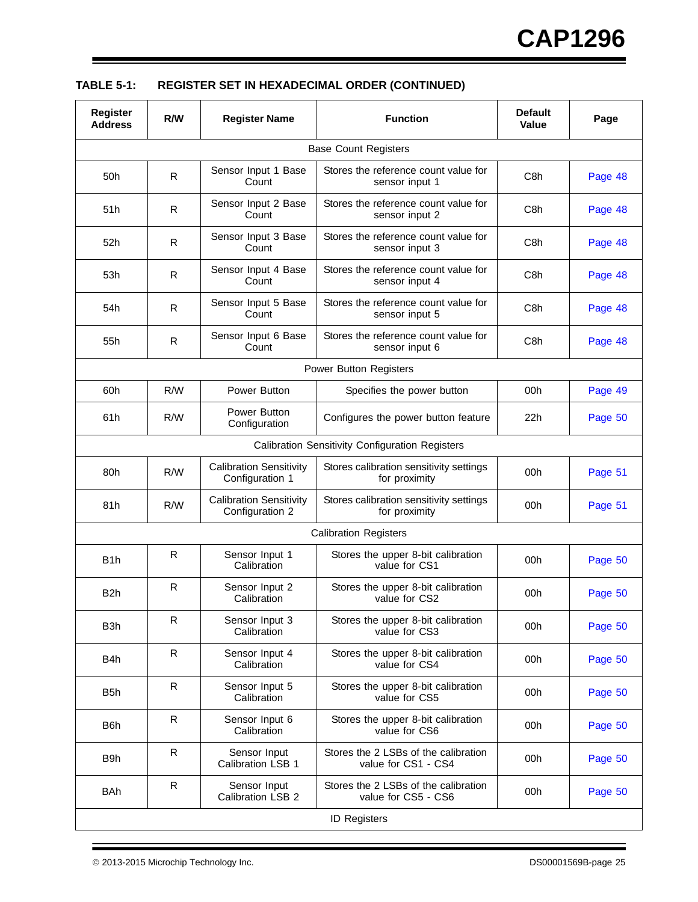**TABLE 5-1: REGISTER SET IN HEXADECIMAL ORDER (CONTINUED)**

| Register Address | R/W | Register Name | Function | Default Value | Page |
|---|---|---|---|---|---|
| Base Count Registers | | | | | |
| 50h | R | Sensor Input 1 Base Count | Stores the reference count value for sensor input 1 | C8h | Page 48 |
| 51h | R | Sensor Input 2 Base Count | Stores the reference count value for sensor input 2 | C8h | Page 48 |
| 52h | R | Sensor Input 3 Base Count | Stores the reference count value for sensor input 3 | C8h | Page 48 |
| 53h | R | Sensor Input 4 Base Count | Stores the reference count value for sensor input 4 | C8h | Page 48 |
| 54h | R | Sensor Input 5 Base Count | Stores the reference count value for sensor input 5 | C8h | Page 48 |
| 55h | R | Sensor Input 6 Base Count | Stores the reference count value for sensor input 6 | C8h | Page 48 |
| Power Button Registers | | | | | |
| 60h | R/W | Power Button | Specifies the power button | 00h | Page 49 |
| 61h | R/W | Power Button Configuration | Configures the power button feature | 22h | Page 50 |
| Calibration Sensitivity Configuration Registers | | | | | |
| 80h | R/W | Calibration Sensitivity Configuration 1 | Stores calibration sensitivity settings for proximity | 00h | Page 51 |
| 81h | R/W | Calibration Sensitivity Configuration 2 | Stores calibration sensitivity settings for proximity | 00h | Page 51 |
| Calibration Registers | | | | | |
| B1h | R | Sensor Input 1 Calibration | Stores the upper 8-bit calibration value for CS1 | 00h | Page 50 |
| B2h | R | Sensor Input 2 Calibration | Stores the upper 8-bit calibration value for CS2 | 00h | Page 50 |
| B3h | R | Sensor Input 3 Calibration | Stores the upper 8-bit calibration value for CS3 | 00h | Page 50 |
| B4h | R | Sensor Input 4 Calibration | Stores the upper 8-bit calibration value for CS4 | 00h | Page 50 |
| B5h | R | Sensor Input 5 Calibration | Stores the upper 8-bit calibration value for CS5 | 00h | Page 50 |
| B6h | R | Sensor Input 6 Calibration | Stores the upper 8-bit calibration value for CS6 | 00h | Page 50 |
| B9h | R | Sensor Input Calibration LSB 1 | Stores the 2 LSBs of the calibration value for CS1 - CS4 | 00h | Page 50 |
| BAh | R | Sensor Input Calibration LSB 2 | Stores the 2 LSBs of the calibration value for CS5 - CS6 | 00h | Page 50 |
| ID Registers | | | | | |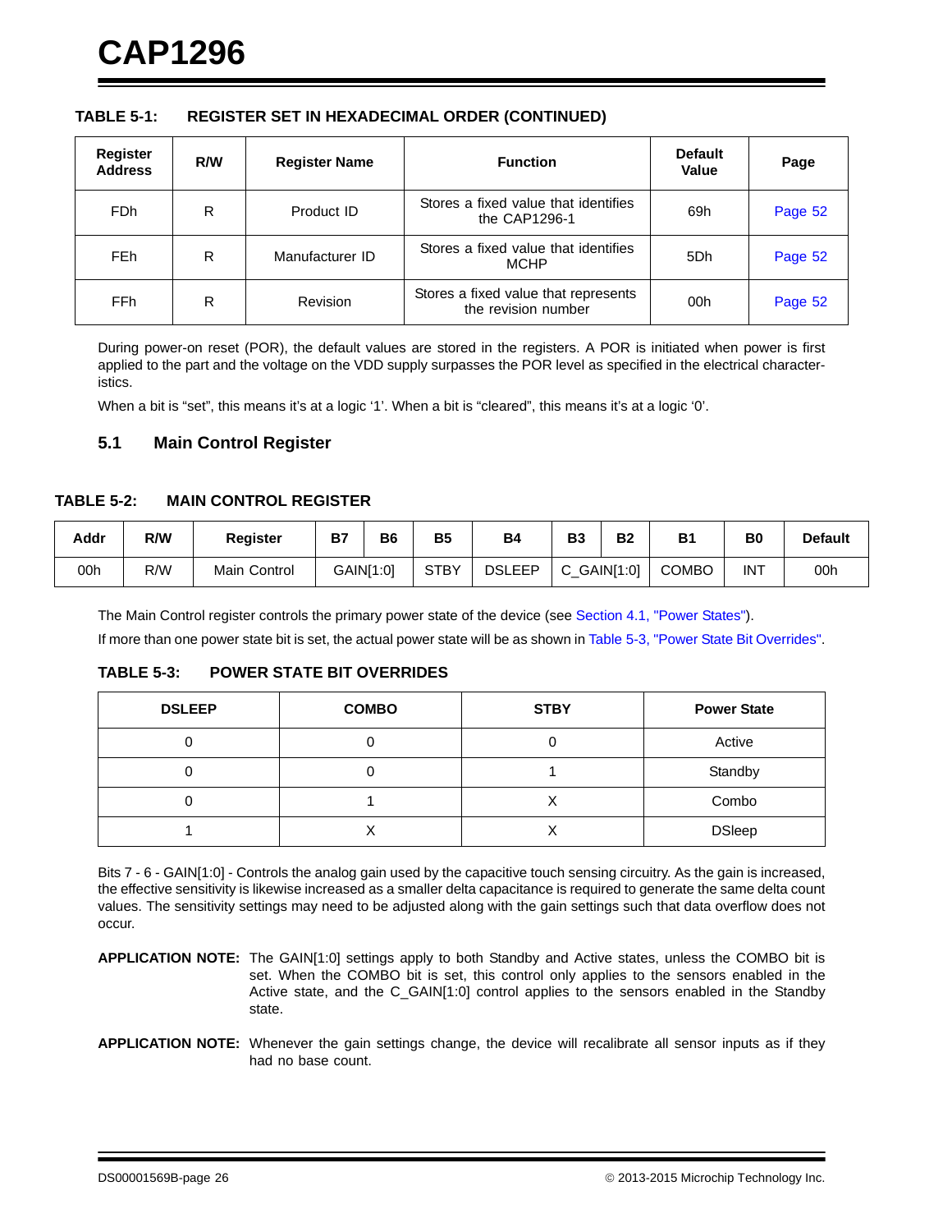**TABLE 5-1: REGISTER SET IN HEXADECIMAL ORDER (CONTINUED)**

| Register Address | R/W | Register Name | Function | Default Value | Page |
|---|---|---|---|---|---|
| FDh | R | Product ID | Stores a fixed value that identifies the CAP1296-1 | 69h | Page 52 |
| FEh | R | Manufacturer ID | Stores a fixed value that identifies MCHP | 5Dh | Page 52 |
| FFh | R | Revision | Stores a fixed value that represents the revision number | 00h | Page 52 |

During power-on reset (POR), the default values are stored in the registers. A POR is initiated when power is first applied to the part and the voltage on the VDD supply surpasses the POR level as specified in the electrical characteristics.

When a bit is "set", this means it's at a logic '1'. When a bit is "cleared", this means it's at a logic '0'.

## 5.1 Main Control Register

**TABLE 5-2: MAIN CONTROL REGISTER**

| Addr | R/W | Register | B7 | B6 | B5 | B4 | B3 | B2 | B1 | B0 | Default |
|---|---|---|---|---|---|---|---|---|---|---|---|
| 00h | R/W | Main Control | GAIN[1:0] | | STBY | DSLEEP | C_GAIN[1:0] | | COMBO | INT | 00h |

The Main Control register controls the primary power state of the device (see Section 4.1, "Power States").

If more than one power state bit is set, the actual power state will be as shown in Table 5-3, "Power State Bit Overrides".

**TABLE 5-3: POWER STATE BIT OVERRIDES**

| DSLEEP | COMBO | STBY | Power State |
|---|---|---|---|
| 0 | 0 | 0 | Active |
| 0 | 0 | 1 | Standby |
| 0 | 1 | X | Combo |
| 1 | X | X | DSleep |

Bits 7 - 6 - GAIN[1:0] - Controls the analog gain used by the capacitive touch sensing circuitry. As the gain is increased, the effective sensitivity is likewise increased as a smaller delta capacitance is required to generate the same delta count values. The sensitivity settings may need to be adjusted along with the gain settings such that data overflow does not occur.

**APPLICATION NOTE:** The GAIN[1:0] settings apply to both Standby and Active states, unless the COMBO bit is set. When the COMBO bit is set, this control only applies to the sensors enabled in the Active state, and the C_GAIN[1:0] control applies to the sensors enabled in the Standby state.

**APPLICATION NOTE:** Whenever the gain settings change, the device will recalibrate all sensor inputs as if they had no base count.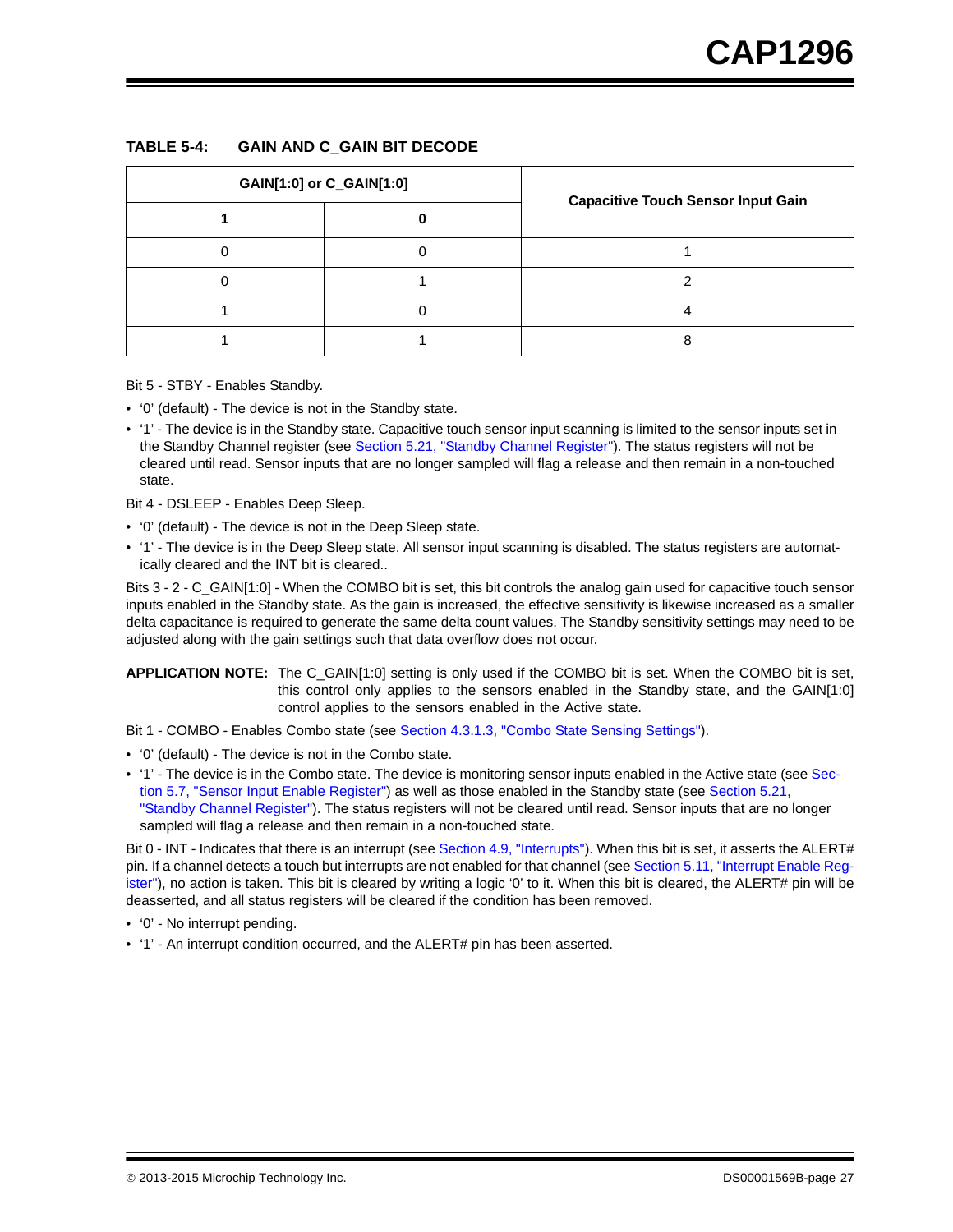**TABLE 5-4: GAIN AND C_GAIN BIT DECODE**

| GAIN[1:0] or C_GAIN[1:0] | | Capacitive Touch Sensor Input Gain |
|---|---|---|
| **1** | **0** | |
| 0 | 0 | 1 |
| 0 | 1 | 2 |
| 1 | 0 | 4 |
| 1 | 1 | 8 |

Bit 5 - STBY - Enables Standby.

- '0' (default) - The device is not in the Standby state.
- '1' - The device is in the Standby state. Capacitive touch sensor input scanning is limited to the sensor inputs set in the Standby Channel register (see Section 5.21, "Standby Channel Register"). The status registers will not be cleared until read. Sensor inputs that are no longer sampled will flag a release and then remain in a non-touched state.

Bit 4 - DSLEEP - Enables Deep Sleep.

- '0' (default) - The device is not in the Deep Sleep state.
- '1' - The device is in the Deep Sleep state. All sensor input scanning is disabled. The status registers are automatically cleared and the INT bit is cleared..

Bits 3 - 2 - C_GAIN[1:0] - When the COMBO bit is set, this bit controls the analog gain used for capacitive touch sensor inputs enabled in the Standby state. As the gain is increased, the effective sensitivity is likewise increased as a smaller delta capacitance is required to generate the same delta count values. The Standby sensitivity settings may need to be adjusted along with the gain settings such that data overflow does not occur.

**APPLICATION NOTE:** The C_GAIN[1:0] setting is only used if the COMBO bit is set. When the COMBO bit is set, this control only applies to the sensors enabled in the Standby state, and the GAIN[1:0] control applies to the sensors enabled in the Active state.

Bit 1 - COMBO - Enables Combo state (see Section 4.3.1.3, "Combo State Sensing Settings").

- '0' (default) - The device is not in the Combo state.
- '1' - The device is in the Combo state. The device is monitoring sensor inputs enabled in the Active state (see Section 5.7, "Sensor Input Enable Register") as well as those enabled in the Standby state (see Section 5.21, "Standby Channel Register"). The status registers will not be cleared until read. Sensor inputs that are no longer sampled will flag a release and then remain in a non-touched state.

Bit 0 - INT - Indicates that there is an interrupt (see Section 4.9, "Interrupts"). When this bit is set, it asserts the ALERT# pin. If a channel detects a touch but interrupts are not enabled for that channel (see Section 5.11, "Interrupt Enable Register"), no action is taken. This bit is cleared by writing a logic '0' to it. When this bit is cleared, the ALERT# pin will be deasserted, and all status registers will be cleared if the condition has been removed.

- '0' - No interrupt pending.
- '1' - An interrupt condition occurred, and the ALERT# pin has been asserted.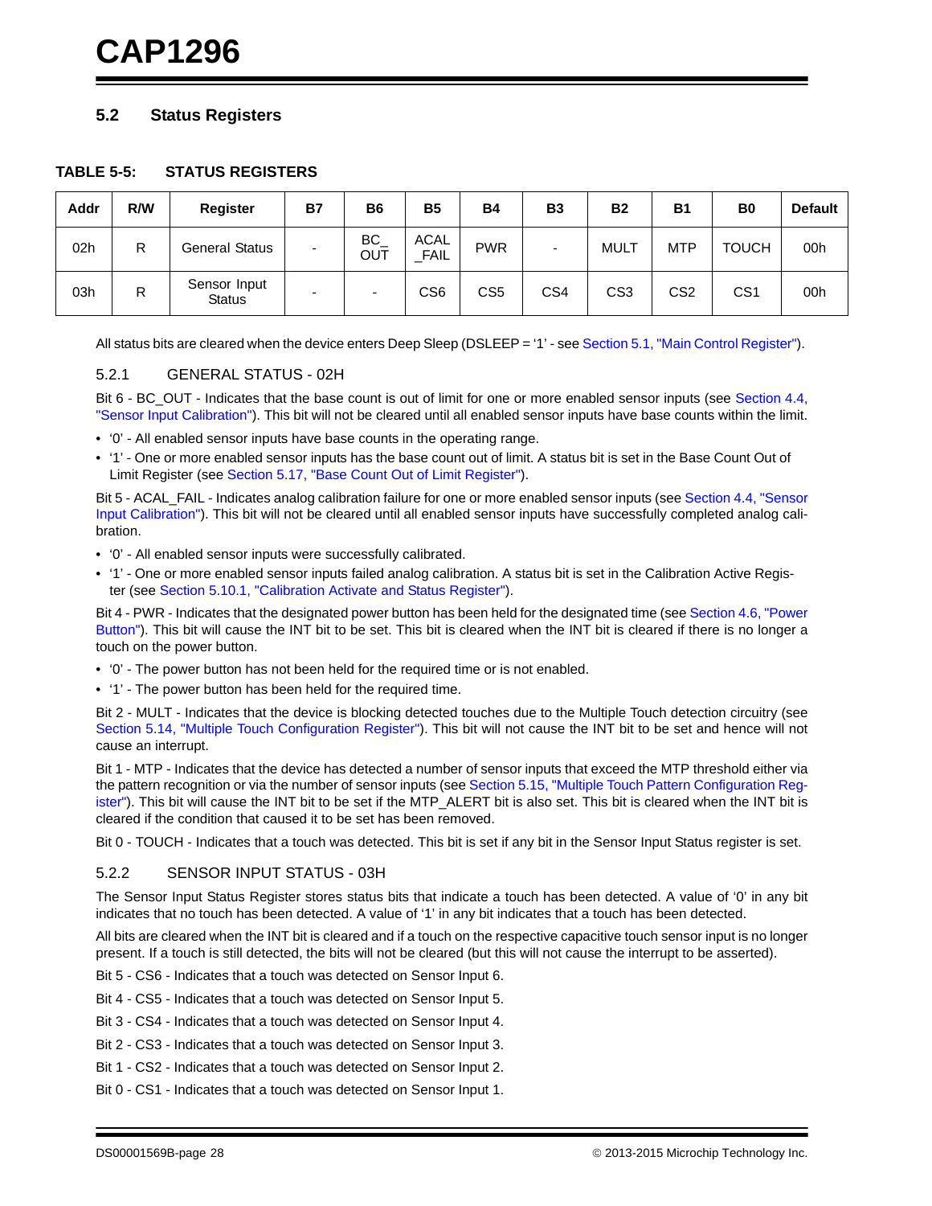## 5.2 Status Registers

**TABLE 5-5: STATUS REGISTERS**

| Addr | R/W | Register | B7 | B6 | B5 | B4 | B3 | B2 | B1 | B0 | Default |
|---|---|---|---|---|---|---|---|---|---|---|---|
| 02h | R | General Status | - | BC_OUT | ACAL_FAIL | PWR | - | MULT | MTP | TOUCH | 00h |
| 03h | R | Sensor Input Status | - | - | CS6 | CS5 | CS4 | CS3 | CS2 | CS1 | 00h |

All status bits are cleared when the device enters Deep Sleep (DSLEEP = ‘1’ - see Section 5.1, "Main Control Register").

### 5.2.1 GENERAL STATUS - 02H

Bit 6 - BC_OUT - Indicates that the base count is out of limit for one or more enabled sensor inputs (see Section 4.4, "Sensor Input Calibration"). This bit will not be cleared until all enabled sensor inputs have base counts within the limit.

- ‘0’ - All enabled sensor inputs have base counts in the operating range.
- ‘1’ - One or more enabled sensor inputs has the base count out of limit. A status bit is set in the Base Count Out of Limit Register (see Section 5.17, "Base Count Out of Limit Register").

Bit 5 - ACAL_FAIL - Indicates analog calibration failure for one or more enabled sensor inputs (see Section 4.4, "Sensor Input Calibration"). This bit will not be cleared until all enabled sensor inputs have successfully completed analog calibration.

- ‘0’ - All enabled sensor inputs were successfully calibrated.
- ‘1’ - One or more enabled sensor inputs failed analog calibration. A status bit is set in the Calibration Active Register (see Section 5.10.1, "Calibration Activate and Status Register").

Bit 4 - PWR - Indicates that the designated power button has been held for the designated time (see Section 4.6, "Power Button"). This bit will cause the INT bit to be set. This bit is cleared when the INT bit is cleared if there is no longer a touch on the power button.

- ‘0’ - The power button has not been held for the required time or is not enabled.
- ‘1’ - The power button has been held for the required time.

Bit 2 - MULT - Indicates that the device is blocking detected touches due to the Multiple Touch detection circuitry (see Section 5.14, "Multiple Touch Configuration Register"). This bit will not cause the INT bit to be set and hence will not cause an interrupt.

Bit 1 - MTP - Indicates that the device has detected a number of sensor inputs that exceed the MTP threshold either via the pattern recognition or via the number of sensor inputs (see Section 5.15, "Multiple Touch Pattern Configuration Register"). This bit will cause the INT bit to be set if the MTP_ALERT bit is also set. This bit is cleared when the INT bit is cleared if the condition that caused it to be set has been removed.

Bit 0 - TOUCH - Indicates that a touch was detected. This bit is set if any bit in the Sensor Input Status register is set.

### 5.2.2 SENSOR INPUT STATUS - 03H

The Sensor Input Status Register stores status bits that indicate a touch has been detected. A value of ‘0’ in any bit indicates that no touch has been detected. A value of ‘1’ in any bit indicates that a touch has been detected.

All bits are cleared when the INT bit is cleared and if a touch on the respective capacitive touch sensor input is no longer present. If a touch is still detected, the bits will not be cleared (but this will not cause the interrupt to be asserted).

Bit 5 - CS6 - Indicates that a touch was detected on Sensor Input 6.

Bit 4 - CS5 - Indicates that a touch was detected on Sensor Input 5.

Bit 3 - CS4 - Indicates that a touch was detected on Sensor Input 4.

Bit 2 - CS3 - Indicates that a touch was detected on Sensor Input 3.

Bit 1 - CS2 - Indicates that a touch was detected on Sensor Input 2.

Bit 0 - CS1 - Indicates that a touch was detected on Sensor Input 1.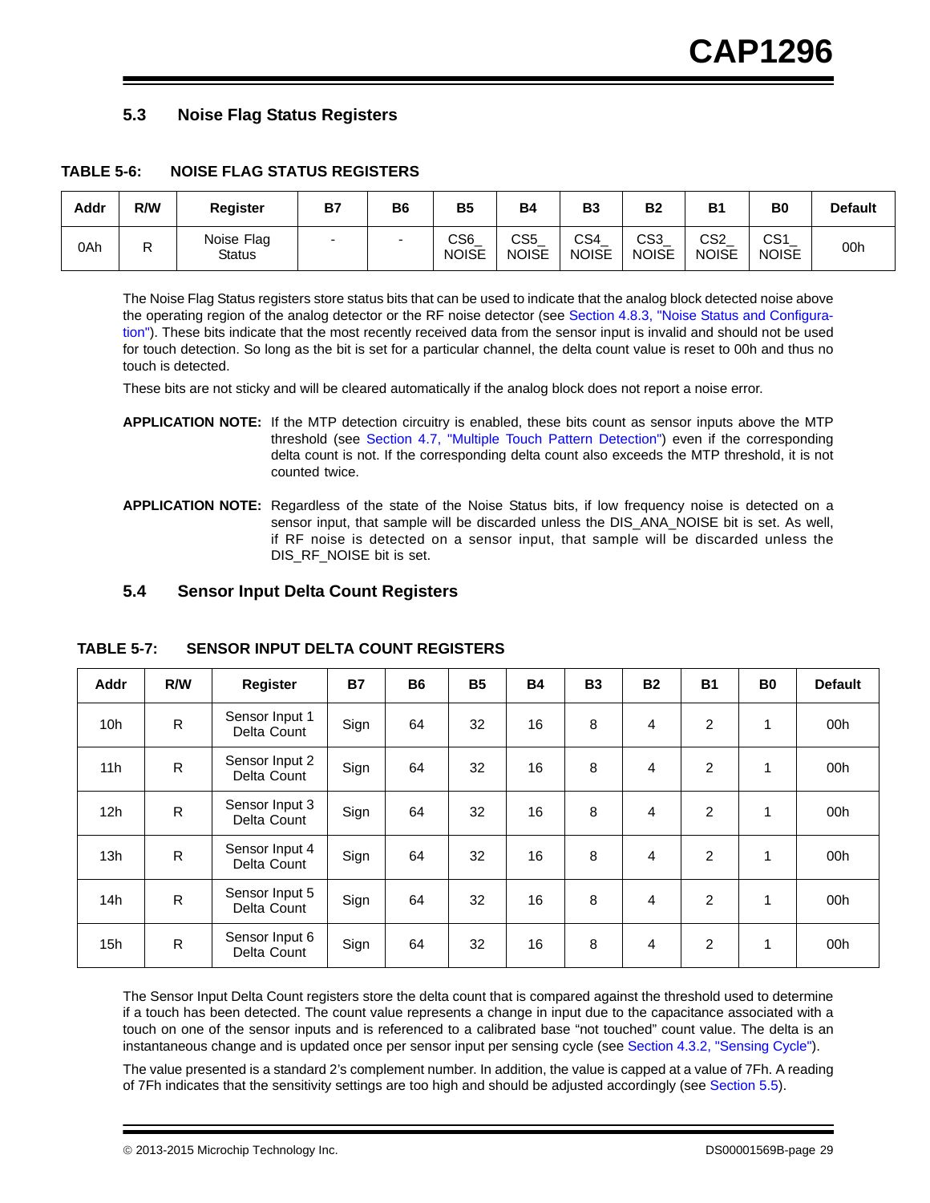## 5.3 Noise Flag Status Registers

**TABLE 5-6: NOISE FLAG STATUS REGISTERS**

| Addr | R/W | Register | B7 | B6 | B5 | B4 | B3 | B2 | B1 | B0 | Default |
|---|---|---|---|---|---|---|---|---|---|---|---|
| 0Ah | R | Noise Flag Status | - | - | CS6_ NOISE | CS5_ NOISE | CS4_ NOISE | CS3_ NOISE | CS2_ NOISE | CS1_ NOISE | 00h |

The Noise Flag Status registers store status bits that can be used to indicate that the analog block detected noise above the operating region of the analog detector or the RF noise detector (see Section 4.8.3, "Noise Status and Configuration"). These bits indicate that the most recently received data from the sensor input is invalid and should not be used for touch detection. So long as the bit is set for a particular channel, the delta count value is reset to 00h and thus no touch is detected.

These bits are not sticky and will be cleared automatically if the analog block does not report a noise error.

**APPLICATION NOTE:** If the MTP detection circuitry is enabled, these bits count as sensor inputs above the MTP threshold (see Section 4.7, "Multiple Touch Pattern Detection") even if the corresponding delta count is not. If the corresponding delta count also exceeds the MTP threshold, it is not counted twice.

**APPLICATION NOTE:** Regardless of the state of the Noise Status bits, if low frequency noise is detected on a sensor input, that sample will be discarded unless the DIS_ANA_NOISE bit is set. As well, if RF noise is detected on a sensor input, that sample will be discarded unless the DIS_RF_NOISE bit is set.

## 5.4 Sensor Input Delta Count Registers

**TABLE 5-7: SENSOR INPUT DELTA COUNT REGISTERS**

| Addr | R/W | Register | B7 | B6 | B5 | B4 | B3 | B2 | B1 | B0 | Default |
|---|---|---|---|---|---|---|---|---|---|---|---|
| 10h | R | Sensor Input 1 Delta Count | Sign | 64 | 32 | 16 | 8 | 4 | 2 | 1 | 00h |
| 11h | R | Sensor Input 2 Delta Count | Sign | 64 | 32 | 16 | 8 | 4 | 2 | 1 | 00h |
| 12h | R | Sensor Input 3 Delta Count | Sign | 64 | 32 | 16 | 8 | 4 | 2 | 1 | 00h |
| 13h | R | Sensor Input 4 Delta Count | Sign | 64 | 32 | 16 | 8 | 4 | 2 | 1 | 00h |
| 14h | R | Sensor Input 5 Delta Count | Sign | 64 | 32 | 16 | 8 | 4 | 2 | 1 | 00h |
| 15h | R | Sensor Input 6 Delta Count | Sign | 64 | 32 | 16 | 8 | 4 | 2 | 1 | 00h |

The Sensor Input Delta Count registers store the delta count that is compared against the threshold used to determine if a touch has been detected. The count value represents a change in input due to the capacitance associated with a touch on one of the sensor inputs and is referenced to a calibrated base "not touched" count value. The delta is an instantaneous change and is updated once per sensor input per sensing cycle (see Section 4.3.2, "Sensing Cycle").

The value presented is a standard 2's complement number. In addition, the value is capped at a value of 7Fh. A reading of 7Fh indicates that the sensitivity settings are too high and should be adjusted accordingly (see Section 5.5).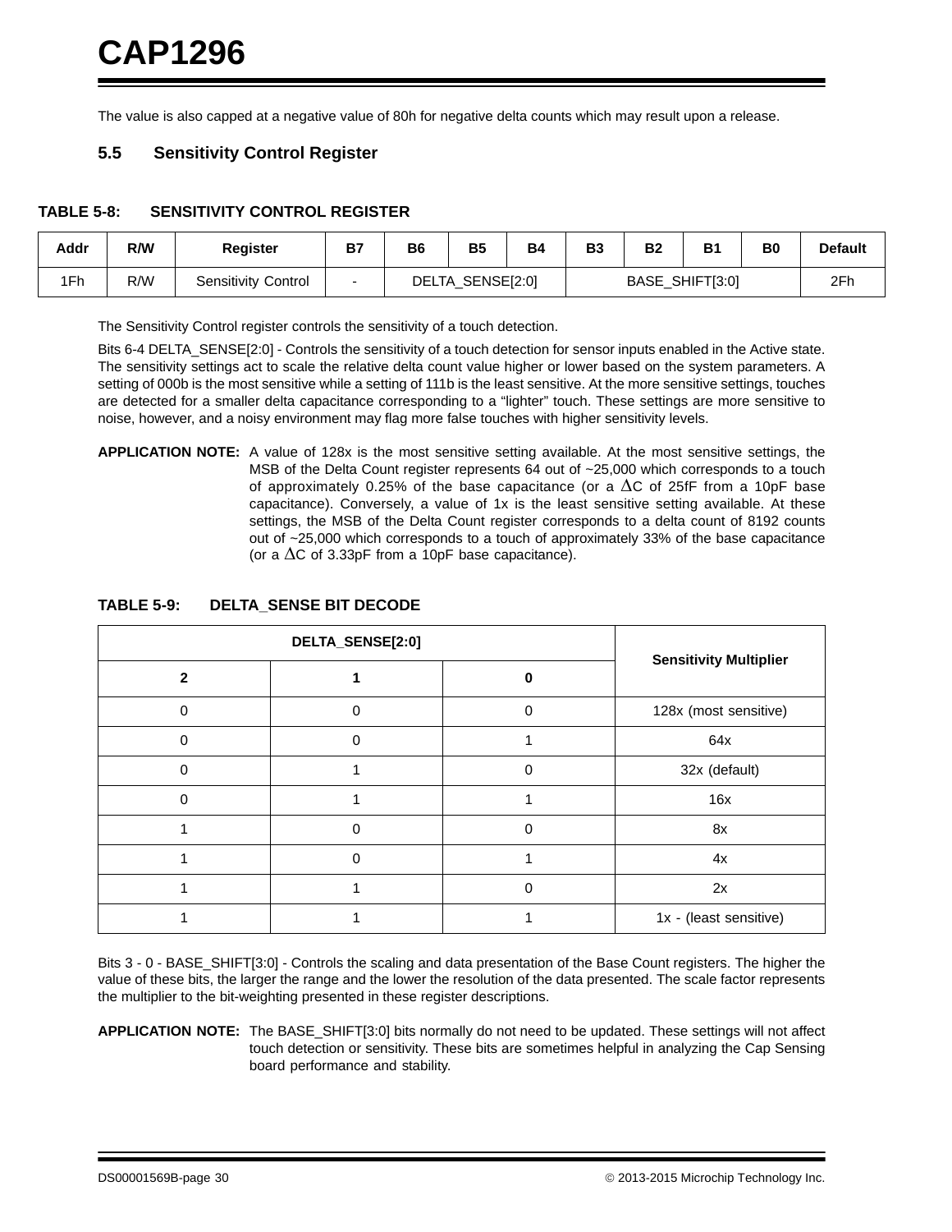The value is also capped at a negative value of 80h for negative delta counts which may result upon a release.

## 5.5 Sensitivity Control Register

**TABLE 5-8: SENSITIVITY CONTROL REGISTER**

| Addr | R/W | Register | B7 | B6 | B5 | B4 | B3 | B2 | B1 | B0 | Default |
|---|---|---|---|---|---|---|---|---|---|---|---|
| 1Fh | R/W | Sensitivity Control | - | DELTA_SENSE[2:0] | | | BASE_SHIFT[3:0] | | | | 2Fh |

The Sensitivity Control register controls the sensitivity of a touch detection.

Bits 6-4 DELTA_SENSE[2:0] - Controls the sensitivity of a touch detection for sensor inputs enabled in the Active state. The sensitivity settings act to scale the relative delta count value higher or lower based on the system parameters. A setting of 000b is the most sensitive while a setting of 111b is the least sensitive. At the more sensitive settings, touches are detected for a smaller delta capacitance corresponding to a "lighter" touch. These settings are more sensitive to noise, however, and a noisy environment may flag more false touches with higher sensitivity levels.

**APPLICATION NOTE:** A value of 128x is the most sensitive setting available. At the most sensitive settings, the MSB of the Delta Count register represents 64 out of ~25,000 which corresponds to a touch of approximately 0.25% of the base capacitance (or a $\Delta$C of 25fF from a 10pF base capacitance). Conversely, a value of 1x is the least sensitive setting available. At these settings, the MSB of the Delta Count register corresponds to a delta count of 8192 counts out of ~25,000 which corresponds to a touch of approximately 33% of the base capacitance (or a $\Delta$C of 3.33pF from a 10pF base capacitance).

**TABLE 5-9: DELTA_SENSE BIT DECODE**

| DELTA_SENSE[2:0] | | | Sensitivity Multiplier |
|---|---|---|---|
| 2 | 1 | 0 | |
| 0 | 0 | 0 | 128x (most sensitive) |
| 0 | 0 | 1 | 64x |
| 0 | 1 | 0 | 32x (default) |
| 0 | 1 | 1 | 16x |
| 1 | 0 | 0 | 8x |
| 1 | 0 | 1 | 4x |
| 1 | 1 | 0 | 2x |
| 1 | 1 | 1 | 1x - (least sensitive) |

Bits 3 - 0 - BASE_SHIFT[3:0] - Controls the scaling and data presentation of the Base Count registers. The higher the value of these bits, the larger the range and the lower the resolution of the data presented. The scale factor represents the multiplier to the bit-weighting presented in these register descriptions.

**APPLICATION NOTE:** The BASE_SHIFT[3:0] bits normally do not need to be updated. These settings will not affect touch detection or sensitivity. These bits are sometimes helpful in analyzing the Cap Sensing board performance and stability.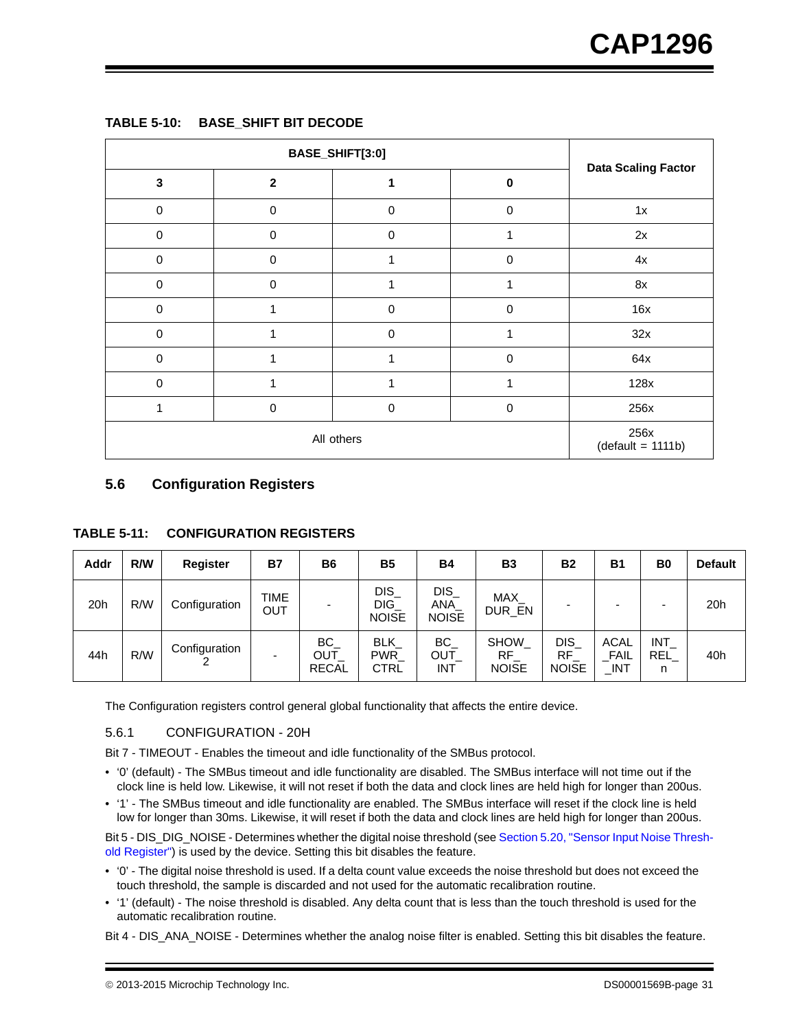**TABLE 5-10: BASE_SHIFT BIT DECODE**

| BASE_SHIFT[3:0] | | | | Data Scaling Factor |
|---|---|---|---|---|
| 3 | 2 | 1 | 0 | |
| 0 | 0 | 0 | 0 | 1x |
| 0 | 0 | 0 | 1 | 2x |
| 0 | 0 | 1 | 0 | 4x |
| 0 | 0 | 1 | 1 | 8x |
| 0 | 1 | 0 | 0 | 16x |
| 0 | 1 | 0 | 1 | 32x |
| 0 | 1 | 1 | 0 | 64x |
| 0 | 1 | 1 | 1 | 128x |
| 1 | 0 | 0 | 0 | 256x |
| All others | | | | 256x (default = 1111b) |

## 5.6 Configuration Registers

**TABLE 5-11: CONFIGURATION REGISTERS**

| Addr | R/W | Register | B7 | B6 | B5 | B4 | B3 | B2 | B1 | B0 | Default |
|---|---|---|---|---|---|---|---|---|---|---|---|
| 20h | R/W | Configuration | TIMEOUT | - | DIS_DIG_NOISE | DIS_ANA_NOISE | MAX_DUR_EN | - | - | - | 20h |
| 44h | R/W | Configuration 2 | - | BC_OUT_RECAL | BLK_PWR_CTRL | BC_OUT_INT | SHOW_RF_NOISE | DIS_RF_NOISE | ACAL_FAIL_INT | INT_REL_n | 40h |

The Configuration registers control general global functionality that affects the entire device.

### 5.6.1 CONFIGURATION - 20H

Bit 7 - TIMEOUT - Enables the timeout and idle functionality of the SMBus protocol.

- '0' (default) - The SMBus timeout and idle functionality are disabled. The SMBus interface will not time out if the clock line is held low. Likewise, it will not reset if both the data and clock lines are held high for longer than 200us.
- '1' - The SMBus timeout and idle functionality are enabled. The SMBus interface will reset if the clock line is held low for longer than 30ms. Likewise, it will reset if both the data and clock lines are held high for longer than 200us.

Bit 5 - DIS_DIG_NOISE - Determines whether the digital noise threshold (see Section 5.20, "Sensor Input Noise Threshold Register") is used by the device. Setting this bit disables the feature.

- '0' - The digital noise threshold is used. If a delta count value exceeds the noise threshold but does not exceed the touch threshold, the sample is discarded and not used for the automatic recalibration routine.
- '1' (default) - The noise threshold is disabled. Any delta count that is less than the touch threshold is used for the automatic recalibration routine.

Bit 4 - DIS_ANA_NOISE - Determines whether the analog noise filter is enabled. Setting this bit disables the feature.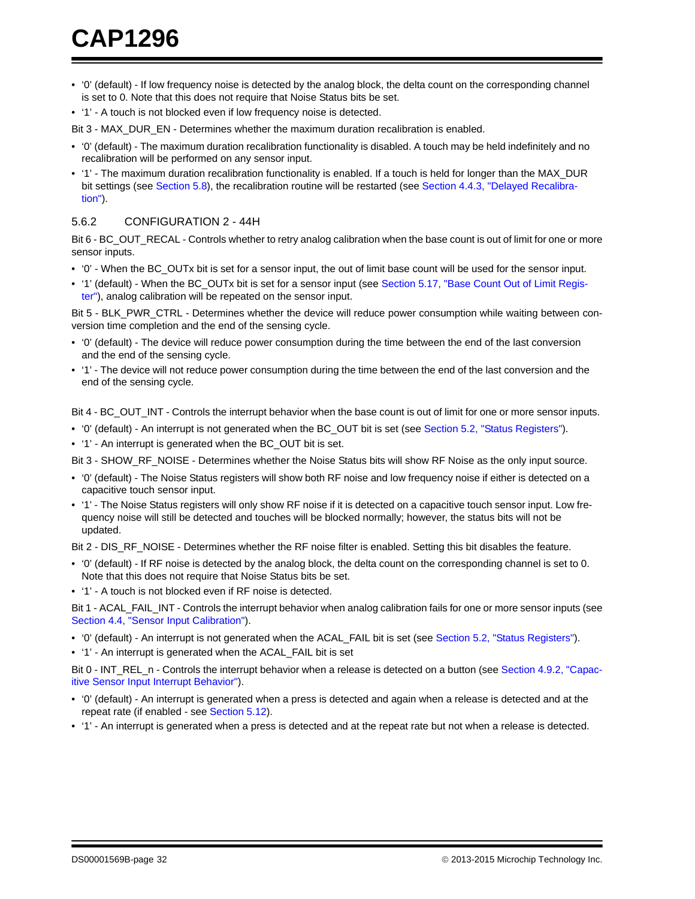- '0' (default) - If low frequency noise is detected by the analog block, the delta count on the corresponding channel is set to 0. Note that this does not require that Noise Status bits be set.
- '1' - A touch is not blocked even if low frequency noise is detected.

Bit 3 - MAX_DUR_EN - Determines whether the maximum duration recalibration is enabled.

- '0' (default) - The maximum duration recalibration functionality is disabled. A touch may be held indefinitely and no recalibration will be performed on any sensor input.
- '1' - The maximum duration recalibration functionality is enabled. If a touch is held for longer than the MAX_DUR bit settings (see Section 5.8), the recalibration routine will be restarted (see Section 4.4.3, "Delayed Recalibration").

### 5.6.2 CONFIGURATION 2 - 44H

Bit 6 - BC_OUT_RECAL - Controls whether to retry analog calibration when the base count is out of limit for one or more sensor inputs.

- '0' - When the BC_OUTx bit is set for a sensor input, the out of limit base count will be used for the sensor input.
- '1' (default) - When the BC_OUTx bit is set for a sensor input (see Section 5.17, "Base Count Out of Limit Register"), analog calibration will be repeated on the sensor input.

Bit 5 - BLK_PWR_CTRL - Determines whether the device will reduce power consumption while waiting between conversion time completion and the end of the sensing cycle.

- '0' (default) - The device will reduce power consumption during the time between the end of the last conversion and the end of the sensing cycle.
- '1' - The device will not reduce power consumption during the time between the end of the last conversion and the end of the sensing cycle.

Bit 4 - BC_OUT_INT - Controls the interrupt behavior when the base count is out of limit for one or more sensor inputs.

- '0' (default) - An interrupt is not generated when the BC_OUT bit is set (see Section 5.2, "Status Registers").
- '1' - An interrupt is generated when the BC_OUT bit is set.

Bit 3 - SHOW_RF_NOISE - Determines whether the Noise Status bits will show RF Noise as the only input source.

- '0' (default) - The Noise Status registers will show both RF noise and low frequency noise if either is detected on a capacitive touch sensor input.
- '1' - The Noise Status registers will only show RF noise if it is detected on a capacitive touch sensor input. Low frequency noise will still be detected and touches will be blocked normally; however, the status bits will not be updated.

Bit 2 - DIS_RF_NOISE - Determines whether the RF noise filter is enabled. Setting this bit disables the feature.

- '0' (default) - If RF noise is detected by the analog block, the delta count on the corresponding channel is set to 0. Note that this does not require that Noise Status bits be set.
- '1' - A touch is not blocked even if RF noise is detected.

Bit 1 - ACAL_FAIL_INT - Controls the interrupt behavior when analog calibration fails for one or more sensor inputs (see Section 4.4, "Sensor Input Calibration").

- '0' (default) - An interrupt is not generated when the ACAL_FAIL bit is set (see Section 5.2, "Status Registers").
- '1' - An interrupt is generated when the ACAL_FAIL bit is set

Bit 0 - INT_REL_n - Controls the interrupt behavior when a release is detected on a button (see Section 4.9.2, "Capacitive Sensor Input Interrupt Behavior").

- '0' (default) - An interrupt is generated when a press is detected and again when a release is detected and at the repeat rate (if enabled - see Section 5.12).
- '1' - An interrupt is generated when a press is detected and at the repeat rate but not when a release is detected.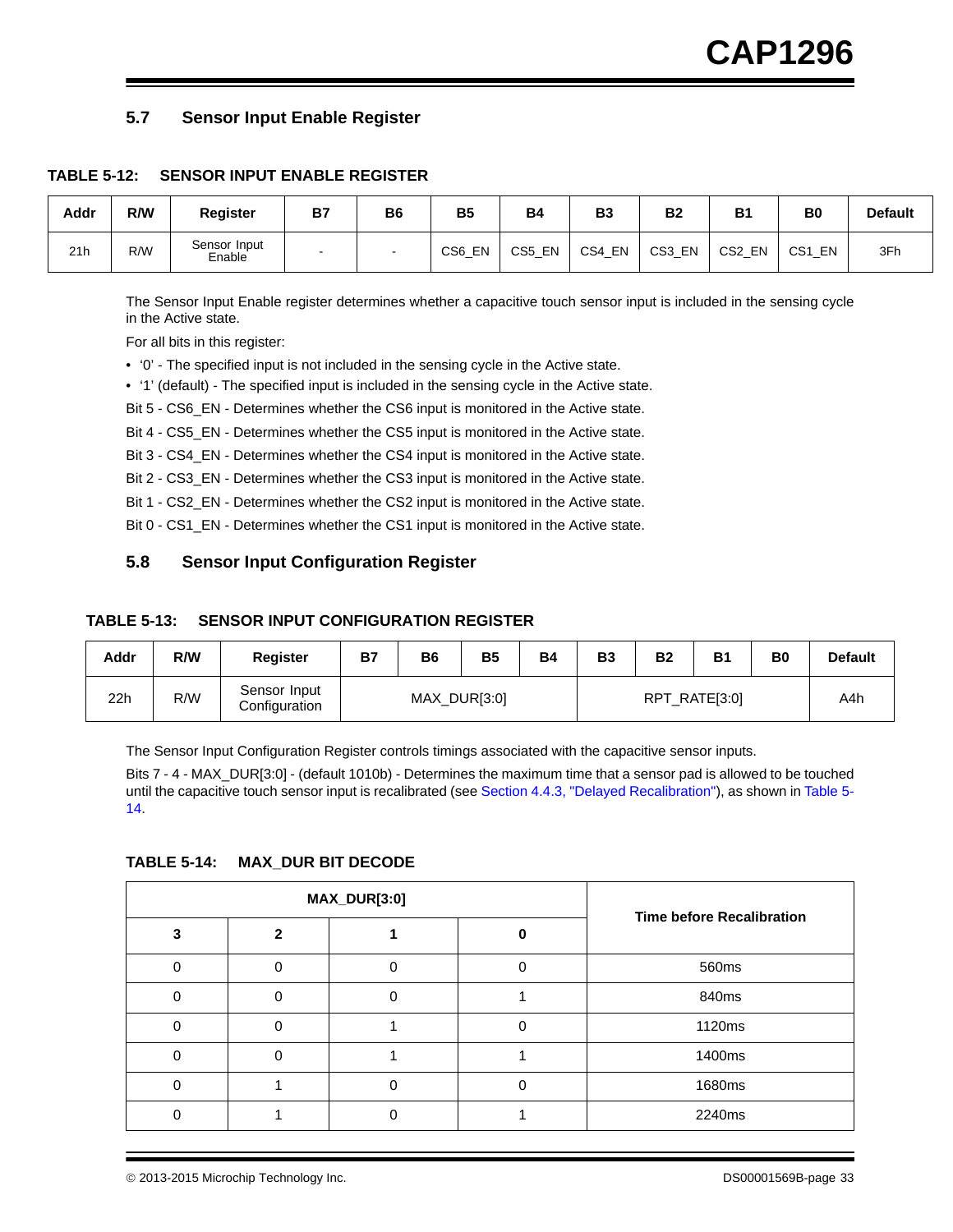## 5.7 Sensor Input Enable Register

**TABLE 5-12: SENSOR INPUT ENABLE REGISTER**

| Addr | R/W | Register | B7 | B6 | B5 | B4 | B3 | B2 | B1 | B0 | Default |
|---|---|---|---|---|---|---|---|---|---|---|---|
| 21h | R/W | Sensor Input Enable | - | - | CS6_EN | CS5_EN | CS4_EN | CS3_EN | CS2_EN | CS1_EN | 3Fh |

The Sensor Input Enable register determines whether a capacitive touch sensor input is included in the sensing cycle in the Active state.

For all bits in this register:

- '0' - The specified input is not included in the sensing cycle in the Active state.
- '1' (default) - The specified input is included in the sensing cycle in the Active state.

Bit 5 - CS6_EN - Determines whether the CS6 input is monitored in the Active state.

Bit 4 - CS5_EN - Determines whether the CS5 input is monitored in the Active state.

Bit 3 - CS4_EN - Determines whether the CS4 input is monitored in the Active state.

Bit 2 - CS3_EN - Determines whether the CS3 input is monitored in the Active state.

Bit 1 - CS2_EN - Determines whether the CS2 input is monitored in the Active state.

Bit 0 - CS1_EN - Determines whether the CS1 input is monitored in the Active state.

## 5.8 Sensor Input Configuration Register

**TABLE 5-13: SENSOR INPUT CONFIGURATION REGISTER**

| Addr | R/W | Register | B7 | B6 | B5 | B4 | B3 | B2 | B1 | B0 | Default |
|---|---|---|---|---|---|---|---|---|---|---|---|
| 22h | R/W | Sensor Input Configuration | MAX_DUR[3:0] | | | | RPT_RATE[3:0] | | | | A4h |

The Sensor Input Configuration Register controls timings associated with the capacitive sensor inputs.

Bits 7 - 4 - MAX_DUR[3:0] - (default 1010b) - Determines the maximum time that a sensor pad is allowed to be touched until the capacitive touch sensor input is recalibrated (see Section 4.4.3, "Delayed Recalibration"), as shown in Table 5-14.

**TABLE 5-14: MAX_DUR BIT DECODE**

| MAX_DUR[3:0] | | | | Time before Recalibration |
|---|---|---|---|---|
| 3 | 2 | 1 | 0 | |
| 0 | 0 | 0 | 0 | 560ms |
| 0 | 0 | 0 | 1 | 840ms |
| 0 | 0 | 1 | 0 | 1120ms |
| 0 | 0 | 1 | 1 | 1400ms |
| 0 | 1 | 0 | 0 | 1680ms |
| 0 | 1 | 0 | 1 | 2240ms |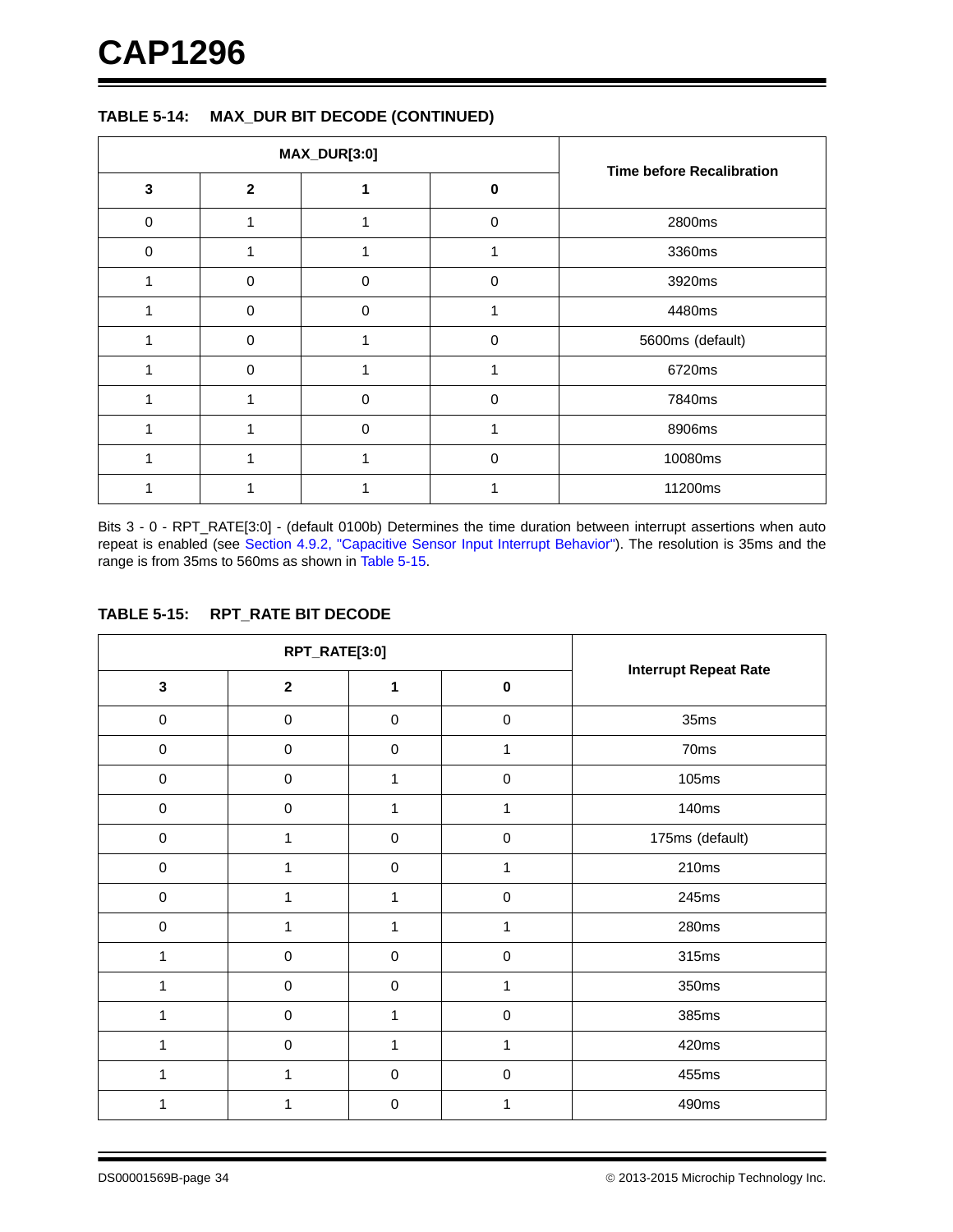### TABLE 5-14: MAX_DUR BIT DECODE (CONTINUED)

| MAX_DUR[3:0] | | | | Time before Recalibration |
|---|---|---|---|---|
| 3 | 2 | 1 | 0 | |
| 0 | 1 | 1 | 0 | 2800ms |
| 0 | 1 | 1 | 1 | 3360ms |
| 1 | 0 | 0 | 0 | 3920ms |
| 1 | 0 | 0 | 1 | 4480ms |
| 1 | 0 | 1 | 0 | 5600ms (default) |
| 1 | 0 | 1 | 1 | 6720ms |
| 1 | 1 | 0 | 0 | 7840ms |
| 1 | 1 | 0 | 1 | 8906ms |
| 1 | 1 | 1 | 0 | 10080ms |
| 1 | 1 | 1 | 1 | 11200ms |

Bits 3 - 0 - RPT_RATE[3:0] - (default 0100b) Determines the time duration between interrupt assertions when auto repeat is enabled (see Section 4.9.2, "Capacitive Sensor Input Interrupt Behavior"). The resolution is 35ms and the range is from 35ms to 560ms as shown in Table 5-15.

### TABLE 5-15: RPT_RATE BIT DECODE

| RPT_RATE[3:0] | | | | Interrupt Repeat Rate |
|---|---|---|---|---|
| 3 | 2 | 1 | 0 | |
| 0 | 0 | 0 | 0 | 35ms |
| 0 | 0 | 0 | 1 | 70ms |
| 0 | 0 | 1 | 0 | 105ms |
| 0 | 0 | 1 | 1 | 140ms |
| 0 | 1 | 0 | 0 | 175ms (default) |
| 0 | 1 | 0 | 1 | 210ms |
| 0 | 1 | 1 | 0 | 245ms |
| 0 | 1 | 1 | 1 | 280ms |
| 1 | 0 | 0 | 0 | 315ms |
| 1 | 0 | 0 | 1 | 350ms |
| 1 | 0 | 1 | 0 | 385ms |
| 1 | 0 | 1 | 1 | 420ms |
| 1 | 1 | 0 | 0 | 455ms |
| 1 | 1 | 0 | 1 | 490ms |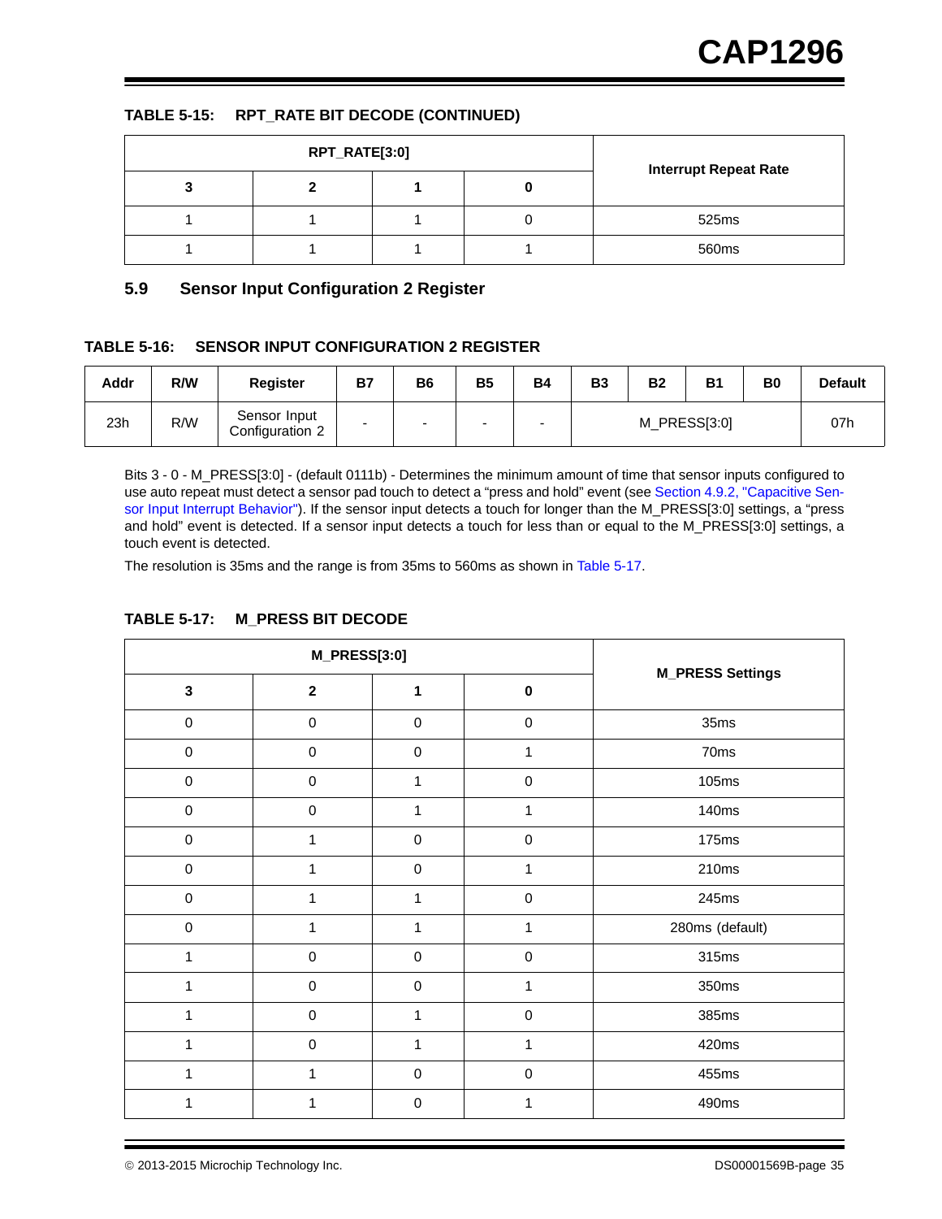**TABLE 5-15: RPT_RATE BIT DECODE (CONTINUED)**

| RPT_RATE[3:0] | | | | Interrupt Repeat Rate |
|---|---|---|---|---|
| 3 | 2 | 1 | 0 | |
| 1 | 1 | 1 | 0 | 525ms |
| 1 | 1 | 1 | 1 | 560ms |

## 5.9 Sensor Input Configuration 2 Register

**TABLE 5-16: SENSOR INPUT CONFIGURATION 2 REGISTER**

| Addr | R/W | Register | B7 | B6 | B5 | B4 | B3 | B2 | B1 | B0 | Default |
|---|---|---|---|---|---|---|---|---|---|---|---|
| 23h | R/W | Sensor Input Configuration 2 | - | - | - | - | M_PRESS[3:0] | | | | 07h |

Bits 3 - 0 - M_PRESS[3:0] - (default 0111b) - Determines the minimum amount of time that sensor inputs configured to use auto repeat must detect a sensor pad touch to detect a "press and hold" event (see Section 4.9.2, "Capacitive Sensor Input Interrupt Behavior"). If the sensor input detects a touch for longer than the M_PRESS[3:0] settings, a "press and hold" event is detected. If a sensor input detects a touch for less than or equal to the M_PRESS[3:0] settings, a touch event is detected.

The resolution is 35ms and the range is from 35ms to 560ms as shown in Table 5-17.

**TABLE 5-17: M_PRESS BIT DECODE**

| M_PRESS[3:0] | | | | M_PRESS Settings |
|---|---|---|---|---|
| 3 | 2 | 1 | 0 | |
| 0 | 0 | 0 | 0 | 35ms |
| 0 | 0 | 0 | 1 | 70ms |
| 0 | 0 | 1 | 0 | 105ms |
| 0 | 0 | 1 | 1 | 140ms |
| 0 | 1 | 0 | 0 | 175ms |
| 0 | 1 | 0 | 1 | 210ms |
| 0 | 1 | 1 | 0 | 245ms |
| 0 | 1 | 1 | 1 | 280ms (default) |
| 1 | 0 | 0 | 0 | 315ms |
| 1 | 0 | 0 | 1 | 350ms |
| 1 | 0 | 1 | 0 | 385ms |
| 1 | 0 | 1 | 1 | 420ms |
| 1 | 1 | 0 | 0 | 455ms |
| 1 | 1 | 0 | 1 | 490ms |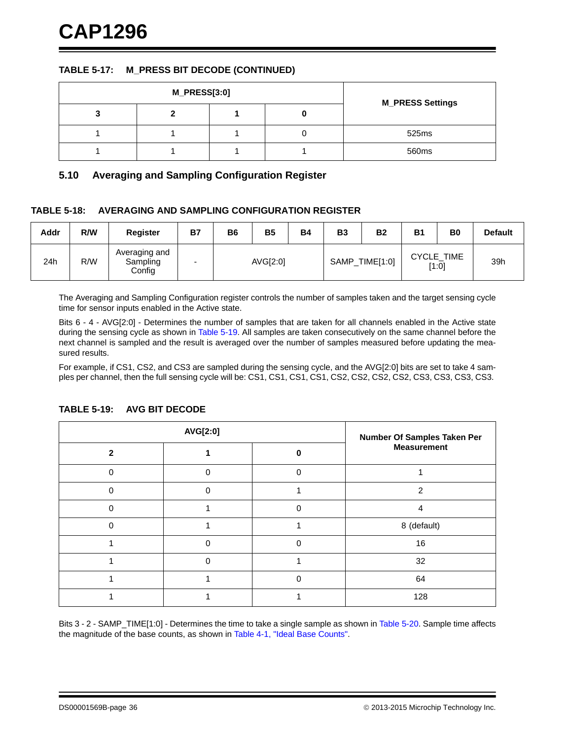**TABLE 5-17: M_PRESS BIT DECODE (CONTINUED)**

| M_PRESS[3:0] | | | | M_PRESS Settings |
|---|---|---|---|---|
| 3 | 2 | 1 | 0 | |
| 1 | 1 | 1 | 0 | 525ms |
| 1 | 1 | 1 | 1 | 560ms |

## 5.10 Averaging and Sampling Configuration Register

**TABLE 5-18: AVERAGING AND SAMPLING CONFIGURATION REGISTER**

| Addr | R/W | Register | B7 | B6 | B5 | B4 | B3 | B2 | B1 | B0 | Default |
|---|---|---|---|---|---|---|---|---|---|---|---|
| 24h | R/W | Averaging and Sampling Config | - | AVG[2:0] | | | SAMP_TIME[1:0] | | CYCLE_TIME [1:0] | | 39h |

The Averaging and Sampling Configuration register controls the number of samples taken and the target sensing cycle time for sensor inputs enabled in the Active state.

Bits 6 - 4 - AVG[2:0] - Determines the number of samples that are taken for all channels enabled in the Active state during the sensing cycle as shown in Table 5-19. All samples are taken consecutively on the same channel before the next channel is sampled and the result is averaged over the number of samples measured before updating the measured results.

For example, if CS1, CS2, and CS3 are sampled during the sensing cycle, and the AVG[2:0] bits are set to take 4 samples per channel, then the full sensing cycle will be: CS1, CS1, CS1, CS1, CS2, CS2, CS2, CS2, CS3, CS3, CS3, CS3.

**TABLE 5-19: AVG BIT DECODE**

| AVG[2:0] | | | Number Of Samples Taken Per Measurement |
|---|---|---|---|
| 2 | 1 | 0 | |
| 0 | 0 | 0 | 1 |
| 0 | 0 | 1 | 2 |
| 0 | 1 | 0 | 4 |
| 0 | 1 | 1 | 8 (default) |
| 1 | 0 | 0 | 16 |
| 1 | 0 | 1 | 32 |
| 1 | 1 | 0 | 64 |
| 1 | 1 | 1 | 128 |

Bits 3 - 2 - SAMP_TIME[1:0] - Determines the time to take a single sample as shown in Table 5-20. Sample time affects the magnitude of the base counts, as shown in Table 4-1, "Ideal Base Counts".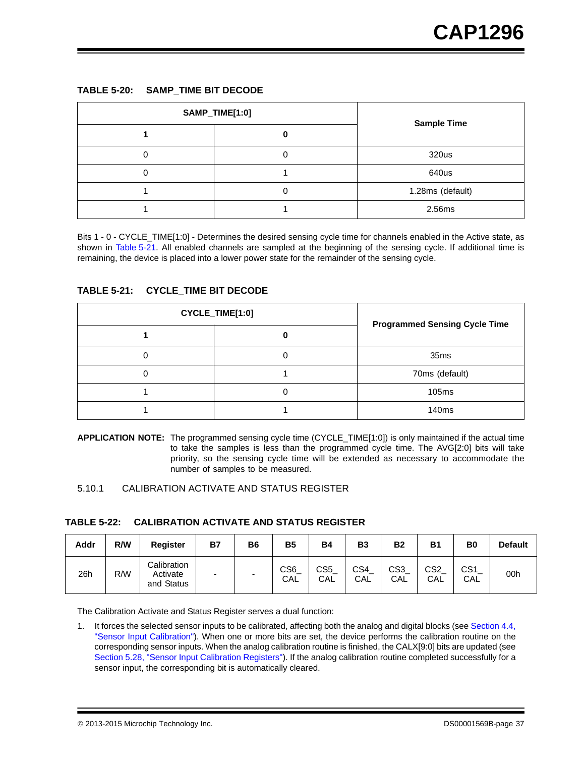**TABLE 5-20: SAMP_TIME BIT DECODE**

| SAMP_TIME[1:0] | | Sample Time |
|---|---|---|
| **1** | **0** | |
| 0 | 0 | 320us |
| 0 | 1 | 640us |
| 1 | 0 | 1.28ms (default) |
| 1 | 1 | 2.56ms |

Bits 1 - 0 - CYCLE_TIME[1:0] - Determines the desired sensing cycle time for channels enabled in the Active state, as shown in Table 5-21. All enabled channels are sampled at the beginning of the sensing cycle. If additional time is remaining, the device is placed into a lower power state for the remainder of the sensing cycle.

**TABLE 5-21: CYCLE_TIME BIT DECODE**

| CYCLE_TIME[1:0] | | Programmed Sensing Cycle Time |
|---|---|---|
| **1** | **0** | |
| 0 | 0 | 35ms |
| 0 | 1 | 70ms (default) |
| 1 | 0 | 105ms |
| 1 | 1 | 140ms |

**APPLICATION NOTE:** The programmed sensing cycle time (CYCLE_TIME[1:0]) is only maintained if the actual time to take the samples is less than the programmed cycle time. The AVG[2:0] bits will take priority, so the sensing cycle time will be extended as necessary to accommodate the number of samples to be measured.

### 5.10.1 CALIBRATION ACTIVATE AND STATUS REGISTER

**TABLE 5-22: CALIBRATION ACTIVATE AND STATUS REGISTER**

| Addr | R/W | Register | B7 | B6 | B5 | B4 | B3 | B2 | B1 | B0 | Default |
|---|---|---|---|---|---|---|---|---|---|---|---|
| 26h | R/W | Calibration Activate and Status | - | - | CS6_CAL | CS5_CAL | CS4_CAL | CS3_CAL | CS2_CAL | CS1_CAL | 00h |

The Calibration Activate and Status Register serves a dual function:

1. It forces the selected sensor inputs to be calibrated, affecting both the analog and digital blocks (see Section 4.4, "Sensor Input Calibration"). When one or more bits are set, the device performs the calibration routine on the corresponding sensor inputs. When the analog calibration routine is finished, the CALX[9:0] bits are updated (see Section 5.28, "Sensor Input Calibration Registers"). If the analog calibration routine completed successfully for a sensor input, the corresponding bit is automatically cleared.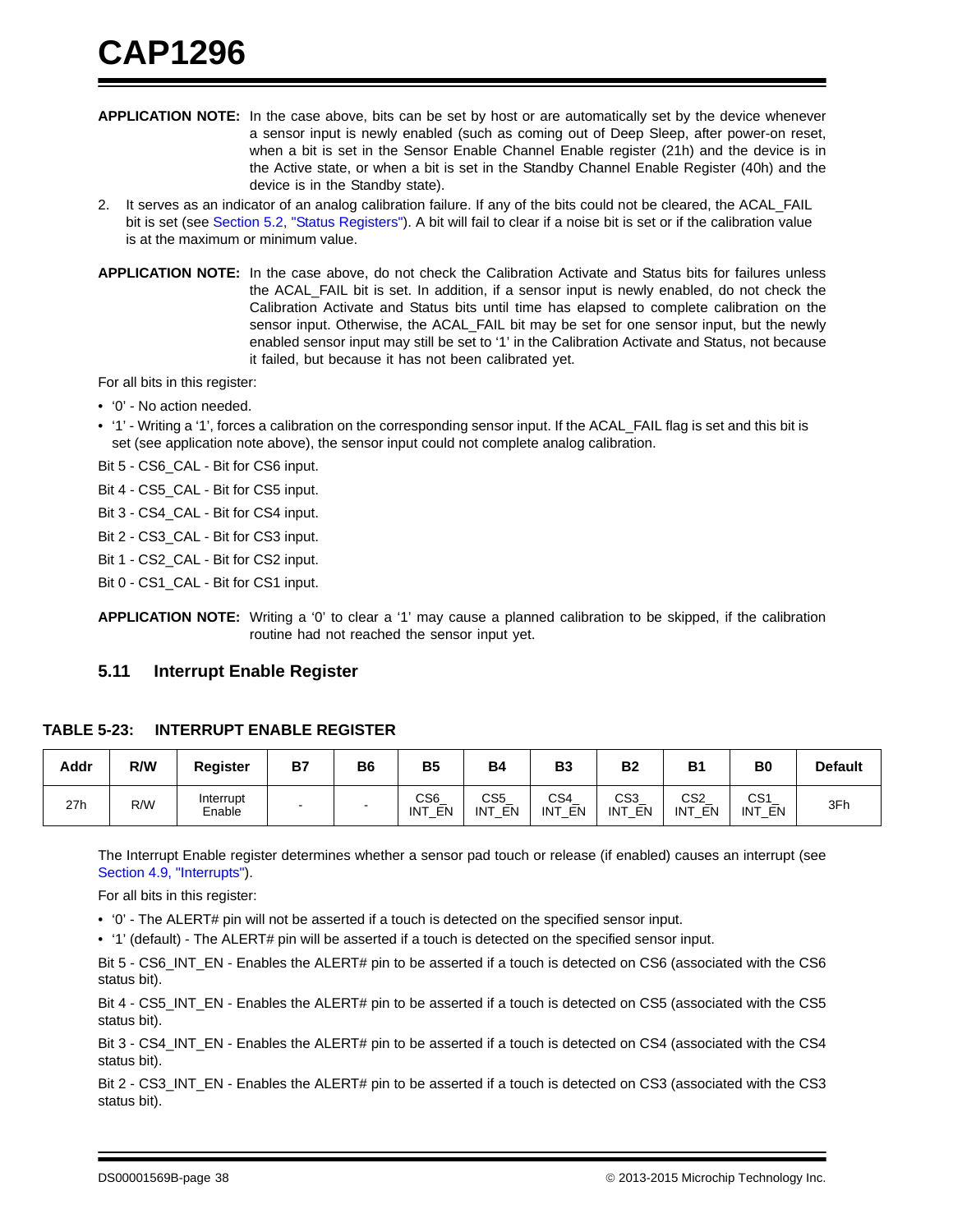**APPLICATION NOTE:** In the case above, bits can be set by host or are automatically set by the device whenever a sensor input is newly enabled (such as coming out of Deep Sleep, after power-on reset, when a bit is set in the Sensor Enable Channel Enable register (21h) and the device is in the Active state, or when a bit is set in the Standby Channel Enable Register (40h) and the device is in the Standby state).

2. It serves as an indicator of an analog calibration failure. If any of the bits could not be cleared, the ACAL_FAIL bit is set (see Section 5.2, "Status Registers"). A bit will fail to clear if a noise bit is set or if the calibration value is at the maximum or minimum value.

**APPLICATION NOTE:** In the case above, do not check the Calibration Activate and Status bits for failures unless the ACAL_FAIL bit is set. In addition, if a sensor input is newly enabled, do not check the Calibration Activate and Status bits until time has elapsed to complete calibration on the sensor input. Otherwise, the ACAL_FAIL bit may be set for one sensor input, but the newly enabled sensor input may still be set to '1' in the Calibration Activate and Status, not because it failed, but because it has not been calibrated yet.

For all bits in this register:

- '0' - No action needed.
- '1' - Writing a '1', forces a calibration on the corresponding sensor input. If the ACAL_FAIL flag is set and this bit is set (see application note above), the sensor input could not complete analog calibration.

Bit 5 - CS6_CAL - Bit for CS6 input.

Bit 4 - CS5_CAL - Bit for CS5 input.

Bit 3 - CS4_CAL - Bit for CS4 input.

Bit 2 - CS3_CAL - Bit for CS3 input.

Bit 1 - CS2_CAL - Bit for CS2 input.

Bit 0 - CS1_CAL - Bit for CS1 input.

**APPLICATION NOTE:** Writing a '0' to clear a '1' may cause a planned calibration to be skipped, if the calibration routine had not reached the sensor input yet.

## 5.11 Interrupt Enable Register

**TABLE 5-23: INTERRUPT ENABLE REGISTER**

| Addr | R/W | Register | B7 | B6 | B5 | B4 | B3 | B2 | B1 | B0 | Default |
|---|---|---|---|---|---|---|---|---|---|---|---|
| 27h | R/W | Interrupt Enable | - | - | CS6_INT_EN | CS5_INT_EN | CS4_INT_EN | CS3_INT_EN | CS2_INT_EN | CS1_INT_EN | 3Fh |

The Interrupt Enable register determines whether a sensor pad touch or release (if enabled) causes an interrupt (see Section 4.9, "Interrupts").

For all bits in this register:

- '0' - The ALERT# pin will not be asserted if a touch is detected on the specified sensor input.
- '1' (default) - The ALERT# pin will be asserted if a touch is detected on the specified sensor input.

Bit 5 - CS6_INT_EN - Enables the ALERT# pin to be asserted if a touch is detected on CS6 (associated with the CS6 status bit).

Bit 4 - CS5_INT_EN - Enables the ALERT# pin to be asserted if a touch is detected on CS5 (associated with the CS5 status bit).

Bit 3 - CS4_INT_EN - Enables the ALERT# pin to be asserted if a touch is detected on CS4 (associated with the CS4 status bit).

Bit 2 - CS3_INT_EN - Enables the ALERT# pin to be asserted if a touch is detected on CS3 (associated with the CS3 status bit).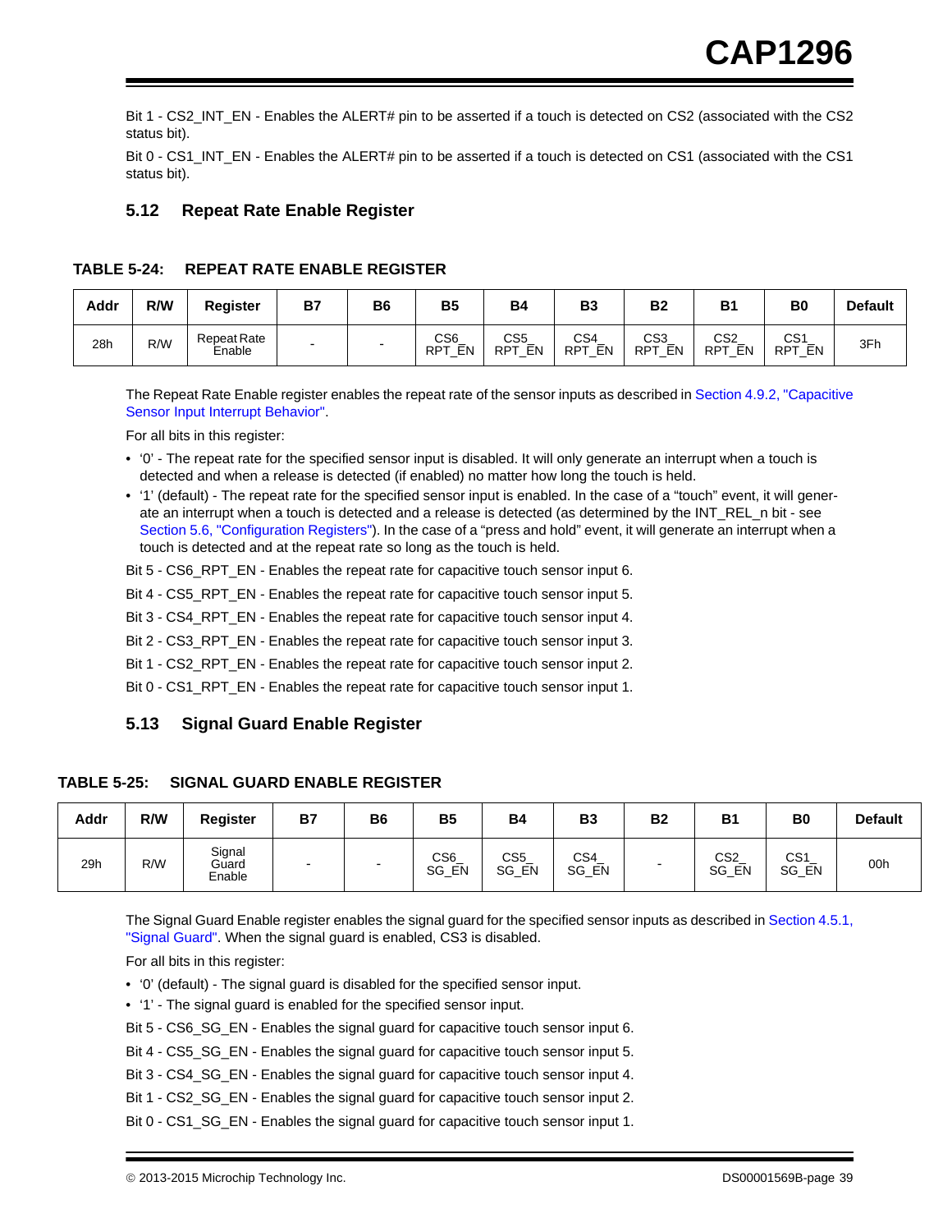Bit 1 - CS2_INT_EN - Enables the ALERT# pin to be asserted if a touch is detected on CS2 (associated with the CS2 status bit).

Bit 0 - CS1_INT_EN - Enables the ALERT# pin to be asserted if a touch is detected on CS1 (associated with the CS1 status bit).

## 5.12 Repeat Rate Enable Register

**TABLE 5-24: REPEAT RATE ENABLE REGISTER**

| Addr | R/W | Register | B7 | B6 | B5 | B4 | B3 | B2 | B1 | B0 | Default |
|---|---|---|---|---|---|---|---|---|---|---|---|
| 28h | R/W | Repeat Rate Enable | - | - | CS6_ RPT_EN | CS5_ RPT_EN | CS4_ RPT_EN | CS3_ RPT_EN | CS2_ RPT_EN | CS1_ RPT_EN | 3Fh |

The Repeat Rate Enable register enables the repeat rate of the sensor inputs as described in Section 4.9.2, "Capacitive Sensor Input Interrupt Behavior".

For all bits in this register:

- '0' - The repeat rate for the specified sensor input is disabled. It will only generate an interrupt when a touch is detected and when a release is detected (if enabled) no matter how long the touch is held.
- '1' (default) - The repeat rate for the specified sensor input is enabled. In the case of a "touch" event, it will generate an interrupt when a touch is detected and a release is detected (as determined by the INT_REL_n bit - see Section 5.6, "Configuration Registers"). In the case of a "press and hold" event, it will generate an interrupt when a touch is detected and at the repeat rate so long as the touch is held.

Bit 5 - CS6_RPT_EN - Enables the repeat rate for capacitive touch sensor input 6.

Bit 4 - CS5_RPT_EN - Enables the repeat rate for capacitive touch sensor input 5.

Bit 3 - CS4_RPT_EN - Enables the repeat rate for capacitive touch sensor input 4.

Bit 2 - CS3_RPT_EN - Enables the repeat rate for capacitive touch sensor input 3.

Bit 1 - CS2_RPT_EN - Enables the repeat rate for capacitive touch sensor input 2.

Bit 0 - CS1_RPT_EN - Enables the repeat rate for capacitive touch sensor input 1.

## 5.13 Signal Guard Enable Register

**TABLE 5-25: SIGNAL GUARD ENABLE REGISTER**

| Addr | R/W | Register | B7 | B6 | B5 | B4 | B3 | B2 | B1 | B0 | Default |
|---|---|---|---|---|---|---|---|---|---|---|---|
| 29h | R/W | Signal Guard Enable | - | - | CS6_ SG_EN | CS5_ SG_EN | CS4_ SG_EN | - | CS2_ SG_EN | CS1_ SG_EN | 00h |

The Signal Guard Enable register enables the signal guard for the specified sensor inputs as described in Section 4.5.1, "Signal Guard". When the signal guard is enabled, CS3 is disabled.

For all bits in this register:

- '0' (default) - The signal guard is disabled for the specified sensor input.
- '1' - The signal guard is enabled for the specified sensor input.

Bit 5 - CS6_SG_EN - Enables the signal guard for capacitive touch sensor input 6.

Bit 4 - CS5_SG_EN - Enables the signal guard for capacitive touch sensor input 5.

Bit 3 - CS4_SG_EN - Enables the signal guard for capacitive touch sensor input 4.

Bit 1 - CS2_SG_EN - Enables the signal guard for capacitive touch sensor input 2.

Bit 0 - CS1_SG_EN - Enables the signal guard for capacitive touch sensor input 1.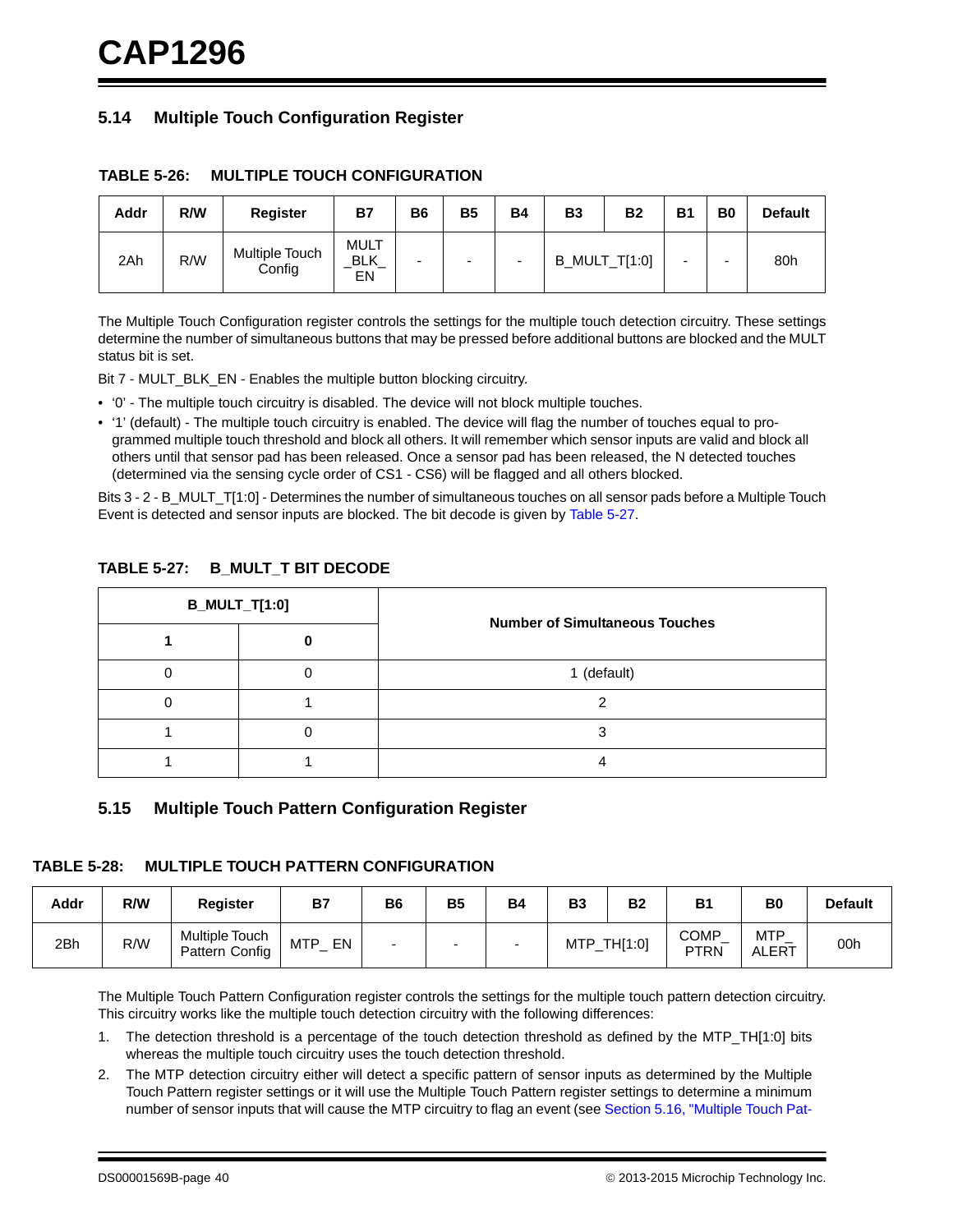## 5.14 Multiple Touch Configuration Register

**TABLE 5-26: MULTIPLE TOUCH CONFIGURATION**

| Addr | R/W | Register | B7 | B6 | B5 | B4 | B3 | B2 | B1 | B0 | Default |
|---|---|---|---|---|---|---|---|---|---|---|---|
| 2Ah | R/W | Multiple Touch Config | MULT_BLK_EN | - | - | - | B_MULT_T[1:0] | | - | - | 80h |

The Multiple Touch Configuration register controls the settings for the multiple touch detection circuitry. These settings determine the number of simultaneous buttons that may be pressed before additional buttons are blocked and the MULT status bit is set.

Bit 7 - MULT_BLK_EN - Enables the multiple button blocking circuitry.

- '0' - The multiple touch circuitry is disabled. The device will not block multiple touches.
- '1' (default) - The multiple touch circuitry is enabled. The device will flag the number of touches equal to programmed multiple touch threshold and block all others. It will remember which sensor inputs are valid and block all others until that sensor pad has been released. Once a sensor pad has been released, the N detected touches (determined via the sensing cycle order of CS1 - CS6) will be flagged and all others blocked.

Bits 3 - 2 - B_MULT_T[1:0] - Determines the number of simultaneous touches on all sensor pads before a Multiple Touch Event is detected and sensor inputs are blocked. The bit decode is given by Table 5-27.

**TABLE 5-27: B_MULT_T BIT DECODE**

| B_MULT_T[1:0] | | Number of Simultaneous Touches |
|---|---|---|
| 1 | 0 | |
| 0 | 0 | 1 (default) |
| 0 | 1 | 2 |
| 1 | 0 | 3 |
| 1 | 1 | 4 |

## 5.15 Multiple Touch Pattern Configuration Register

**TABLE 5-28: MULTIPLE TOUCH PATTERN CONFIGURATION**

| Addr | R/W | Register | B7 | B6 | B5 | B4 | B3 | B2 | B1 | B0 | Default |
|---|---|---|---|---|---|---|---|---|---|---|---|
| 2Bh | R/W | Multiple Touch Pattern Config | MTP_ EN | - | - | - | MTP_TH[1:0] | | COMP_PTRN | MTP_ALERT | 00h |

The Multiple Touch Pattern Configuration register controls the settings for the multiple touch pattern detection circuitry. This circuitry works like the multiple touch detection circuitry with the following differences:

1. The detection threshold is a percentage of the touch detection threshold as defined by the MTP_TH[1:0] bits whereas the multiple touch circuitry uses the touch detection threshold.
2. The MTP detection circuitry either will detect a specific pattern of sensor inputs as determined by the Multiple Touch Pattern register settings or it will use the Multiple Touch Pattern register settings to determine a minimum number of sensor inputs that will cause the MTP circuitry to flag an event (see Section 5.16, "Multiple Touch Pat-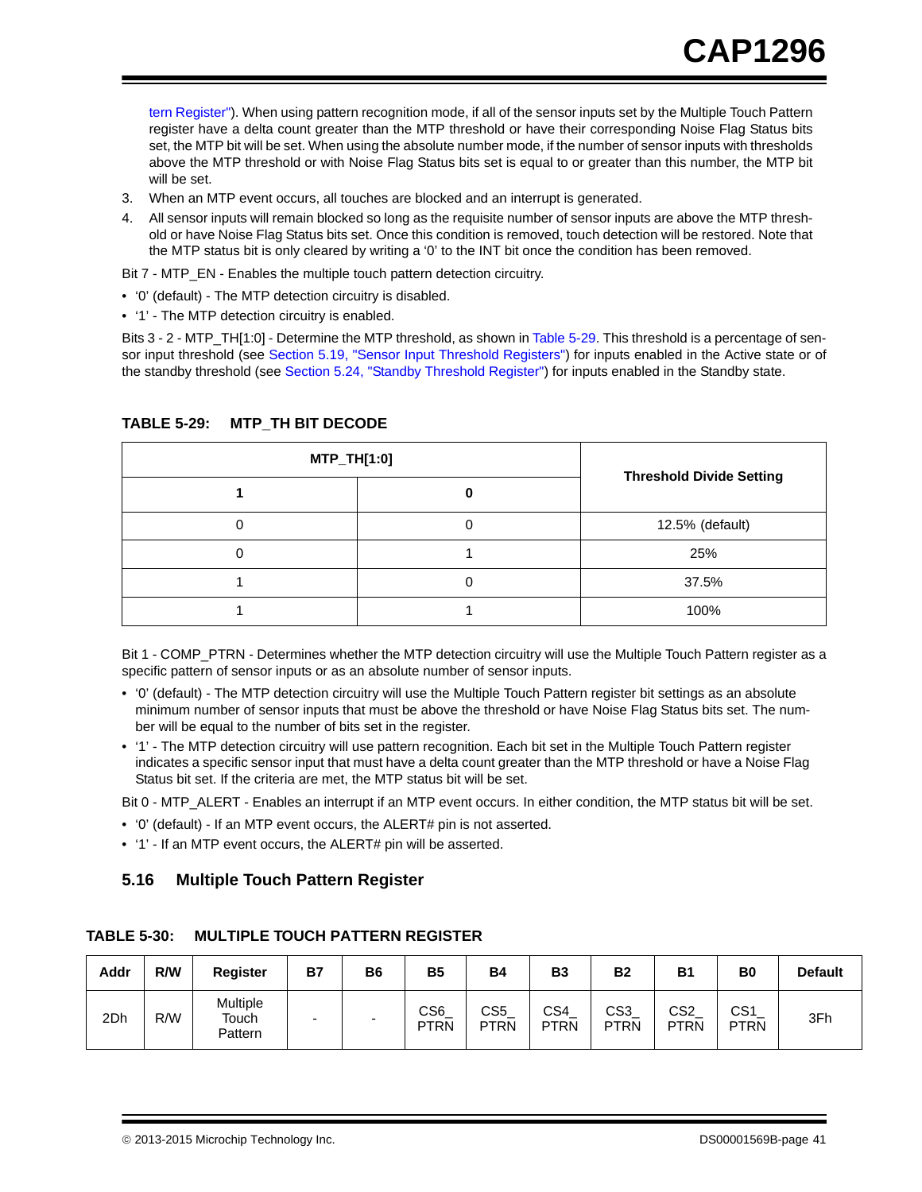tern Register"). When using pattern recognition mode, if all of the sensor inputs set by the Multiple Touch Pattern register have a delta count greater than the MTP threshold or have their corresponding Noise Flag Status bits set, the MTP bit will be set. When using the absolute number mode, if the number of sensor inputs with thresholds above the MTP threshold or with Noise Flag Status bits set is equal to or greater than this number, the MTP bit will be set.

3. When an MTP event occurs, all touches are blocked and an interrupt is generated.
4. All sensor inputs will remain blocked so long as the requisite number of sensor inputs are above the MTP threshold or have Noise Flag Status bits set. Once this condition is removed, touch detection will be restored. Note that the MTP status bit is only cleared by writing a '0' to the INT bit once the condition has been removed.

Bit 7 - MTP_EN - Enables the multiple touch pattern detection circuitry.

- '0' (default) - The MTP detection circuitry is disabled.
- '1' - The MTP detection circuitry is enabled.

Bits 3 - 2 - MTP_TH[1:0] - Determine the MTP threshold, as shown in Table 5-29. This threshold is a percentage of sensor input threshold (see Section 5.19, "Sensor Input Threshold Registers") for inputs enabled in the Active state or of the standby threshold (see Section 5.24, "Standby Threshold Register") for inputs enabled in the Standby state.

**TABLE 5-29: MTP_TH BIT DECODE**

| MTP_TH[1:0] | | Threshold Divide Setting |
|---|---|---|
| 1 | 0 | |
| 0 | 0 | 12.5% (default) |
| 0 | 1 | 25% |
| 1 | 0 | 37.5% |
| 1 | 1 | 100% |

Bit 1 - COMP_PTRN - Determines whether the MTP detection circuitry will use the Multiple Touch Pattern register as a specific pattern of sensor inputs or as an absolute number of sensor inputs.

- '0' (default) - The MTP detection circuitry will use the Multiple Touch Pattern register bit settings as an absolute minimum number of sensor inputs that must be above the threshold or have Noise Flag Status bits set. The number will be equal to the number of bits set in the register.
- '1' - The MTP detection circuitry will use pattern recognition. Each bit set in the Multiple Touch Pattern register indicates a specific sensor input that must have a delta count greater than the MTP threshold or have a Noise Flag Status bit set. If the criteria are met, the MTP status bit will be set.

Bit 0 - MTP_ALERT - Enables an interrupt if an MTP event occurs. In either condition, the MTP status bit will be set.

- '0' (default) - If an MTP event occurs, the ALERT# pin is not asserted.
- '1' - If an MTP event occurs, the ALERT# pin will be asserted.

## 5.16 Multiple Touch Pattern Register

**TABLE 5-30: MULTIPLE TOUCH PATTERN REGISTER**

| Addr | R/W | Register | B7 | B6 | B5 | B4 | B3 | B2 | B1 | B0 | Default |
|---|---|---|---|---|---|---|---|---|---|---|---|
| 2Dh | R/W | Multiple Touch Pattern | - | - | CS6_PTRN | CS5_PTRN | CS4_PTRN | CS3_PTRN | CS2_PTRN | CS1_PTRN | 3Fh |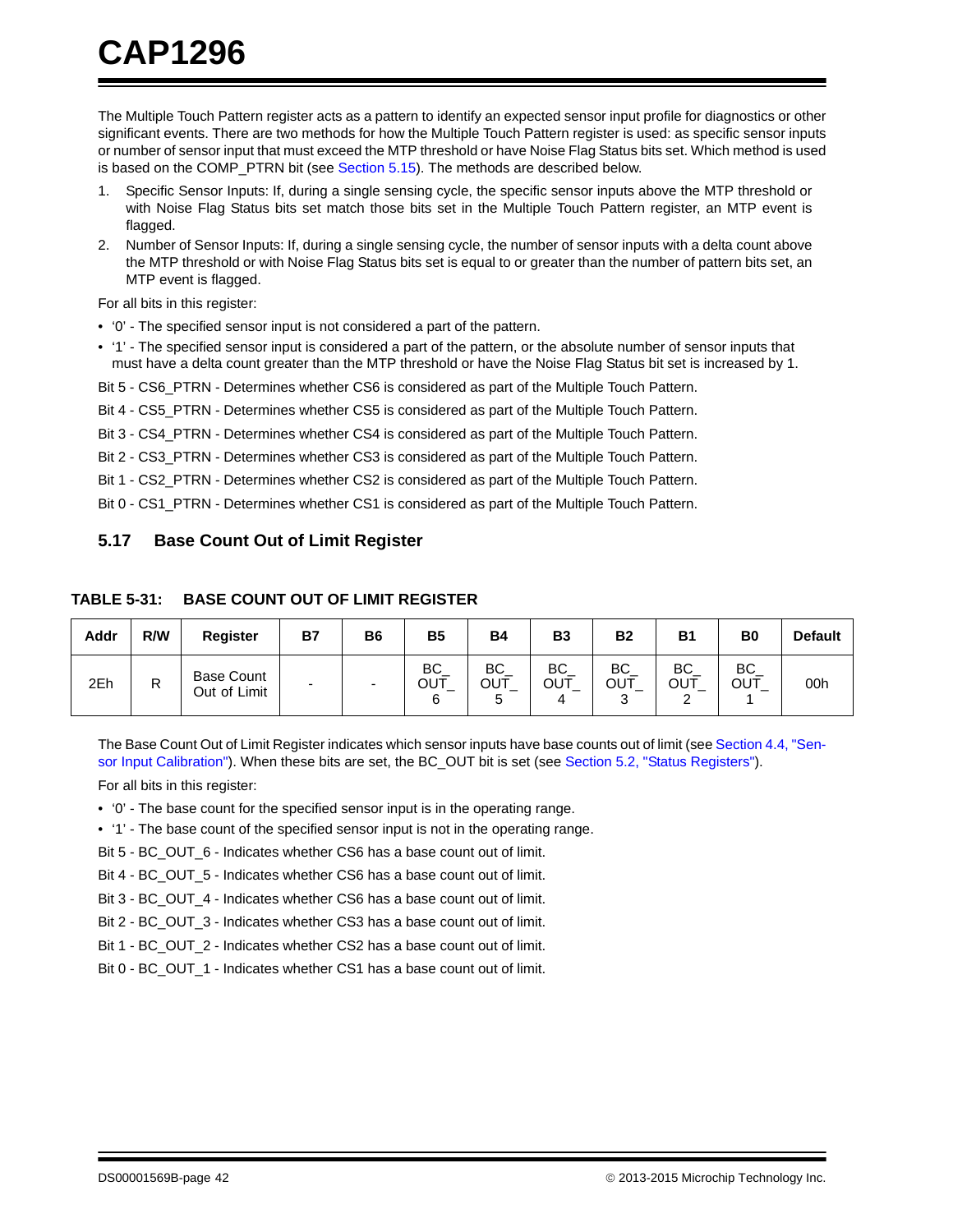The Multiple Touch Pattern register acts as a pattern to identify an expected sensor input profile for diagnostics or other significant events. There are two methods for how the Multiple Touch Pattern register is used: as specific sensor inputs or number of sensor input that must exceed the MTP threshold or have Noise Flag Status bits set. Which method is used is based on the COMP_PTRN bit (see Section 5.15). The methods are described below.

1. Specific Sensor Inputs: If, during a single sensing cycle, the specific sensor inputs above the MTP threshold or with Noise Flag Status bits set match those bits set in the Multiple Touch Pattern register, an MTP event is flagged.
2. Number of Sensor Inputs: If, during a single sensing cycle, the number of sensor inputs with a delta count above the MTP threshold or with Noise Flag Status bits set is equal to or greater than the number of pattern bits set, an MTP event is flagged.

For all bits in this register:

- '0' - The specified sensor input is not considered a part of the pattern.
- '1' - The specified sensor input is considered a part of the pattern, or the absolute number of sensor inputs that must have a delta count greater than the MTP threshold or have the Noise Flag Status bit set is increased by 1.

Bit 5 - CS6_PTRN - Determines whether CS6 is considered as part of the Multiple Touch Pattern.

Bit 4 - CS5_PTRN - Determines whether CS5 is considered as part of the Multiple Touch Pattern.

Bit 3 - CS4_PTRN - Determines whether CS4 is considered as part of the Multiple Touch Pattern.

Bit 2 - CS3_PTRN - Determines whether CS3 is considered as part of the Multiple Touch Pattern.

Bit 1 - CS2_PTRN - Determines whether CS2 is considered as part of the Multiple Touch Pattern.

Bit 0 - CS1_PTRN - Determines whether CS1 is considered as part of the Multiple Touch Pattern.

## 5.17 Base Count Out of Limit Register

**TABLE 5-31: BASE COUNT OUT OF LIMIT REGISTER**

| Addr | R/W | Register | B7 | B6 | B5 | B4 | B3 | B2 | B1 | B0 | Default |
|---|---|---|---|---|---|---|---|---|---|---|---|
| 2Eh | R | Base Count Out of Limit | - | - | BC_OUT_6 | BC_OUT_5 | BC_OUT_4 | BC_OUT_3 | BC_OUT_2 | BC_OUT_1 | 00h |

The Base Count Out of Limit Register indicates which sensor inputs have base counts out of limit (see Section 4.4, "Sensor Input Calibration"). When these bits are set, the BC_OUT bit is set (see Section 5.2, "Status Registers").

For all bits in this register:

- '0' - The base count for the specified sensor input is in the operating range.
- '1' - The base count of the specified sensor input is not in the operating range.

Bit 5 - BC_OUT_6 - Indicates whether CS6 has a base count out of limit.

Bit 4 - BC_OUT_5 - Indicates whether CS6 has a base count out of limit.

Bit 3 - BC_OUT_4 - Indicates whether CS6 has a base count out of limit.

Bit 2 - BC_OUT_3 - Indicates whether CS3 has a base count out of limit.

Bit 1 - BC_OUT_2 - Indicates whether CS2 has a base count out of limit.

Bit 0 - BC_OUT_1 - Indicates whether CS1 has a base count out of limit.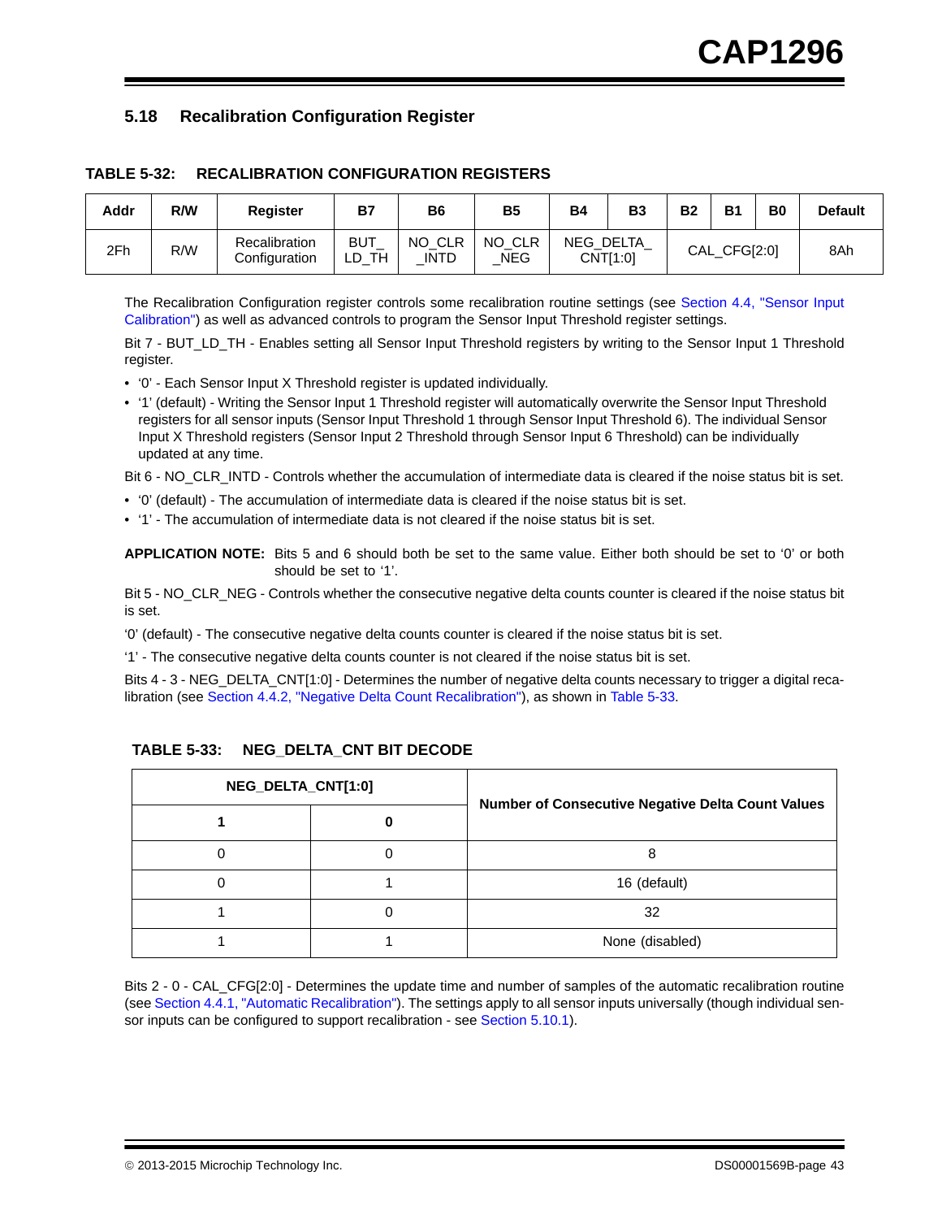## 5.18 Recalibration Configuration Register

**TABLE 5-32: RECALIBRATION CONFIGURATION REGISTERS**

| Addr | R/W | Register | B7 | B6 | B5 | B4 | B3 | B2 | B1 | B0 | Default |
|---|---|---|---|---|---|---|---|---|---|---|---|
| 2Fh | R/W | Recalibration Configuration | BUT_LD_TH | NO_CLR_INTD | NO_CLR_NEG | NEG_DELTA_CNT[1:0] | | CAL_CFG[2:0] | | | 8Ah |

The Recalibration Configuration register controls some recalibration routine settings (see Section 4.4, "Sensor Input Calibration") as well as advanced controls to program the Sensor Input Threshold register settings.

Bit 7 - BUT_LD_TH - Enables setting all Sensor Input Threshold registers by writing to the Sensor Input 1 Threshold register.

- '0' - Each Sensor Input X Threshold register is updated individually.
- '1' (default) - Writing the Sensor Input 1 Threshold register will automatically overwrite the Sensor Input Threshold registers for all sensor inputs (Sensor Input Threshold 1 through Sensor Input Threshold 6). The individual Sensor Input X Threshold registers (Sensor Input 2 Threshold through Sensor Input 6 Threshold) can be individually updated at any time.

Bit 6 - NO_CLR_INTD - Controls whether the accumulation of intermediate data is cleared if the noise status bit is set.

- '0' (default) - The accumulation of intermediate data is cleared if the noise status bit is set.
- '1' - The accumulation of intermediate data is not cleared if the noise status bit is set.

**APPLICATION NOTE:** Bits 5 and 6 should both be set to the same value. Either both should be set to '0' or both should be set to '1'.

Bit 5 - NO_CLR_NEG - Controls whether the consecutive negative delta counts counter is cleared if the noise status bit is set.

'0' (default) - The consecutive negative delta counts counter is cleared if the noise status bit is set.

'1' - The consecutive negative delta counts counter is not cleared if the noise status bit is set.

Bits 4 - 3 - NEG_DELTA_CNT[1:0] - Determines the number of negative delta counts necessary to trigger a digital recalibration (see Section 4.4.2, "Negative Delta Count Recalibration"), as shown in Table 5-33.

**TABLE 5-33: NEG_DELTA_CNT BIT DECODE**

| NEG_DELTA_CNT[1:0] | | Number of Consecutive Negative Delta Count Values |
|---|---|---|
| **1** | **0** | |
| 0 | 0 | 8 |
| 0 | 1 | 16 (default) |
| 1 | 0 | 32 |
| 1 | 1 | None (disabled) |

Bits 2 - 0 - CAL_CFG[2:0] - Determines the update time and number of samples of the automatic recalibration routine (see Section 4.4.1, "Automatic Recalibration"). The settings apply to all sensor inputs universally (though individual sensor inputs can be configured to support recalibration - see Section 5.10.1).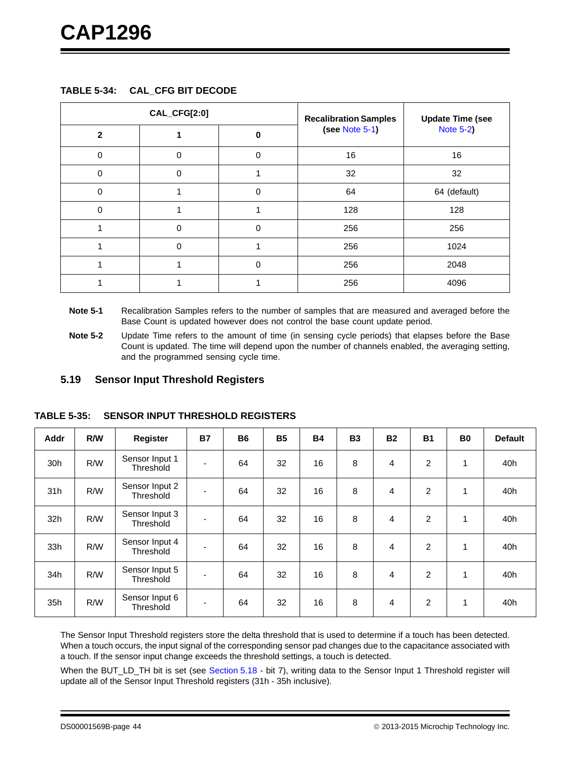**TABLE 5-34: CAL_CFG BIT DECODE**

| CAL_CFG[2:0] | | | Recalibration Samples (see Note 5-1) | Update Time (see Note 5-2) |
|---|---|---|---|---|
| 2 | 1 | 0 | | |
| 0 | 0 | 0 | 16 | 16 |
| 0 | 0 | 1 | 32 | 32 |
| 0 | 1 | 0 | 64 | 64 (default) |
| 0 | 1 | 1 | 128 | 128 |
| 1 | 0 | 0 | 256 | 256 |
| 1 | 0 | 1 | 256 | 1024 |
| 1 | 1 | 0 | 256 | 2048 |
| 1 | 1 | 1 | 256 | 4096 |

**Note 5-1** Recalibration Samples refers to the number of samples that are measured and averaged before the Base Count is updated however does not control the base count update period.

**Note 5-2** Update Time refers to the amount of time (in sensing cycle periods) that elapses before the Base Count is updated. The time will depend upon the number of channels enabled, the averaging setting, and the programmed sensing cycle time.

## 5.19 Sensor Input Threshold Registers

**TABLE 5-35: SENSOR INPUT THRESHOLD REGISTERS**

| Addr | R/W | Register | B7 | B6 | B5 | B4 | B3 | B2 | B1 | B0 | Default |
|---|---|---|---|---|---|---|---|---|---|---|---|
| 30h | R/W | Sensor Input 1 Threshold | - | 64 | 32 | 16 | 8 | 4 | 2 | 1 | 40h |
| 31h | R/W | Sensor Input 2 Threshold | - | 64 | 32 | 16 | 8 | 4 | 2 | 1 | 40h |
| 32h | R/W | Sensor Input 3 Threshold | - | 64 | 32 | 16 | 8 | 4 | 2 | 1 | 40h |
| 33h | R/W | Sensor Input 4 Threshold | - | 64 | 32 | 16 | 8 | 4 | 2 | 1 | 40h |
| 34h | R/W | Sensor Input 5 Threshold | - | 64 | 32 | 16 | 8 | 4 | 2 | 1 | 40h |
| 35h | R/W | Sensor Input 6 Threshold | - | 64 | 32 | 16 | 8 | 4 | 2 | 1 | 40h |

The Sensor Input Threshold registers store the delta threshold that is used to determine if a touch has been detected. When a touch occurs, the input signal of the corresponding sensor pad changes due to the capacitance associated with a touch. If the sensor input change exceeds the threshold settings, a touch is detected.

When the BUT_LD_TH bit is set (see Section 5.18 - bit 7), writing data to the Sensor Input 1 Threshold register will update all of the Sensor Input Threshold registers (31h - 35h inclusive).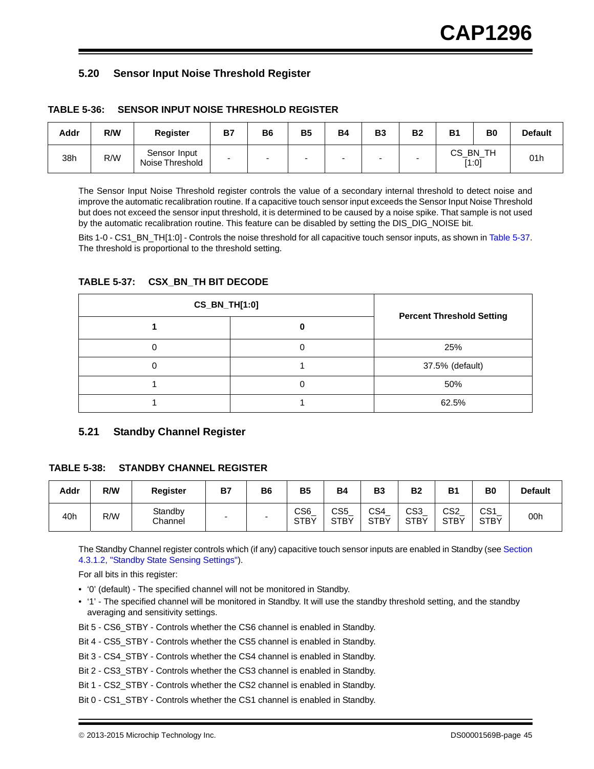## 5.20 Sensor Input Noise Threshold Register

**TABLE 5-36: SENSOR INPUT NOISE THRESHOLD REGISTER**

| Addr | R/W | Register | B7 | B6 | B5 | B4 | B3 | B2 | B1 | B0 | Default |
|---|---|---|---|---|---|---|---|---|---|---|---|
| 38h | R/W | Sensor Input Noise Threshold | - | - | - | - | - | - | CS_BN_TH [1:0] | | 01h |

The Sensor Input Noise Threshold register controls the value of a secondary internal threshold to detect noise and improve the automatic recalibration routine. If a capacitive touch sensor input exceeds the Sensor Input Noise Threshold but does not exceed the sensor input threshold, it is determined to be caused by a noise spike. That sample is not used by the automatic recalibration routine. This feature can be disabled by setting the DIS_DIG_NOISE bit.

Bits 1-0 - CS1_BN_TH[1:0] - Controls the noise threshold for all capacitive touch sensor inputs, as shown in Table 5-37. The threshold is proportional to the threshold setting.

**TABLE 5-37: CSX_BN_TH BIT DECODE**

| CS_BN_TH[1:0] | | Percent Threshold Setting |
|---|---|---|
| 1 | 0 | |
| 0 | 0 | 25% |
| 0 | 1 | 37.5% (default) |
| 1 | 0 | 50% |
| 1 | 1 | 62.5% |

## 5.21 Standby Channel Register

**TABLE 5-38: STANDBY CHANNEL REGISTER**

| Addr | R/W | Register | B7 | B6 | B5 | B4 | B3 | B2 | B1 | B0 | Default |
|---|---|---|---|---|---|---|---|---|---|---|---|
| 40h | R/W | Standby Channel | - | - | CS6_STBY | CS5_STBY | CS4_STBY | CS3_STBY | CS2_STBY | CS1_STBY | 00h |

The Standby Channel register controls which (if any) capacitive touch sensor inputs are enabled in Standby (see Section 4.3.1.2, "Standby State Sensing Settings").

For all bits in this register:

- '0' (default) - The specified channel will not be monitored in Standby.
- '1' - The specified channel will be monitored in Standby. It will use the standby threshold setting, and the standby averaging and sensitivity settings.

Bit 5 - CS6_STBY - Controls whether the CS6 channel is enabled in Standby.

Bit 4 - CS5_STBY - Controls whether the CS5 channel is enabled in Standby.

Bit 3 - CS4_STBY - Controls whether the CS4 channel is enabled in Standby.

Bit 2 - CS3_STBY - Controls whether the CS3 channel is enabled in Standby.

Bit 1 - CS2_STBY - Controls whether the CS2 channel is enabled in Standby.

Bit 0 - CS1_STBY - Controls whether the CS1 channel is enabled in Standby.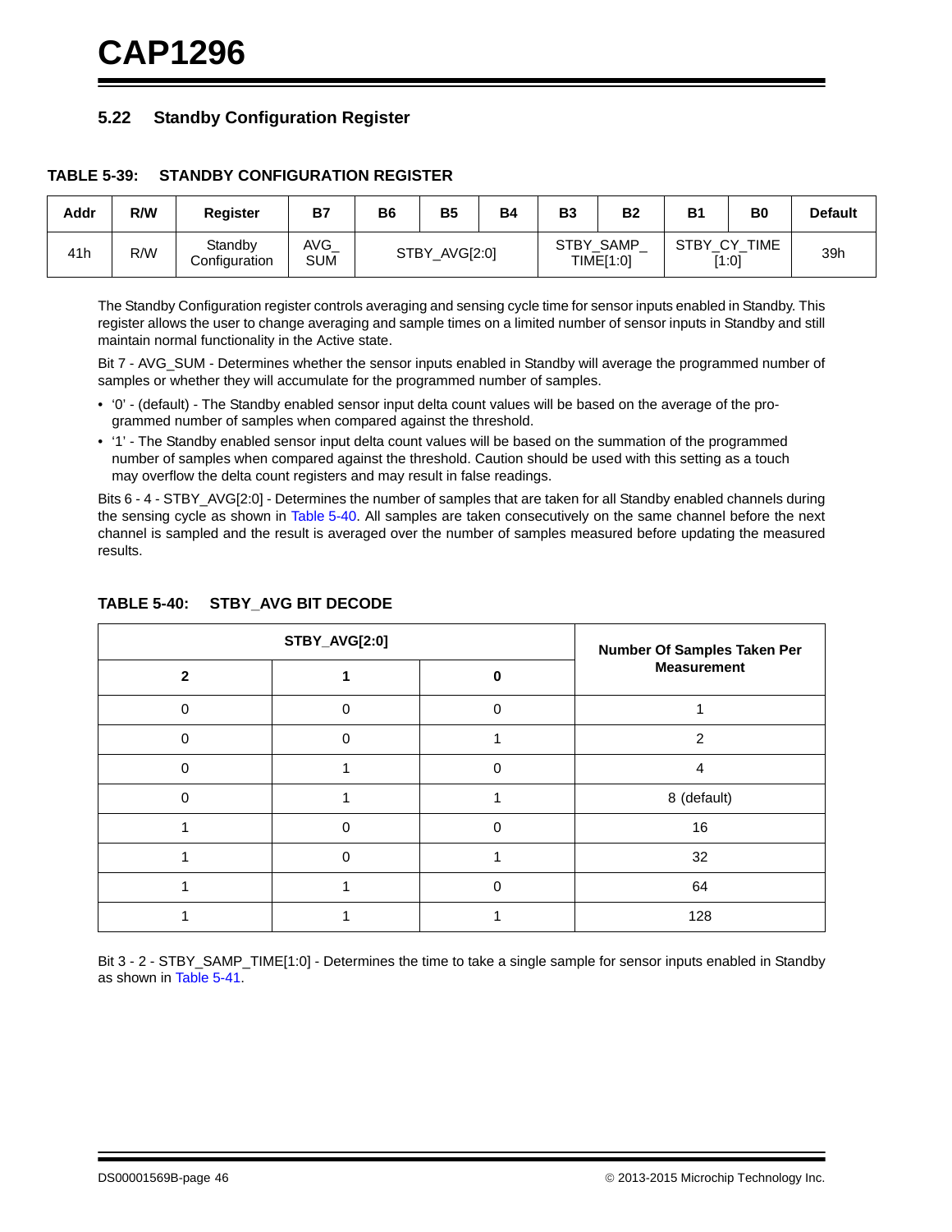## 5.22 Standby Configuration Register

**TABLE 5-39: STANDBY CONFIGURATION REGISTER**

| Addr | R/W | Register | B7 | B6 | B5 | B4 | B3 | B2 | B1 | B0 | Default |
|---|---|---|---|---|---|---|---|---|---|---|---|
| 41h | R/W | Standby Configuration | AVG_SUM | STBY_AVG[2:0] | | | STBY_SAMP_TIME[1:0] | | STBY_CY_TIME [1:0] | | 39h |

The Standby Configuration register controls averaging and sensing cycle time for sensor inputs enabled in Standby. This register allows the user to change averaging and sample times on a limited number of sensor inputs in Standby and still maintain normal functionality in the Active state.

Bit 7 - AVG_SUM - Determines whether the sensor inputs enabled in Standby will average the programmed number of samples or whether they will accumulate for the programmed number of samples.

- '0' - (default) - The Standby enabled sensor input delta count values will be based on the average of the programmed number of samples when compared against the threshold.
- '1' - The Standby enabled sensor input delta count values will be based on the summation of the programmed number of samples when compared against the threshold. Caution should be used with this setting as a touch may overflow the delta count registers and may result in false readings.

Bits 6 - 4 - STBY_AVG[2:0] - Determines the number of samples that are taken for all Standby enabled channels during the sensing cycle as shown in Table 5-40. All samples are taken consecutively on the same channel before the next channel is sampled and the result is averaged over the number of samples measured before updating the measured results.

**TABLE 5-40: STBY_AVG BIT DECODE**

| STBY_AVG[2:0] | | | Number Of Samples Taken Per Measurement |
|---|---|---|---|
| **2** | **1** | **0** | |
| 0 | 0 | 0 | 1 |
| 0 | 0 | 1 | 2 |
| 0 | 1 | 0 | 4 |
| 0 | 1 | 1 | 8 (default) |
| 1 | 0 | 0 | 16 |
| 1 | 0 | 1 | 32 |
| 1 | 1 | 0 | 64 |
| 1 | 1 | 1 | 128 |

Bit 3 - 2 - STBY_SAMP_TIME[1:0] - Determines the time to take a single sample for sensor inputs enabled in Standby as shown in Table 5-41.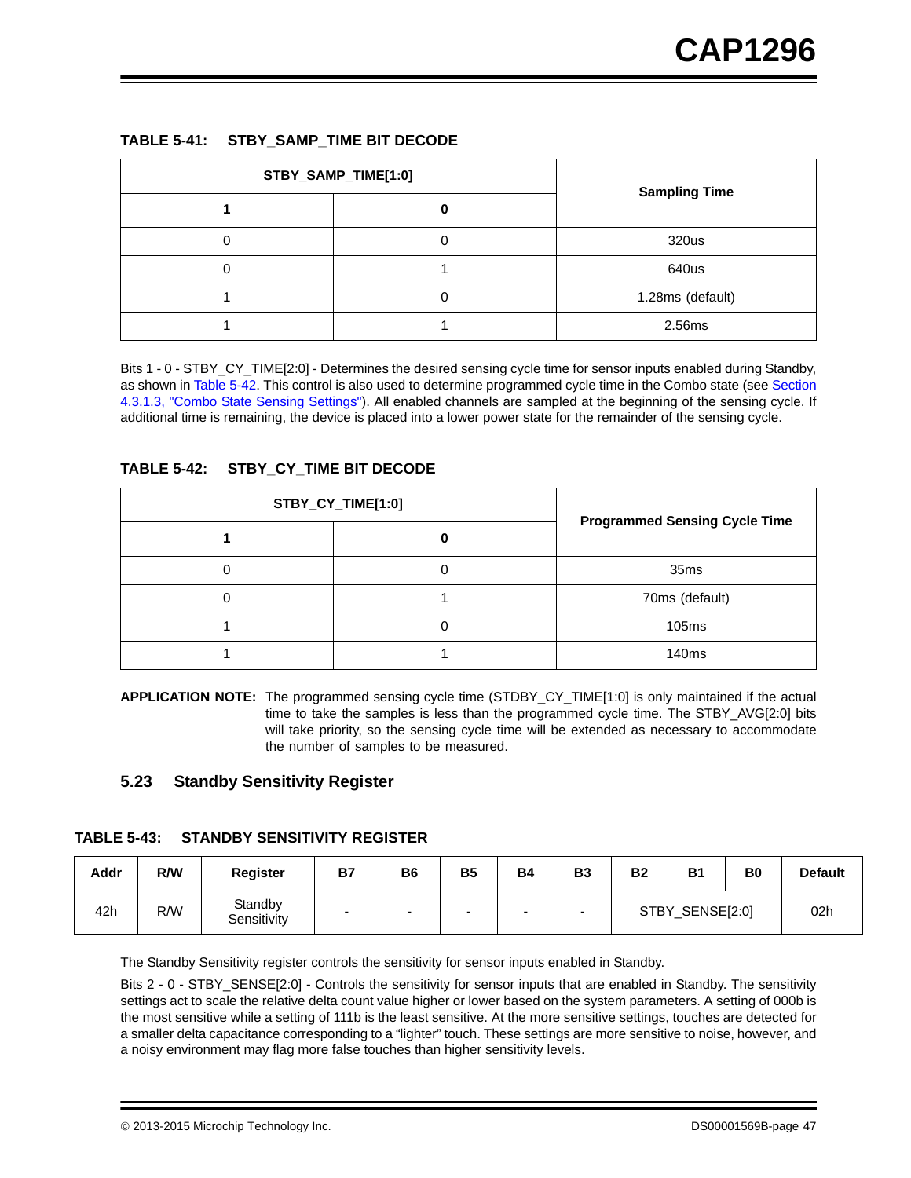**TABLE 5-41: STBY_SAMP_TIME BIT DECODE**

| STBY_SAMP_TIME[1:0] | | Sampling Time |
|---|---|---|
| 1 | 0 | |
| 0 | 0 | 320us |
| 0 | 1 | 640us |
| 1 | 0 | 1.28ms (default) |
| 1 | 1 | 2.56ms |

Bits 1 - 0 - STBY_CY_TIME[2:0] - Determines the desired sensing cycle time for sensor inputs enabled during Standby, as shown in Table 5-42. This control is also used to determine programmed cycle time in the Combo state (see Section 4.3.1.3, "Combo State Sensing Settings"). All enabled channels are sampled at the beginning of the sensing cycle. If additional time is remaining, the device is placed into a lower power state for the remainder of the sensing cycle.

**TABLE 5-42: STBY_CY_TIME BIT DECODE**

| STBY_CY_TIME[1:0] | | Programmed Sensing Cycle Time |
|---|---|---|
| 1 | 0 | |
| 0 | 0 | 35ms |
| 0 | 1 | 70ms (default) |
| 1 | 0 | 105ms |
| 1 | 1 | 140ms |

**APPLICATION NOTE:** The programmed sensing cycle time (STDBY_CY_TIME[1:0] is only maintained if the actual time to take the samples is less than the programmed cycle time. The STBY_AVG[2:0] bits will take priority, so the sensing cycle time will be extended as necessary to accommodate the number of samples to be measured.

## 5.23 Standby Sensitivity Register

**TABLE 5-43: STANDBY SENSITIVITY REGISTER**

| Addr | R/W | Register | B7 | B6 | B5 | B4 | B3 | B2 | B1 | B0 | Default |
|---|---|---|---|---|---|---|---|---|---|---|---|
| 42h | R/W | Standby Sensitivity | - | - | - | - | - | STBY_SENSE[2:0] | | | 02h |

The Standby Sensitivity register controls the sensitivity for sensor inputs enabled in Standby.

Bits 2 - 0 - STBY_SENSE[2:0] - Controls the sensitivity for sensor inputs that are enabled in Standby. The sensitivity settings act to scale the relative delta count value higher or lower based on the system parameters. A setting of 000b is the most sensitive while a setting of 111b is the least sensitive. At the more sensitive settings, touches are detected for a smaller delta capacitance corresponding to a “lighter” touch. These settings are more sensitive to noise, however, and a noisy environment may flag more false touches than higher sensitivity levels.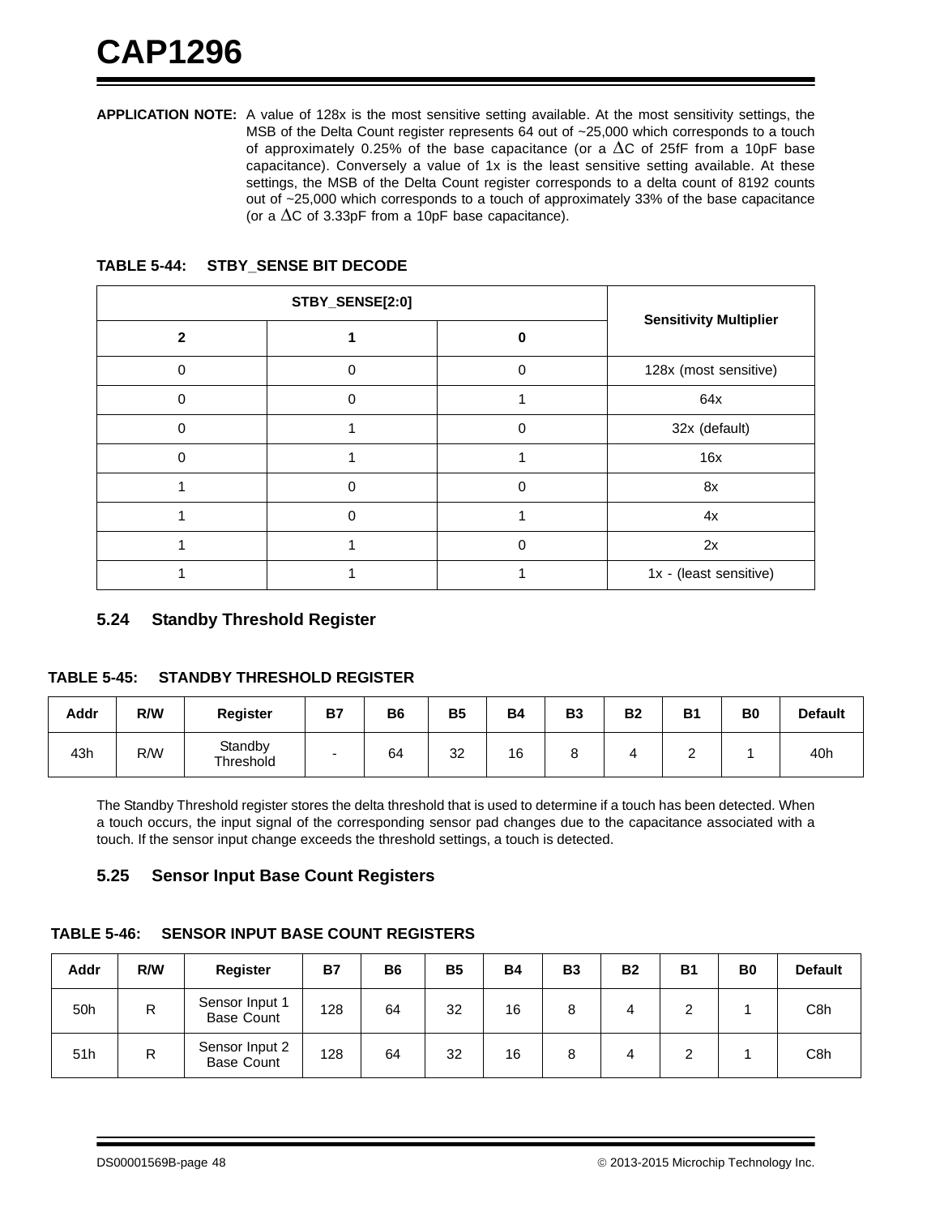**APPLICATION NOTE:** A value of 128x is the most sensitive setting available. At the most sensitivity settings, the MSB of the Delta Count register represents 64 out of ~25,000 which corresponds to a touch of approximately 0.25% of the base capacitance (or a $\Delta$C of 25fF from a 10pF base capacitance). Conversely a value of 1x is the least sensitive setting available. At these settings, the MSB of the Delta Count register corresponds to a delta count of 8192 counts out of ~25,000 which corresponds to a touch of approximately 33% of the base capacitance (or a $\Delta$C of 3.33pF from a 10pF base capacitance).

**TABLE 5-44: STBY_SENSE BIT DECODE**

| STBY_SENSE[2:0] | | | Sensitivity Multiplier |
|---|---|---|---|
| 2 | 1 | 0 | |
| 0 | 0 | 0 | 128x (most sensitive) |
| 0 | 0 | 1 | 64x |
| 0 | 1 | 0 | 32x (default) |
| 0 | 1 | 1 | 16x |
| 1 | 0 | 0 | 8x |
| 1 | 0 | 1 | 4x |
| 1 | 1 | 0 | 2x |
| 1 | 1 | 1 | 1x - (least sensitive) |

## 5.24 Standby Threshold Register

**TABLE 5-45: STANDBY THRESHOLD REGISTER**

| Addr | R/W | Register | B7 | B6 | B5 | B4 | B3 | B2 | B1 | B0 | Default |
|---|---|---|---|---|---|---|---|---|---|---|---|
| 43h | R/W | Standby Threshold | - | 64 | 32 | 16 | 8 | 4 | 2 | 1 | 40h |

The Standby Threshold register stores the delta threshold that is used to determine if a touch has been detected. When a touch occurs, the input signal of the corresponding sensor pad changes due to the capacitance associated with a touch. If the sensor input change exceeds the threshold settings, a touch is detected.

## 5.25 Sensor Input Base Count Registers

**TABLE 5-46: SENSOR INPUT BASE COUNT REGISTERS**

| Addr | R/W | Register | B7 | B6 | B5 | B4 | B3 | B2 | B1 | B0 | Default |
|---|---|---|---|---|---|---|---|---|---|---|---|
| 50h | R | Sensor Input 1 Base Count | 128 | 64 | 32 | 16 | 8 | 4 | 2 | 1 | C8h |
| 51h | R | Sensor Input 2 Base Count | 128 | 64 | 32 | 16 | 8 | 4 | 2 | 1 | C8h |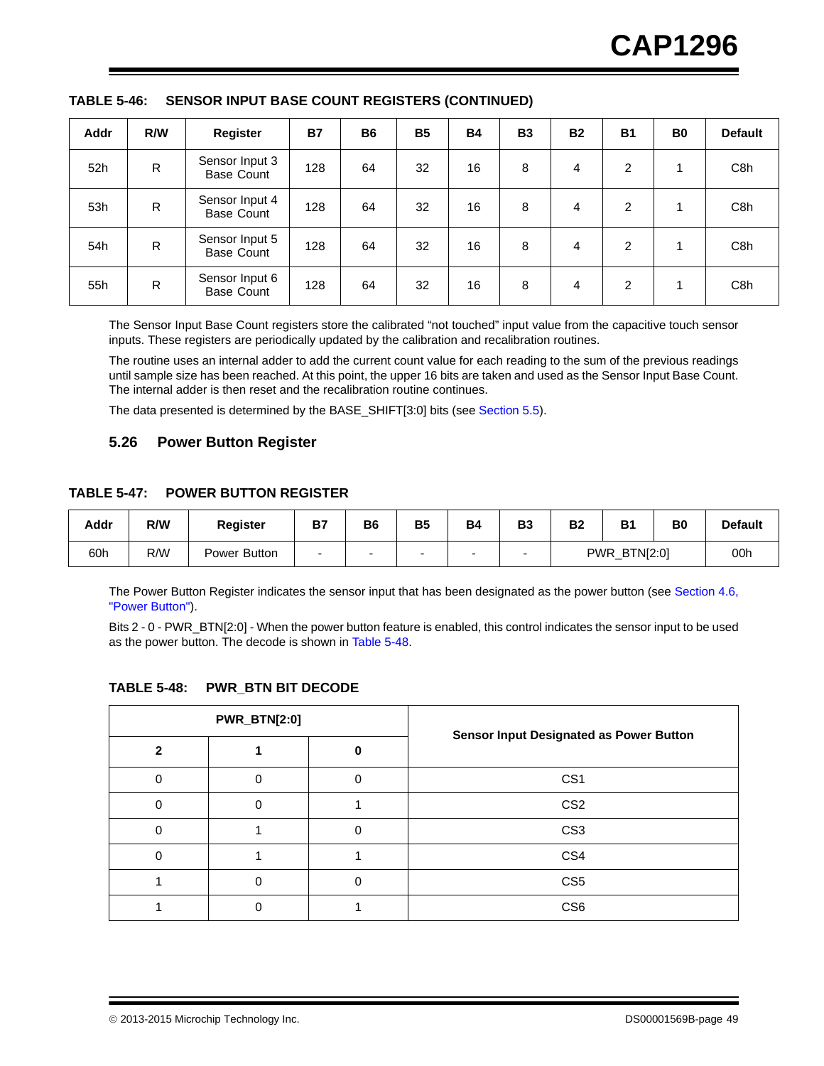**TABLE 5-46: SENSOR INPUT BASE COUNT REGISTERS (CONTINUED)**

| Addr | R/W | Register | B7 | B6 | B5 | B4 | B3 | B2 | B1 | B0 | Default |
|---|---|---|---|---|---|---|---|---|---|---|---|
| 52h | R | Sensor Input 3 Base Count | 128 | 64 | 32 | 16 | 8 | 4 | 2 | 1 | C8h |
| 53h | R | Sensor Input 4 Base Count | 128 | 64 | 32 | 16 | 8 | 4 | 2 | 1 | C8h |
| 54h | R | Sensor Input 5 Base Count | 128 | 64 | 32 | 16 | 8 | 4 | 2 | 1 | C8h |
| 55h | R | Sensor Input 6 Base Count | 128 | 64 | 32 | 16 | 8 | 4 | 2 | 1 | C8h |

The Sensor Input Base Count registers store the calibrated "not touched" input value from the capacitive touch sensor inputs. These registers are periodically updated by the calibration and recalibration routines.

The routine uses an internal adder to add the current count value for each reading to the sum of the previous readings until sample size has been reached. At this point, the upper 16 bits are taken and used as the Sensor Input Base Count. The internal adder is then reset and the recalibration routine continues.

The data presented is determined by the BASE_SHIFT[3:0] bits (see Section 5.5).

## 5.26 Power Button Register

**TABLE 5-47: POWER BUTTON REGISTER**

| Addr | R/W | Register | B7 | B6 | B5 | B4 | B3 | B2 | B1 | B0 | Default |
|---|---|---|---|---|---|---|---|---|---|---|---|
| 60h | R/W | Power Button | - | - | - | - | - | PWR_BTN[2:0] | | | 00h |

The Power Button Register indicates the sensor input that has been designated as the power button (see Section 4.6, "Power Button").

Bits 2 - 0 - PWR_BTN[2:0] - When the power button feature is enabled, this control indicates the sensor input to be used as the power button. The decode is shown in Table 5-48.

**TABLE 5-48: PWR_BTN BIT DECODE**

| PWR_BTN[2:0] | | | Sensor Input Designated as Power Button |
|---|---|---|---|
| 2 | 1 | 0 | |
| 0 | 0 | 0 | CS1 |
| 0 | 0 | 1 | CS2 |
| 0 | 1 | 0 | CS3 |
| 0 | 1 | 1 | CS4 |
| 1 | 0 | 0 | CS5 |
| 1 | 0 | 1 | CS6 |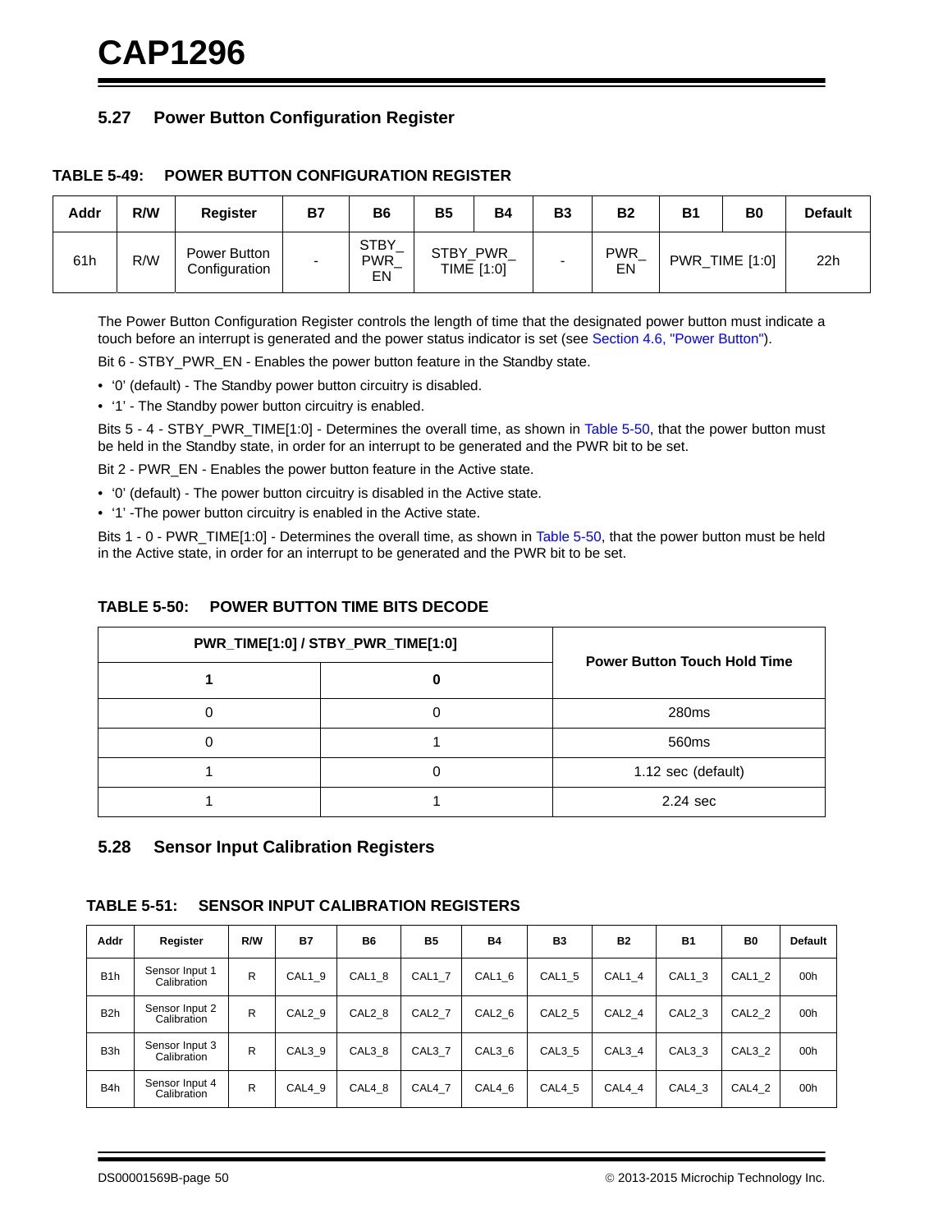## 5.27 Power Button Configuration Register

**TABLE 5-49: POWER BUTTON CONFIGURATION REGISTER**

| Addr | R/W | Register | B7 | B6 | B5 | B4 | B3 | B2 | B1 | B0 | Default |
|---|---|---|---|---|---|---|---|---|---|---|---|
| 61h | R/W | Power Button Configuration | - | STBY_PWR_EN | STBY_PWR_TIME [1:0] | | - | PWR_EN | PWR_TIME [1:0] | | 22h |

The Power Button Configuration Register controls the length of time that the designated power button must indicate a touch before an interrupt is generated and the power status indicator is set (see Section 4.6, "Power Button").

Bit 6 - STBY_PWR_EN - Enables the power button feature in the Standby state.

- '0' (default) - The Standby power button circuitry is disabled.
- '1' - The Standby power button circuitry is enabled.

Bits 5 - 4 - STBY_PWR_TIME[1:0] - Determines the overall time, as shown in Table 5-50, that the power button must be held in the Standby state, in order for an interrupt to be generated and the PWR bit to be set.

Bit 2 - PWR_EN - Enables the power button feature in the Active state.

- '0' (default) - The power button circuitry is disabled in the Active state.
- '1' -The power button circuitry is enabled in the Active state.

Bits 1 - 0 - PWR_TIME[1:0] - Determines the overall time, as shown in Table 5-50, that the power button must be held in the Active state, in order for an interrupt to be generated and the PWR bit to be set.

**TABLE 5-50: POWER BUTTON TIME BITS DECODE**

| PWR_TIME[1:0] / STBY_PWR_TIME[1:0] | | Power Button Touch Hold Time |
|---|---|---|
| 1 | 0 | |
| 0 | 0 | 280ms |
| 0 | 1 | 560ms |
| 1 | 0 | 1.12 sec (default) |
| 1 | 1 | 2.24 sec |

## 5.28 Sensor Input Calibration Registers

**TABLE 5-51: SENSOR INPUT CALIBRATION REGISTERS**

| Addr | Register | R/W | B7 | B6 | B5 | B4 | B3 | B2 | B1 | B0 | Default |
|---|---|---|---|---|---|---|---|---|---|---|---|
| B1h | Sensor Input 1 Calibration | R | CAL1_9 | CAL1_8 | CAL1_7 | CAL1_6 | CAL1_5 | CAL1_4 | CAL1_3 | CAL1_2 | 00h |
| B2h | Sensor Input 2 Calibration | R | CAL2_9 | CAL2_8 | CAL2_7 | CAL2_6 | CAL2_5 | CAL2_4 | CAL2_3 | CAL2_2 | 00h |
| B3h | Sensor Input 3 Calibration | R | CAL3_9 | CAL3_8 | CAL3_7 | CAL3_6 | CAL3_5 | CAL3_4 | CAL3_3 | CAL3_2 | 00h |
| B4h | Sensor Input 4 Calibration | R | CAL4_9 | CAL4_8 | CAL4_7 | CAL4_6 | CAL4_5 | CAL4_4 | CAL4_3 | CAL4_2 | 00h |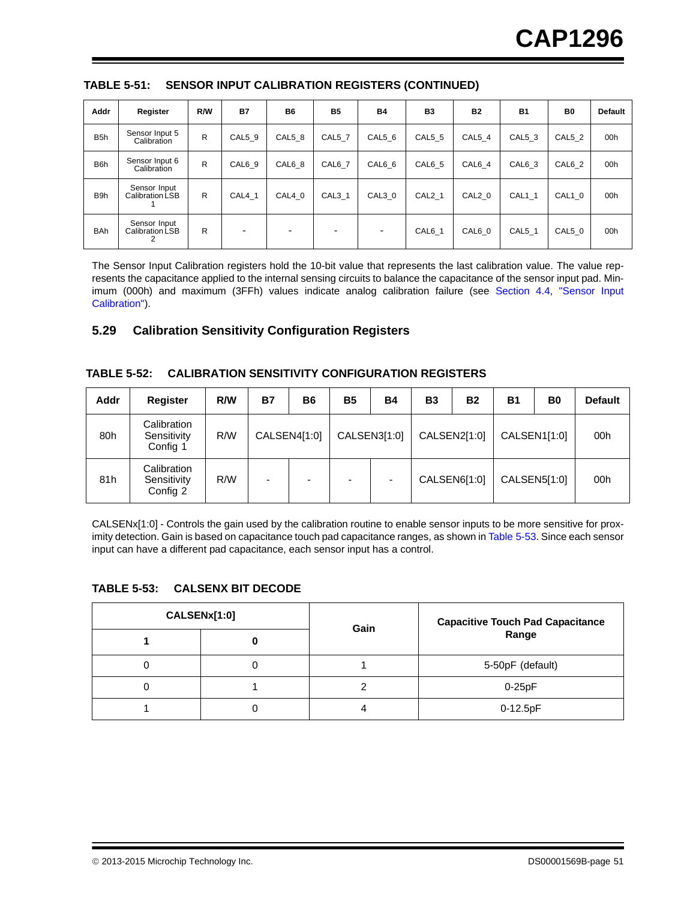**TABLE 5-51: SENSOR INPUT CALIBRATION REGISTERS (CONTINUED)**

| Addr | Register | R/W | B7 | B6 | B5 | B4 | B3 | B2 | B1 | B0 | Default |
|---|---|---|---|---|---|---|---|---|---|---|---|
| B5h | Sensor Input 5 Calibration | R | CAL5_9 | CAL5_8 | CAL5_7 | CAL5_6 | CAL5_5 | CAL5_4 | CAL5_3 | CAL5_2 | 00h |
| B6h | Sensor Input 6 Calibration | R | CAL6_9 | CAL6_8 | CAL6_7 | CAL6_6 | CAL6_5 | CAL6_4 | CAL6_3 | CAL6_2 | 00h |
| B9h | Sensor Input Calibration LSB 1 | R | CAL4_1 | CAL4_0 | CAL3_1 | CAL3_0 | CAL2_1 | CAL2_0 | CAL1_1 | CAL1_0 | 00h |
| BAh | Sensor Input Calibration LSB 2 | R | - | - | - | - | CAL6_1 | CAL6_0 | CAL5_1 | CAL5_0 | 00h |

The Sensor Input Calibration registers hold the 10-bit value that represents the last calibration value. The value represents the capacitance applied to the internal sensing circuits to balance the capacitance of the sensor input pad. Minimum (000h) and maximum (3FFh) values indicate analog calibration failure (see Section 4.4, "Sensor Input Calibration").

## 5.29 Calibration Sensitivity Configuration Registers

**TABLE 5-52: CALIBRATION SENSITIVITY CONFIGURATION REGISTERS**

| Addr | Register | R/W | B7 | B6 | B5 | B4 | B3 | B2 | B1 | B0 | Default |
|---|---|---|---|---|---|---|---|---|---|---|---|
| 80h | Calibration Sensitivity Config 1 | R/W | CALSEN4[1:0] | | CALSEN3[1:0] | | CALSEN2[1:0] | | CALSEN1[1:0] | | 00h |
| 81h | Calibration Sensitivity Config 2 | R/W | - | - | - | - | CALSEN6[1:0] | | CALSEN5[1:0] | | 00h |

CALSENx[1:0] - Controls the gain used by the calibration routine to enable sensor inputs to be more sensitive for proximity detection. Gain is based on capacitance touch pad capacitance ranges, as shown in Table 5-53. Since each sensor input can have a different pad capacitance, each sensor input has a control.

**TABLE 5-53: CALSENX BIT DECODE**

| CALSENx[1:0] | | Gain | Capacitive Touch Pad Capacitance Range |
|---|---|---|---|
| 1 | 0 | | |
| 0 | 0 | 1 | 5-50pF (default) |
| 0 | 1 | 2 | 0-25pF |
| 1 | 0 | 4 | 0-12.5pF |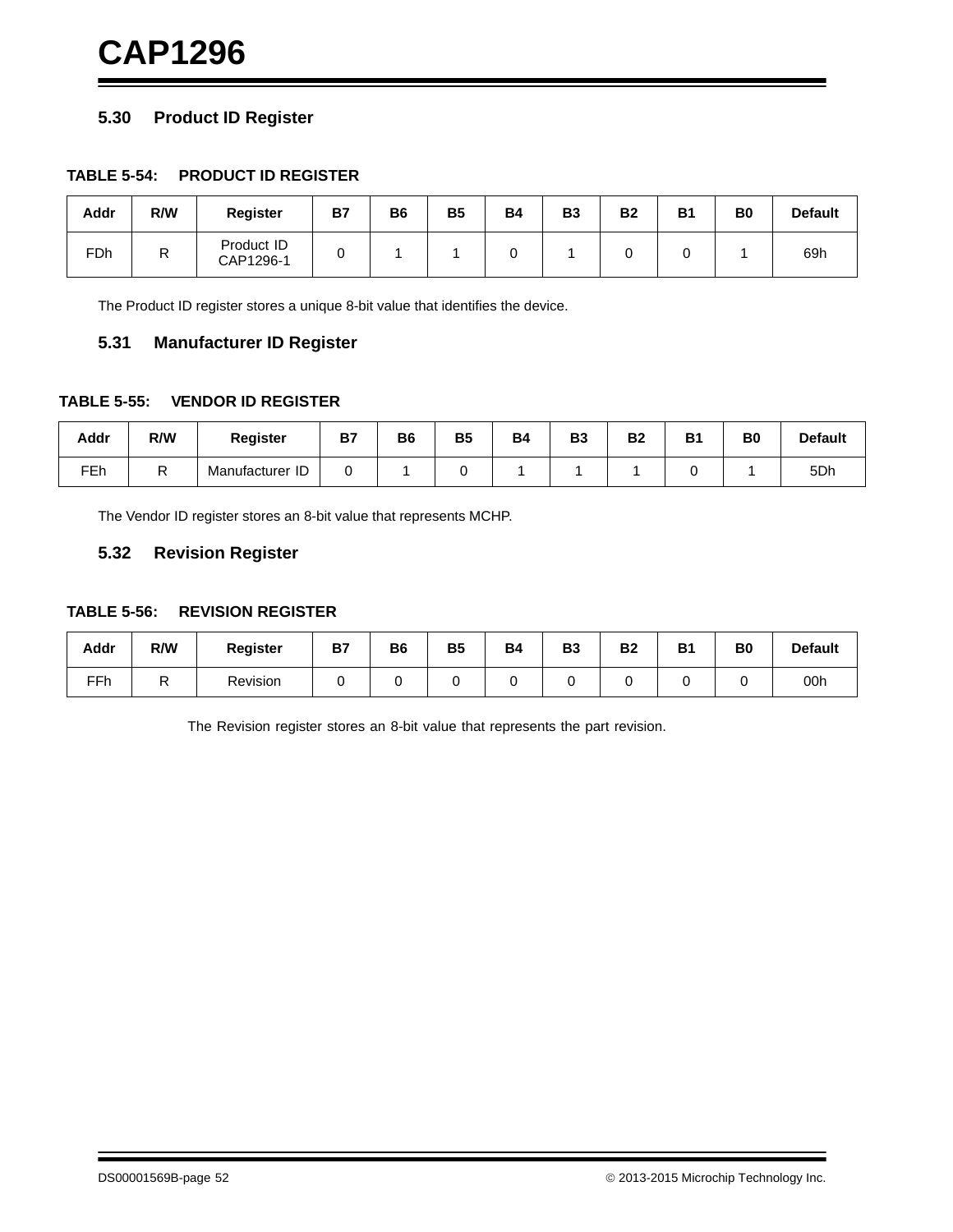## 5.30 Product ID Register

**TABLE 5-54: PRODUCT ID REGISTER**

| Addr | R/W | Register | B7 | B6 | B5 | B4 | B3 | B2 | B1 | B0 | Default |
|---|---|---|---|---|---|---|---|---|---|---|---|
| FDh | R | Product ID CAP1296-1 | 0 | 1 | 1 | 0 | 1 | 0 | 0 | 1 | 69h |

The Product ID register stores a unique 8-bit value that identifies the device.

## 5.31 Manufacturer ID Register

**TABLE 5-55: VENDOR ID REGISTER**

| Addr | R/W | Register | B7 | B6 | B5 | B4 | B3 | B2 | B1 | B0 | Default |
|---|---|---|---|---|---|---|---|---|---|---|---|
| FEh | R | Manufacturer ID | 0 | 1 | 0 | 1 | 1 | 1 | 0 | 1 | 5Dh |

The Vendor ID register stores an 8-bit value that represents MCHP.

## 5.32 Revision Register

**TABLE 5-56: REVISION REGISTER**

| Addr | R/W | Register | B7 | B6 | B5 | B4 | B3 | B2 | B1 | B0 | Default |
|---|---|---|---|---|---|---|---|---|---|---|---|
| FFh | R | Revision | 0 | 0 | 0 | 0 | 0 | 0 | 0 | 0 | 00h |

The Revision register stores an 8-bit value that represents the part revision.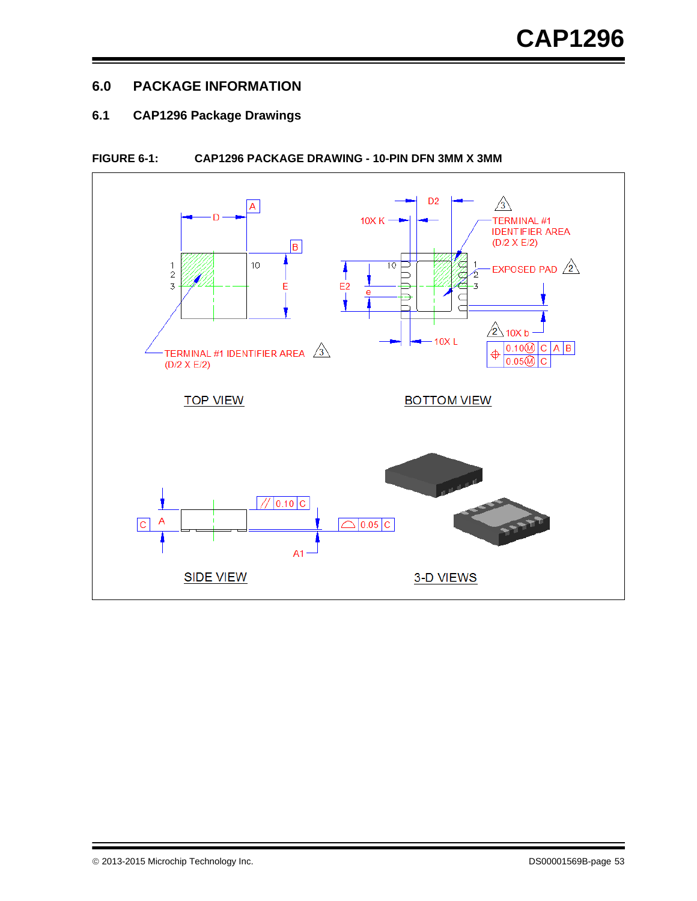## 6.0 PACKAGE INFORMATION

### 6.1 CAP1296 Package Drawings

**FIGURE 6-1: CAP1296 PACKAGE DRAWING - 10-PIN DFN 3MM X 3MM**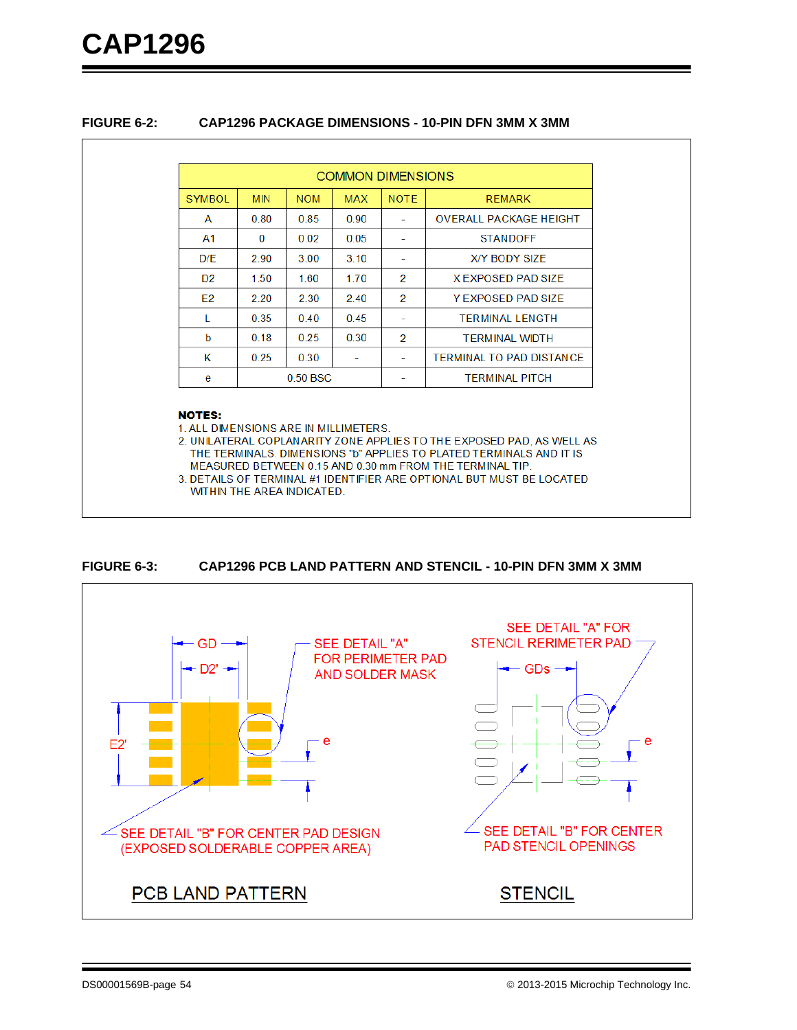**FIGURE 6-2: CAP1296 PACKAGE DIMENSIONS - 10-PIN DFN 3MM X 3MM**

| COMMON DIMENSIONS | | | | | |
|---|---|---|---|---|---|
| SYMBOL | MIN | NOM | MAX | NOTE | REMARK |
| A | 0.80 | 0.85 | 0.90 | - | OVERALL PACKAGE HEIGHT |
| A1 | 0 | 0.02 | 0.05 | - | STANDOFF |
| D/E | 2.90 | 3.00 | 3.10 | - | X/Y BODY SIZE |
| D2 | 1.50 | 1.60 | 1.70 | 2 | X EXPOSED PAD SIZE |
| E2 | 2.20 | 2.30 | 2.40 | 2 | Y EXPOSED PAD SIZE |
| L | 0.35 | 0.40 | 0.45 | - | TERMINAL LENGTH |
| b | 0.18 | 0.25 | 0.30 | 2 | TERMINAL WIDTH |
| K | 0.25 | 0.30 | - | - | TERMINAL TO PAD DISTANCE |
| e | 0.50 BSC | | | - | TERMINAL PITCH |

**NOTES:**

1. ALL DIMENSIONS ARE IN MILLIMETERS.
2. UNILATERAL COPLANARITY ZONE APPLIES TO THE EXPOSED PAD, AS WELL AS THE TERMINALS. DIMENSIONS "b" APPLIES TO PLATED TERMINALS AND IT IS MEASURED BETWEEN 0.15 AND 0.30 mm FROM THE TERMINAL TIP.
3. DETAILS OF TERMINAL #1 IDENTIFIER ARE OPTIONAL BUT MUST BE LOCATED WITHIN THE AREA INDICATED.

**FIGURE 6-3: CAP1296 PCB LAND PATTERN AND STENCIL - 10-PIN DFN 3MM X 3MM**

GD
D2'
E2'
e
SEE DETAIL "A" FOR PERIMETER PAD AND SOLDER MASK
SEE DETAIL "B" FOR CENTER PAD DESIGN (EXPOSED SOLDERABLE COPPER AREA)

PCB LAND PATTERN

SEE DETAIL "A" FOR STENCIL RERIMETER PAD
GDs
e
SEE DETAIL "B" FOR CENTER PAD STENCIL OPENINGS

STENCIL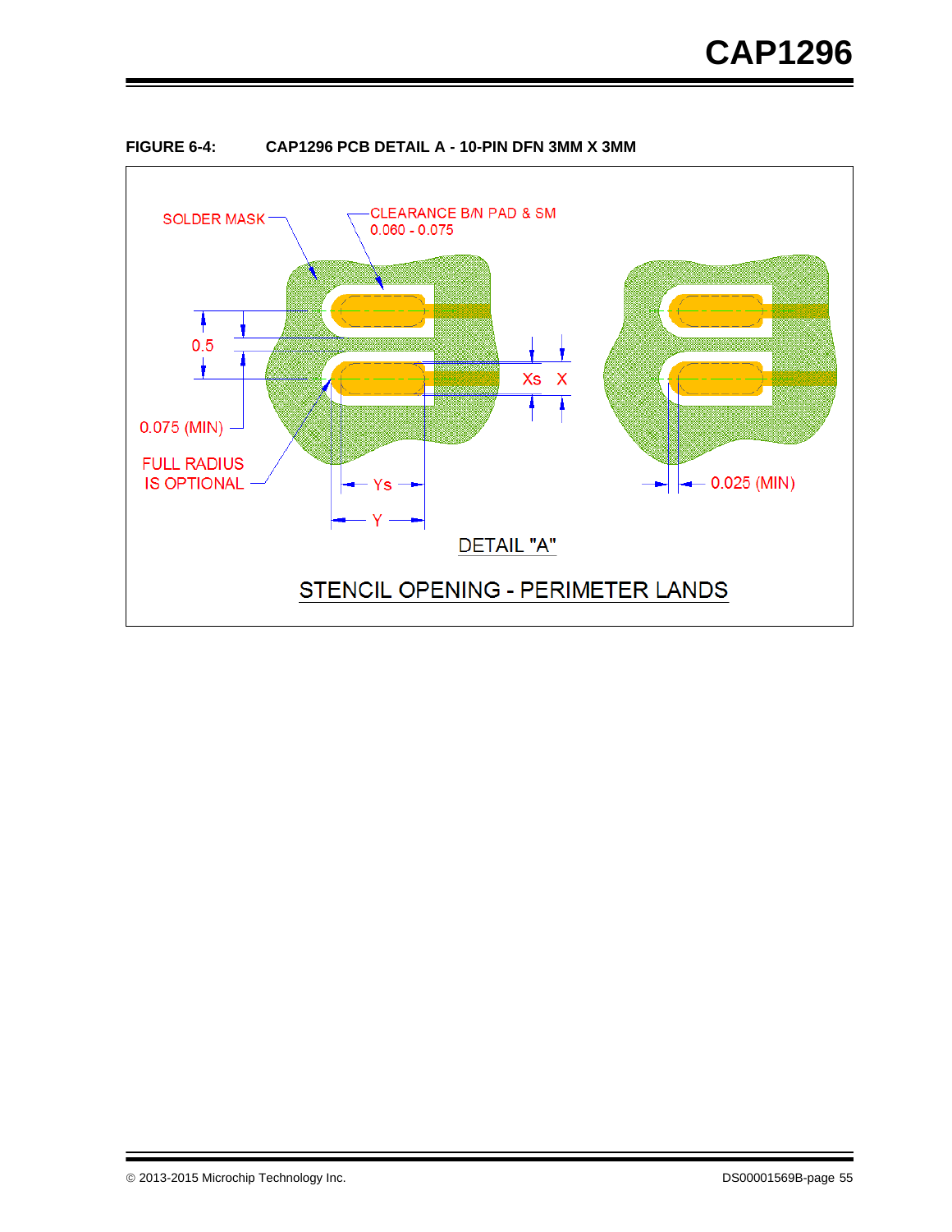**FIGURE 6-4: CAP1296 PCB DETAIL A - 10-PIN DFN 3MM X 3MM**

SOLDER MASK

CLEARANCE B/N PAD & SM
0.060 - 0.075

0.5

Xs X

0.075 (MIN)

FULL RADIUS
IS OPTIONAL

Ys

Y

0.025 (MIN)

DETAIL "A"

STENCIL OPENING - PERIMETER LANDS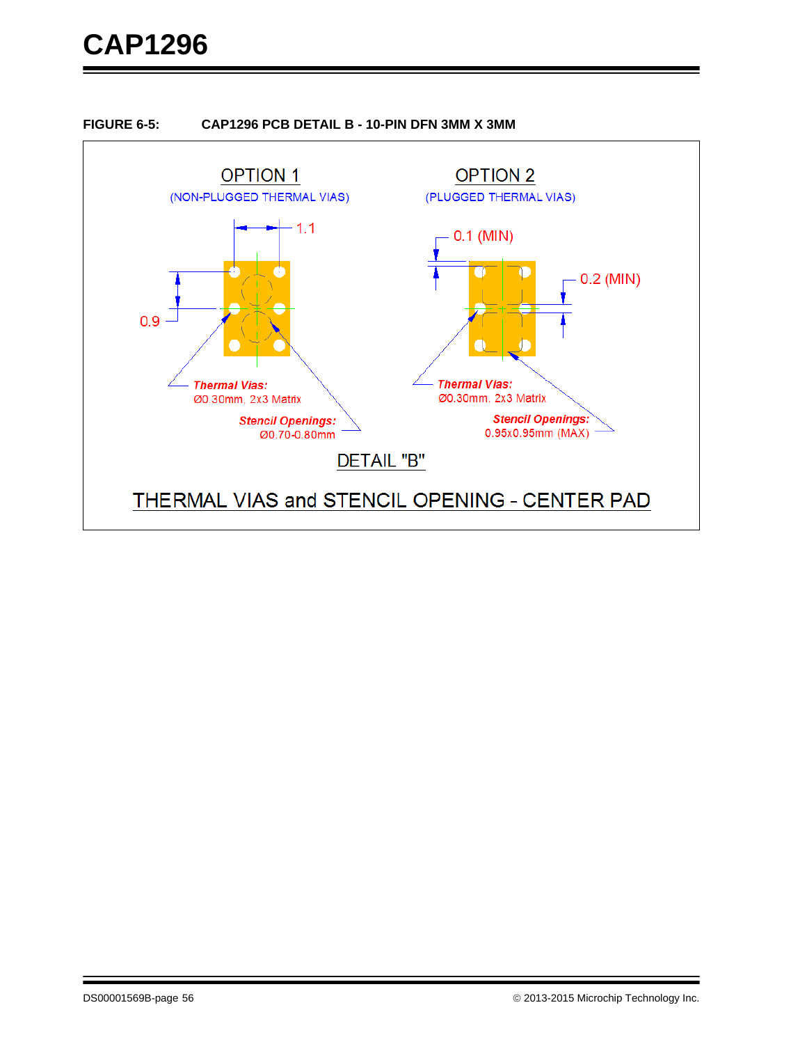**FIGURE 6-5: CAP1296 PCB DETAIL B - 10-PIN DFN 3MM X 3MM**

OPTION 1

(NON-PLUGGED THERMAL VIAS)

1.1

0.9

*Thermal Vias:*
Ø0.30mm, 2x3 Matrix

*Stencil Openings:*
Ø0.70-0.80mm

OPTION 2

(PLUGGED THERMAL VIAS)

0.1 (MIN)

0.2 (MIN)

*Thermal Vias:*
Ø0.30mm, 2x3 Matrix

*Stencil Openings:*
0.95x0.95mm (MAX)

DETAIL "B"

THERMAL VIAS and STENCIL OPENING - CENTER PAD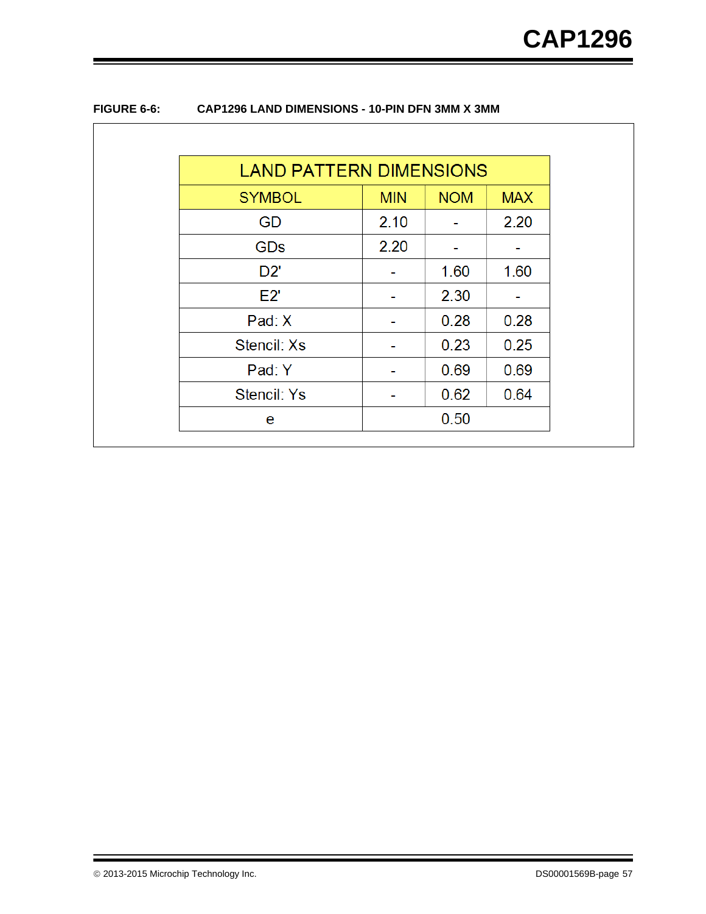**FIGURE 6-6: CAP1296 LAND DIMENSIONS - 10-PIN DFN 3MM X 3MM**

| LAND PATTERN DIMENSIONS | | | |
|---|---|---|---|
| SYMBOL | MIN | NOM | MAX |
| GD | 2.10 | - | 2.20 |
| GDs | 2.20 | - | - |
| D2' | - | 1.60 | 1.60 |
| E2' | - | 2.30 | - |
| Pad: X | - | 0.28 | 0.28 |
| Stencil: Xs | - | 0.23 | 0.25 |
| Pad: Y | - | 0.69 | 0.69 |
| Stencil: Ys | - | 0.62 | 0.64 |
| e | | 0.50 | |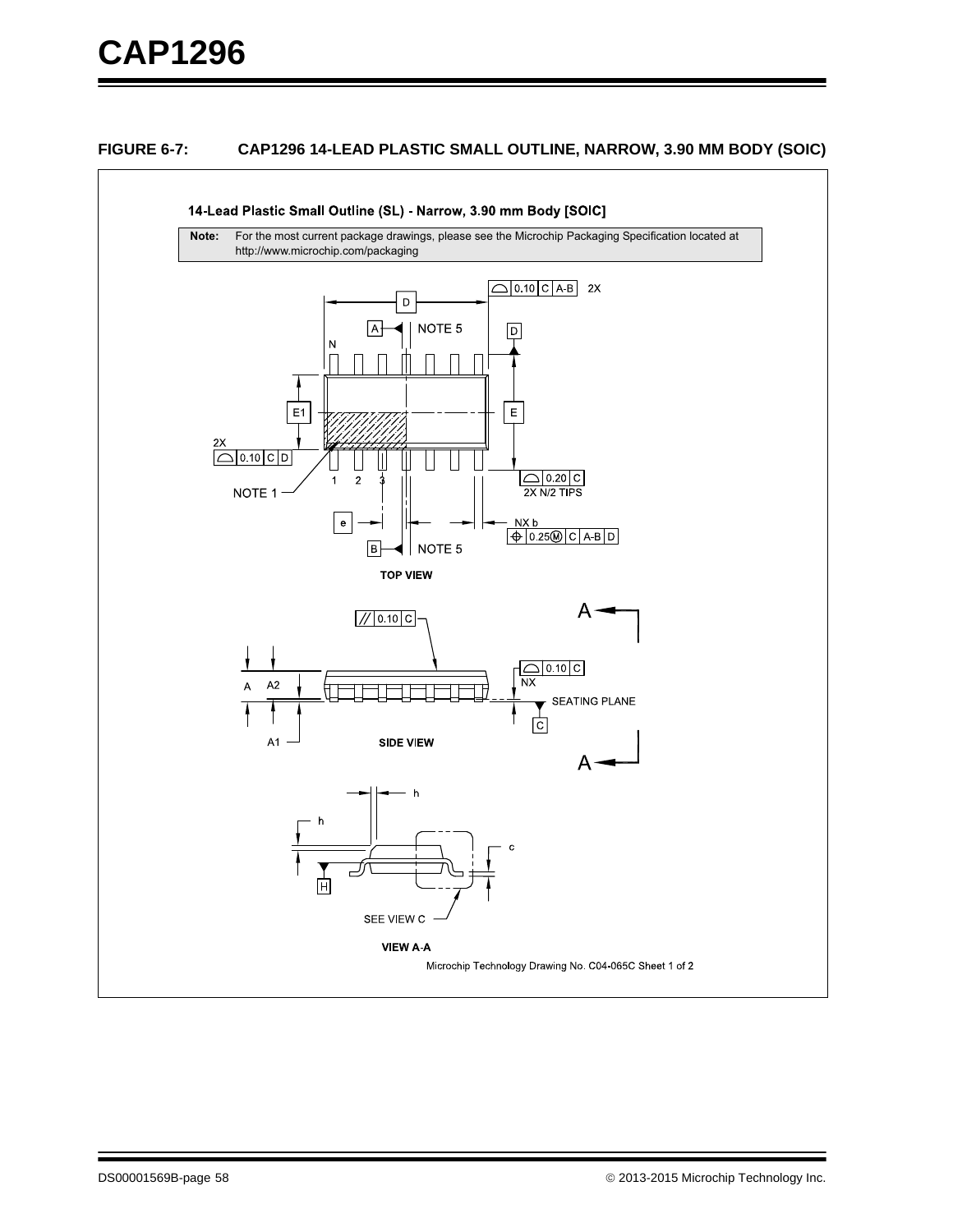**FIGURE 6-7: CAP1296 14-LEAD PLASTIC SMALL OUTLINE, NARROW, 3.90 MM BODY (SOIC)**

14-Lead Plastic Small Outline (SL) - Narrow, 3.90 mm Body [SOIC]

| **Note:** | For the most current package drawings, please see the Microchip Packaging Specification located at http://www.microchip.com/packaging |
|---|---|

Microchip Technology Drawing No. C04-065C Sheet 1 of 2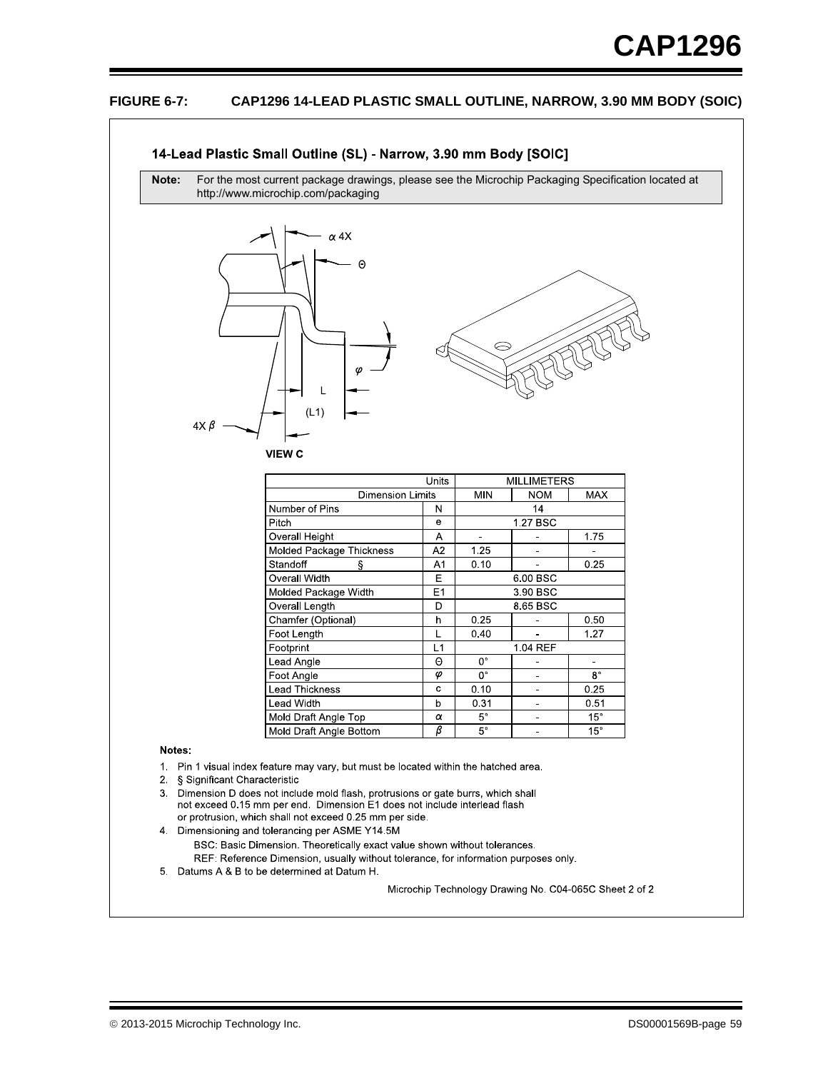## FIGURE 6-7: CAP1296 14-LEAD PLASTIC SMALL OUTLINE, NARROW, 3.90 MM BODY (SOIC)

### 14-Lead Plastic Small Outline (SL) - Narrow, 3.90 mm Body [SOIC]

**Note:** For the most current package drawings, please see the Microchip Packaging Specification located at http://www.microchip.com/packaging

**VIEW C**

| Units | | MILLIMETERS | | |
|---|---|---|---|---|
| Dimension Limits | | MIN | NOM | MAX |
| Number of Pins | N | | 14 | |
| Pitch | e | | 1.27 BSC | |
| Overall Height | A | - | - | 1.75 |
| Molded Package Thickness | A2 | 1.25 | - | - |
| Standoff § | A1 | 0.10 | - | 0.25 |
| Overall Width | E | | 6.00 BSC | |
| Molded Package Width | E1 | | 3.90 BSC | |
| Overall Length | D | | 8.65 BSC | |
| Chamfer (Optional) | h | 0.25 | - | 0.50 |
| Foot Length | L | 0.40 | - | 1.27 |
| Footprint | L1 | | 1.04 REF | |
| Lead Angle | Θ | 0° | - | - |
| Foot Angle | φ | 0° | - | 8° |
| Lead Thickness | c | 0.10 | - | 0.25 |
| Lead Width | b | 0.31 | - | 0.51 |
| Mold Draft Angle Top | α | 5° | - | 15° |
| Mold Draft Angle Bottom | β | 5° | - | 15° |

**Notes:**

1. Pin 1 visual index feature may vary, but must be located within the hatched area.
2. § Significant Characteristic
3. Dimension D does not include mold flash, protrusions or gate burrs, which shall not exceed 0.15 mm per end. Dimension E1 does not include interlead flash or protrusion, which shall not exceed 0.25 mm per side.
4. Dimensioning and tolerancing per ASME Y14.5M
   BSC: Basic Dimension. Theoretically exact value shown without tolerances.
   REF: Reference Dimension, usually without tolerance, for information purposes only.
5. Datums A & B to be determined at Datum H.

Microchip Technology Drawing No. C04-065C Sheet 2 of 2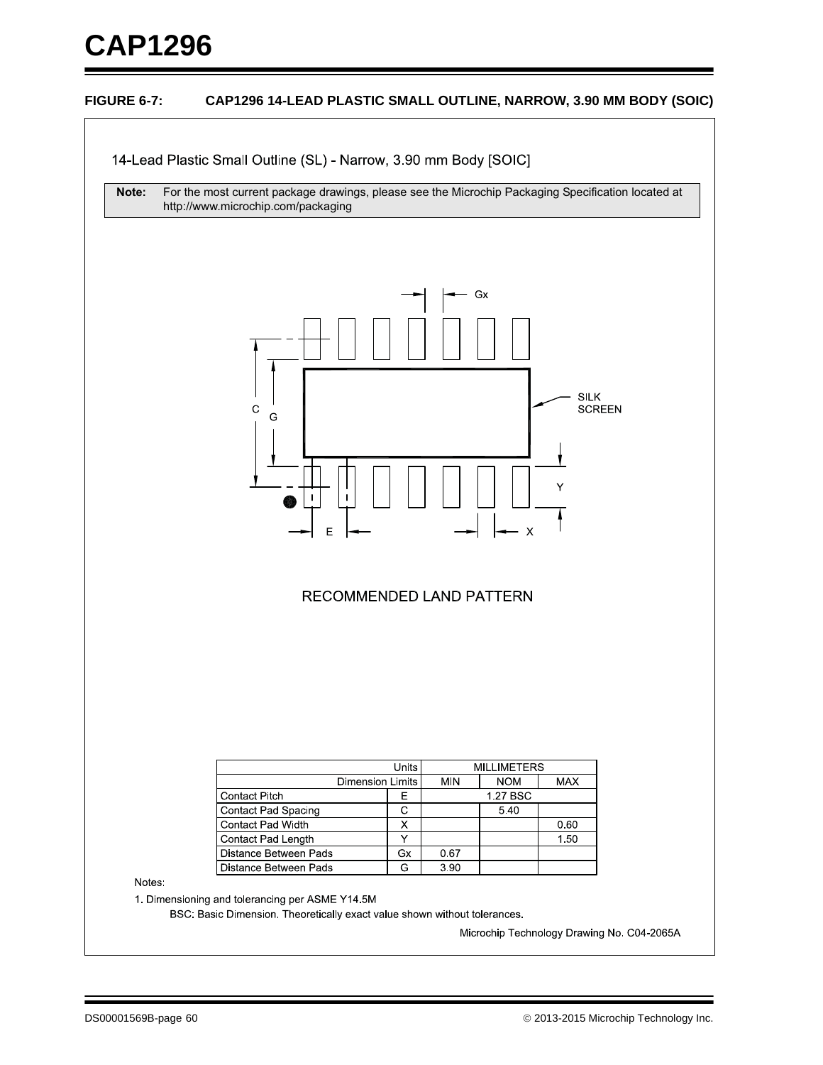**FIGURE 6-7: CAP1296 14-LEAD PLASTIC SMALL OUTLINE, NARROW, 3.90 MM BODY (SOIC)**

14-Lead Plastic Small Outline (SL) - Narrow, 3.90 mm Body [SOIC]

**Note:** For the most current package drawings, please see the Microchip Packaging Specification located at http://www.microchip.com/packaging

Gx

C G

SILK SCREEN

Y

E X

RECOMMENDED LAND PATTERN

| Units | | MILLIMETERS | | |
|---|---|---|---|---|
| Dimension Limits | | MIN | NOM | MAX |
| Contact Pitch | E | 1.27 BSC | | |
| Contact Pad Spacing | C | | 5.40 | |
| Contact Pad Width | X | | | 0.60 |
| Contact Pad Length | Y | | | 1.50 |
| Distance Between Pads | Gx | 0.67 | | |
| Distance Between Pads | G | 3.90 | | |

Notes:

1. Dimensioning and tolerancing per ASME Y14.5M

   BSC: Basic Dimension. Theoretically exact value shown without tolerances.

Microchip Technology Drawing No. C04-2065A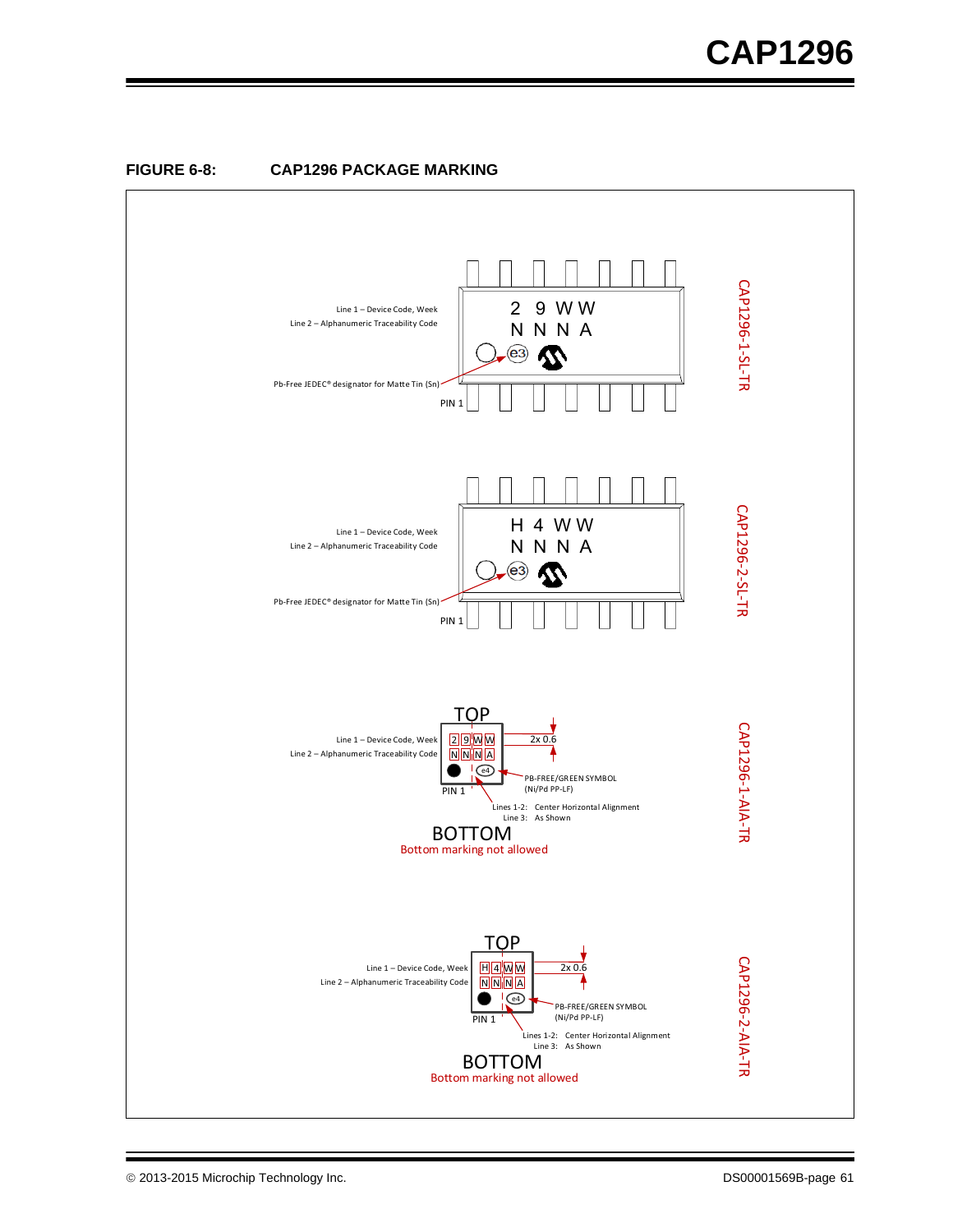**FIGURE 6-8: CAP1296 PACKAGE MARKING**

CAP1296-1-SL-TR

Line 1 – Device Code, Week
Line 2 – Alphanumeric Traceability Code

2 9 W W
N N N A

Pb-Free JEDEC® designator for Matte Tin (Sn)

PIN 1

CAP1296-2-SL-TR

Line 1 – Device Code, Week
Line 2 – Alphanumeric Traceability Code

H 4 W W
N N N A

Pb-Free JEDEC® designator for Matte Tin (Sn)

PIN 1

CAP1296-1-AIA-TR

TOP

Line 1 – Device Code, Week
Line 2 – Alphanumeric Traceability Code

2 9 W W
N N N A

2x 0.6

PB-FREE/GREEN SYMBOL
(Ni/Pd PP-LF)

PIN 1

Lines 1-2: Center Horizontal Alignment
Line 3: As Shown

BOTTOM
Bottom marking not allowed

CAP1296-2-AIA-TR

TOP

Line 1 – Device Code, Week
Line 2 – Alphanumeric Traceability Code

H 4 W W
N N N A

2x 0.6

PB-FREE/GREEN SYMBOL
(Ni/Pd PP-LF)

PIN 1

Lines 1-2: Center Horizontal Alignment
Line 3: As Shown

BOTTOM
Bottom marking not allowed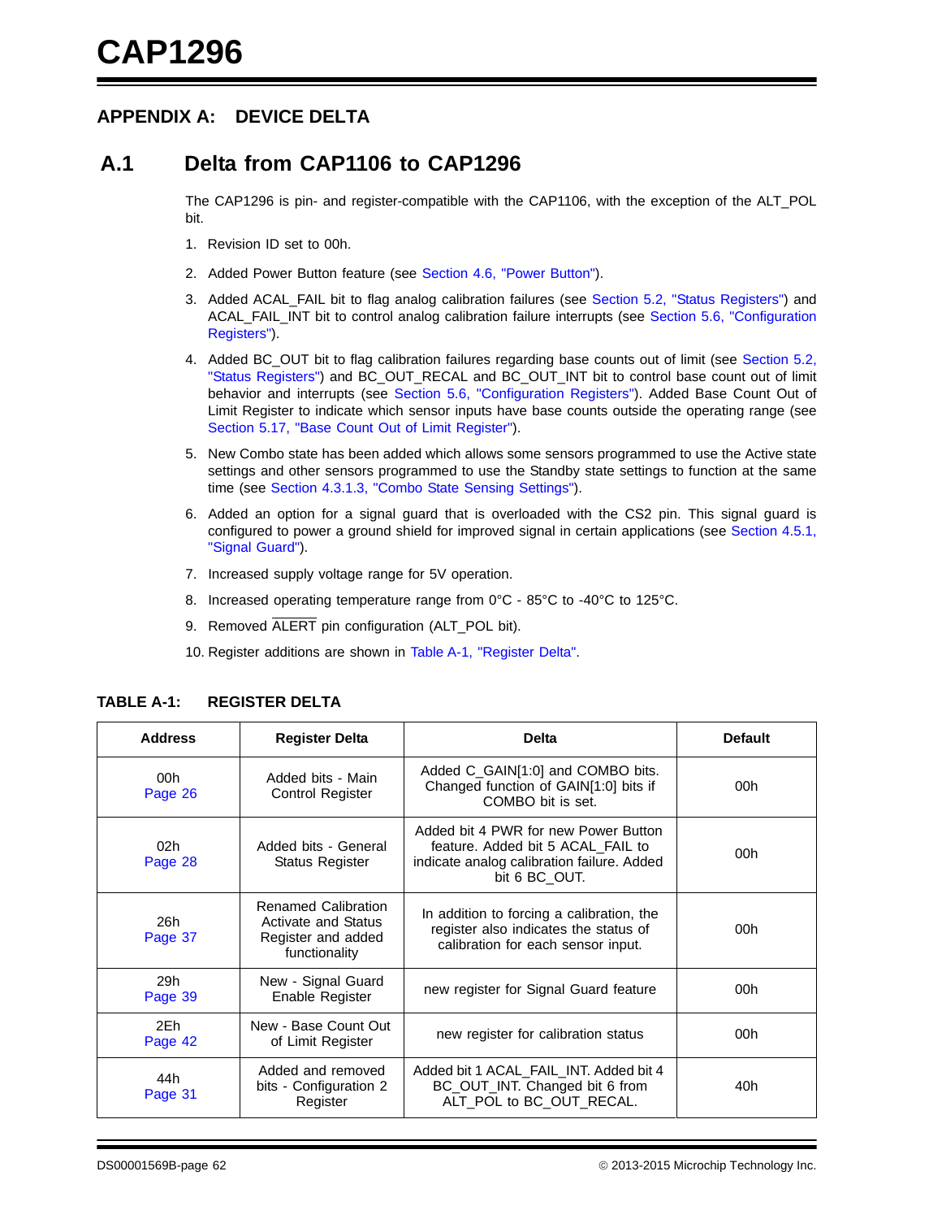# APPENDIX A: DEVICE DELTA

## A.1 Delta from CAP1106 to CAP1296

The CAP1296 is pin- and register-compatible with the CAP1106, with the exception of the ALT_POL bit.

1. Revision ID set to 00h.
2. Added Power Button feature (see Section 4.6, "Power Button").
3. Added ACAL_FAIL bit to flag analog calibration failures (see Section 5.2, "Status Registers") and ACAL_FAIL_INT bit to control analog calibration failure interrupts (see Section 5.6, "Configuration Registers").
4. Added BC_OUT bit to flag calibration failures regarding base counts out of limit (see Section 5.2, "Status Registers") and BC_OUT_RECAL and BC_OUT_INT bit to control base count out of limit behavior and interrupts (see Section 5.6, "Configuration Registers"). Added Base Count Out of Limit Register to indicate which sensor inputs have base counts outside the operating range (see Section 5.17, "Base Count Out of Limit Register").
5. New Combo state has been added which allows some sensors programmed to use the Active state settings and other sensors programmed to use the Standby state settings to function at the same time (see Section 4.3.1.3, "Combo State Sensing Settings").
6. Added an option for a signal guard that is overloaded with the CS2 pin. This signal guard is configured to power a ground shield for improved signal in certain applications (see Section 4.5.1, "Signal Guard").
7. Increased supply voltage range for 5V operation.
8. Increased operating temperature range from 0°C - 85°C to -40°C to 125°C.
9. Removed ALERT pin configuration (ALT_POL bit).
10. Register additions are shown in Table A-1, "Register Delta".

**TABLE A-1: REGISTER DELTA**

| Address | Register Delta | Delta | Default |
|---|---|---|---|
| 00h Page 26 | Added bits - Main Control Register | Added C_GAIN[1:0] and COMBO bits. Changed function of GAIN[1:0] bits if COMBO bit is set. | 00h |
| 02h Page 28 | Added bits - General Status Register | Added bit 4 PWR for new Power Button feature. Added bit 5 ACAL_FAIL to indicate analog calibration failure. Added bit 6 BC_OUT. | 00h |
| 26h Page 37 | Renamed Calibration Activate and Status Register and added functionality | In addition to forcing a calibration, the register also indicates the status of calibration for each sensor input. | 00h |
| 29h Page 39 | New - Signal Guard Enable Register | new register for Signal Guard feature | 00h |
| 2Eh Page 42 | New - Base Count Out of Limit Register | new register for calibration status | 00h |
| 44h Page 31 | Added and removed bits - Configuration 2 Register | Added bit 1 ACAL_FAIL_INT. Added bit 4 BC_OUT_INT. Changed bit 6 from ALT_POL to BC_OUT_RECAL. | 40h |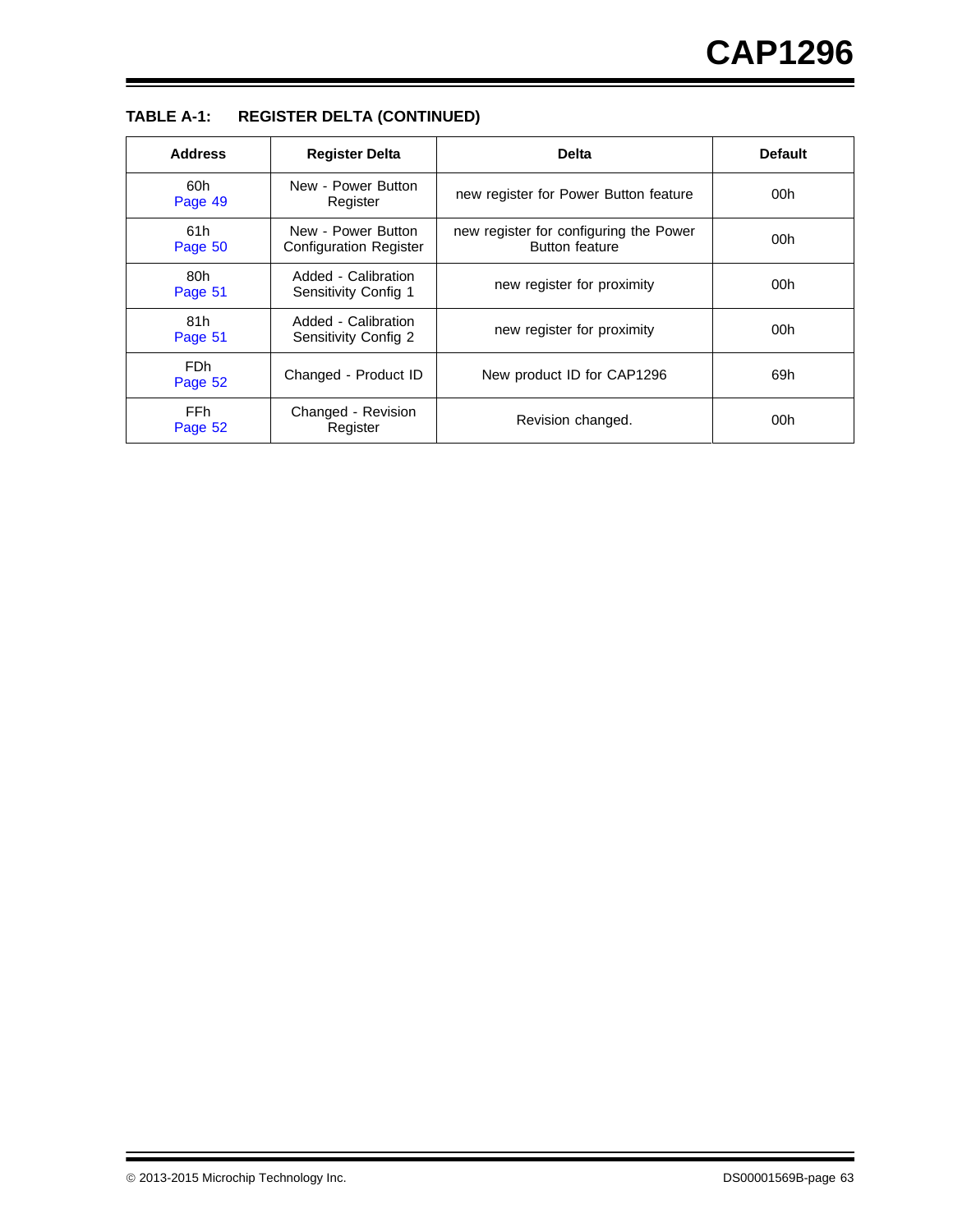**TABLE A-1: REGISTER DELTA (CONTINUED)**

| Address | Register Delta | Delta | Default |
|---|---|---|---|
| 60h Page 49 | New - Power Button Register | new register for Power Button feature | 00h |
| 61h Page 50 | New - Power Button Configuration Register | new register for configuring the Power Button feature | 00h |
| 80h Page 51 | Added - Calibration Sensitivity Config 1 | new register for proximity | 00h |
| 81h Page 51 | Added - Calibration Sensitivity Config 2 | new register for proximity | 00h |
| FDh Page 52 | Changed - Product ID | New product ID for CAP1296 | 69h |
| FFh Page 52 | Changed - Revision Register | Revision changed. | 00h |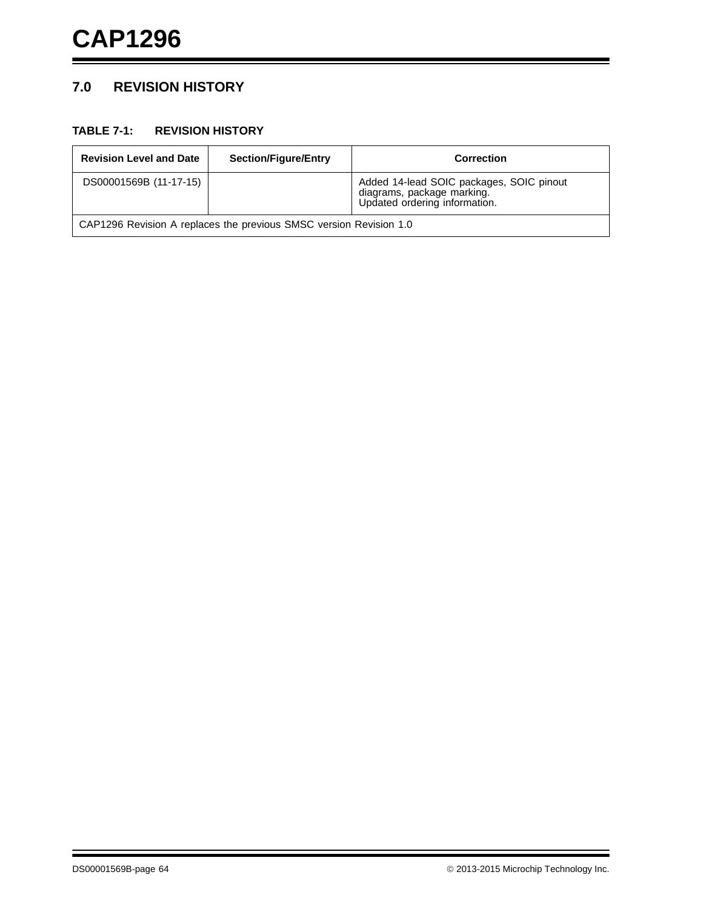## 7.0 REVISION HISTORY

**TABLE 7-1: REVISION HISTORY**

| Revision Level and Date | Section/Figure/Entry | Correction |
|---|---|---|
| DS00001569B (11-17-15) | | Added 14-lead SOIC packages, SOIC pinout diagrams, package marking. Updated ordering information. |
| CAP1296 Revision A replaces the previous SMSC version Revision 1.0 | | |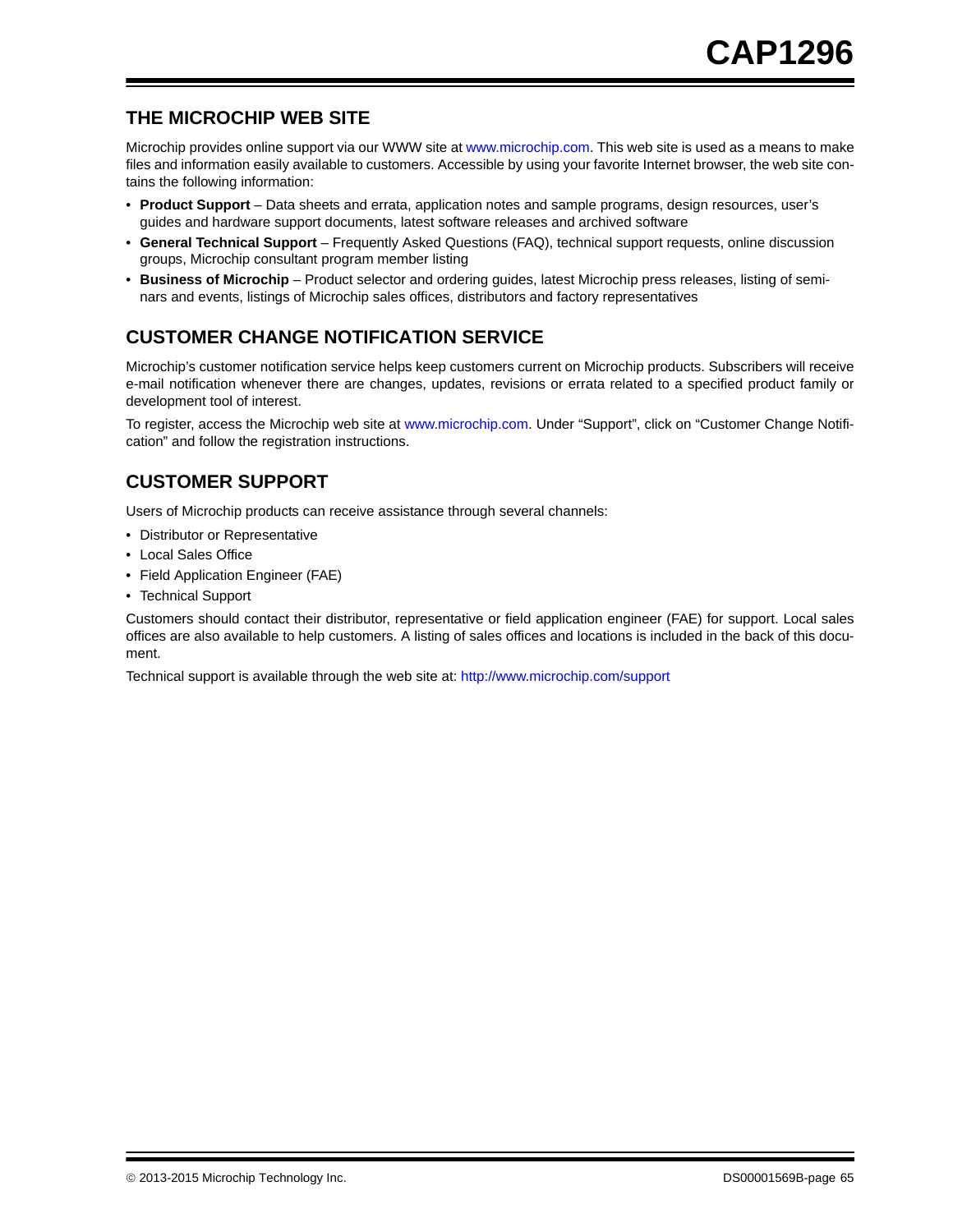## THE MICROCHIP WEB SITE

Microchip provides online support via our WWW site at www.microchip.com. This web site is used as a means to make files and information easily available to customers. Accessible by using your favorite Internet browser, the web site contains the following information:

- **Product Support** – Data sheets and errata, application notes and sample programs, design resources, user's guides and hardware support documents, latest software releases and archived software
- **General Technical Support** – Frequently Asked Questions (FAQ), technical support requests, online discussion groups, Microchip consultant program member listing
- **Business of Microchip** – Product selector and ordering guides, latest Microchip press releases, listing of seminars and events, listings of Microchip sales offices, distributors and factory representatives

## CUSTOMER CHANGE NOTIFICATION SERVICE

Microchip's customer notification service helps keep customers current on Microchip products. Subscribers will receive e-mail notification whenever there are changes, updates, revisions or errata related to a specified product family or development tool of interest.

To register, access the Microchip web site at www.microchip.com. Under "Support", click on "Customer Change Notification" and follow the registration instructions.

## CUSTOMER SUPPORT

Users of Microchip products can receive assistance through several channels:

- Distributor or Representative
- Local Sales Office
- Field Application Engineer (FAE)
- Technical Support

Customers should contact their distributor, representative or field application engineer (FAE) for support. Local sales offices are also available to help customers. A listing of sales offices and locations is included in the back of this document.

Technical support is available through the web site at: http://www.microchip.com/support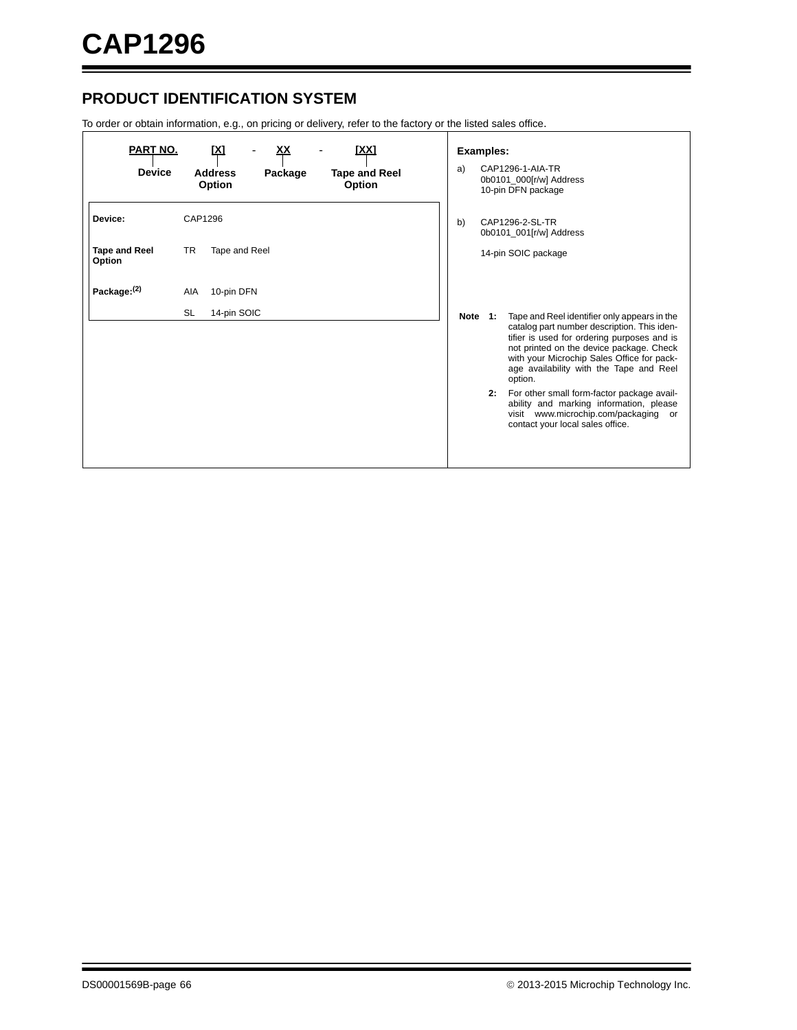## PRODUCT IDENTIFICATION SYSTEM

To order or obtain information, e.g., on pricing or delivery, refer to the factory or the listed sales office.

| PART NO. | [X] | - | XX | - | [XX] |
|---|---|---|---|---|---|
| Device | Address Option | | Package | | Tape and Reel Option |

| | | |
|---|---|---|
| **Device:** | CAP1296 | |
| **Tape and Reel Option** | TR | Tape and Reel |
| **Package:**(2) | AIA | 10-pin DFN |
| | SL | 14-pin SOIC |

**Examples:**

a) CAP1296-1-AIA-TR
0b0101_000[r/w] Address
10-pin DFN package

b) CAP1296-2-SL-TR
0b0101_001[r/w] Address
14-pin SOIC package

**Note 1:** Tape and Reel identifier only appears in the catalog part number description. This identifier is used for ordering purposes and is not printed on the device package. Check with your Microchip Sales Office for package availability with the Tape and Reel option.

**2:** For other small form-factor package availability and marking information, please visit www.microchip.com/packaging or contact your local sales office.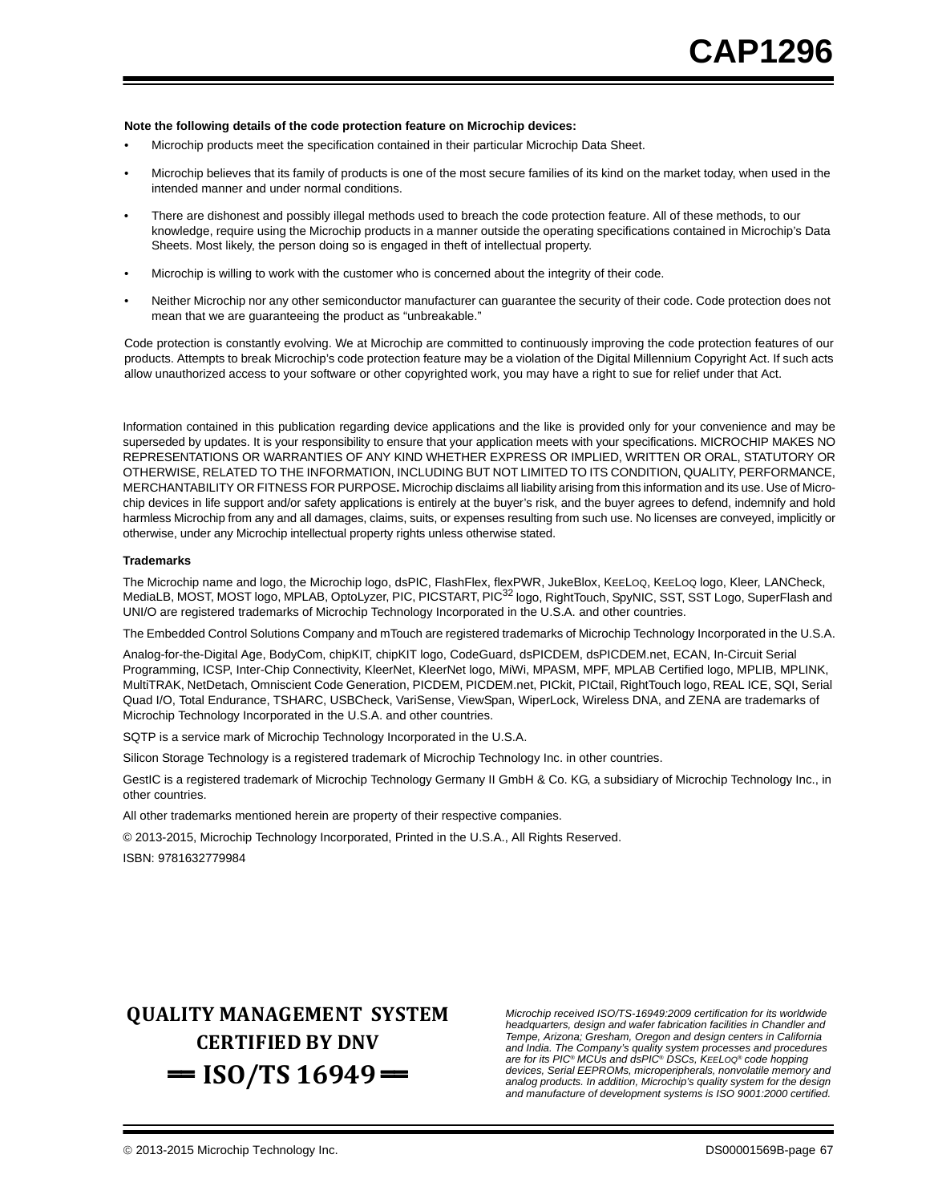**Note the following details of the code protection feature on Microchip devices:**

- Microchip products meet the specification contained in their particular Microchip Data Sheet.
- Microchip believes that its family of products is one of the most secure families of its kind on the market today, when used in the intended manner and under normal conditions.
- There are dishonest and possibly illegal methods used to breach the code protection feature. All of these methods, to our knowledge, require using the Microchip products in a manner outside the operating specifications contained in Microchip's Data Sheets. Most likely, the person doing so is engaged in theft of intellectual property.
- Microchip is willing to work with the customer who is concerned about the integrity of their code.
- Neither Microchip nor any other semiconductor manufacturer can guarantee the security of their code. Code protection does not mean that we are guaranteeing the product as "unbreakable."

Code protection is constantly evolving. We at Microchip are committed to continuously improving the code protection features of our products. Attempts to break Microchip's code protection feature may be a violation of the Digital Millennium Copyright Act. If such acts allow unauthorized access to your software or other copyrighted work, you may have a right to sue for relief under that Act.

Information contained in this publication regarding device applications and the like is provided only for your convenience and may be superseded by updates. It is your responsibility to ensure that your application meets with your specifications. MICROCHIP MAKES NO REPRESENTATIONS OR WARRANTIES OF ANY KIND WHETHER EXPRESS OR IMPLIED, WRITTEN OR ORAL, STATUTORY OR OTHERWISE, RELATED TO THE INFORMATION, INCLUDING BUT NOT LIMITED TO ITS CONDITION, QUALITY, PERFORMANCE, MERCHANTABILITY OR FITNESS FOR PURPOSE**.** Microchip disclaims all liability arising from this information and its use. Use of Microchip devices in life support and/or safety applications is entirely at the buyer's risk, and the buyer agrees to defend, indemnify and hold harmless Microchip from any and all damages, claims, suits, or expenses resulting from such use. No licenses are conveyed, implicitly or otherwise, under any Microchip intellectual property rights unless otherwise stated.

**Trademarks**

The Microchip name and logo, the Microchip logo, dsPIC, FlashFlex, flexPWR, JukeBlox, KEELOQ, KEELOQ logo, Kleer, LANCheck, MediaLB, MOST, MOST logo, MPLAB, OptoLyzer, PIC, PICSTART, PIC32 logo, RightTouch, SpyNIC, SST, SST Logo, SuperFlash and UNI/O are registered trademarks of Microchip Technology Incorporated in the U.S.A. and other countries.

The Embedded Control Solutions Company and mTouch are registered trademarks of Microchip Technology Incorporated in the U.S.A.

Analog-for-the-Digital Age, BodyCom, chipKIT, chipKIT logo, CodeGuard, dsPICDEM, dsPICDEM.net, ECAN, In-Circuit Serial Programming, ICSP, Inter-Chip Connectivity, KleerNet, KleerNet logo, MiWi, MPASM, MPF, MPLAB Certified logo, MPLIB, MPLINK, MultiTRAK, NetDetach, Omniscient Code Generation, PICDEM, PICDEM.net, PICkit, PICtail, RightTouch logo, REAL ICE, SQI, Serial Quad I/O, Total Endurance, TSHARC, USBCheck, VariSense, ViewSpan, WiperLock, Wireless DNA, and ZENA are trademarks of Microchip Technology Incorporated in the U.S.A. and other countries.

SQTP is a service mark of Microchip Technology Incorporated in the U.S.A.

Silicon Storage Technology is a registered trademark of Microchip Technology Inc. in other countries.

GestIC is a registered trademark of Microchip Technology Germany II GmbH & Co. KG, a subsidiary of Microchip Technology Inc., in other countries.

All other trademarks mentioned herein are property of their respective companies.

© 2013-2015, Microchip Technology Incorporated, Printed in the U.S.A., All Rights Reserved.

ISBN: 9781632779984

**QUALITY MANAGEMENT SYSTEM CERTIFIED BY DNV**

**== ISO/TS 16949 ==**

*Microchip received ISO/TS-16949:2009 certification for its worldwide headquarters, design and wafer fabrication facilities in Chandler and Tempe, Arizona; Gresham, Oregon and design centers in California and India. The Company's quality system processes and procedures are for its PIC® MCUs and dsPIC® DSCs, KEELOQ® code hopping devices, Serial EEPROMs, microperipherals, nonvolatile memory and analog products. In addition, Microchip's quality system for the design and manufacture of development systems is ISO 9001:2000 certified.*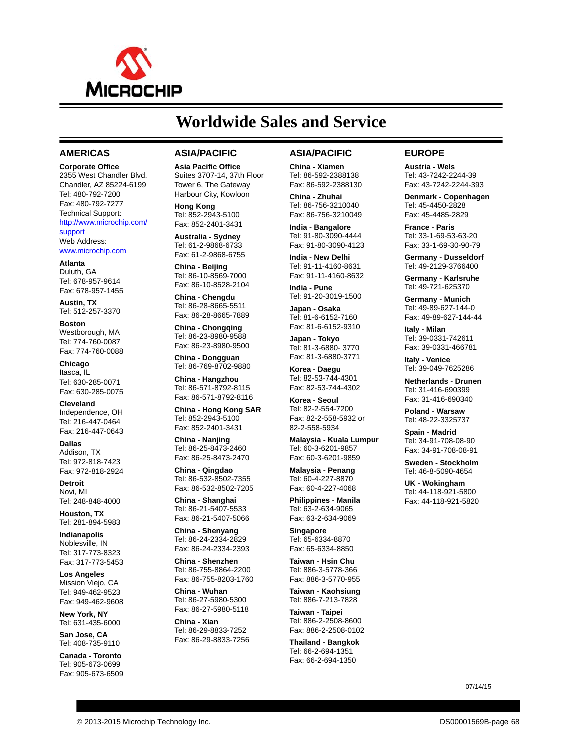# Worldwide Sales and Service

## AMERICAS

**Corporate Office**
2355 West Chandler Blvd.
Chandler, AZ 85224-6199
Tel: 480-792-7200
Fax: 480-792-7277
Technical Support:
http://www.microchip.com/support
Web Address:
www.microchip.com

**Atlanta**
Duluth, GA
Tel: 678-957-9614
Fax: 678-957-1455

**Austin, TX**
Tel: 512-257-3370

**Boston**
Westborough, MA
Tel: 774-760-0087
Fax: 774-760-0088

**Chicago**
Itasca, IL
Tel: 630-285-0071
Fax: 630-285-0075

**Cleveland**
Independence, OH
Tel: 216-447-0464
Fax: 216-447-0643

**Dallas**
Addison, TX
Tel: 972-818-7423
Fax: 972-818-2924

**Detroit**
Novi, MI
Tel: 248-848-4000

**Houston, TX**
Tel: 281-894-5983

**Indianapolis**
Noblesville, IN
Tel: 317-773-8323
Fax: 317-773-5453

**Los Angeles**
Mission Viejo, CA
Tel: 949-462-9523
Fax: 949-462-9608

**New York, NY**
Tel: 631-435-6000

**San Jose, CA**
Tel: 408-735-9110

**Canada - Toronto**
Tel: 905-673-0699
Fax: 905-673-6509

## ASIA/PACIFIC

**Asia Pacific Office**
Suites 3707-14, 37th Floor
Tower 6, The Gateway
Harbour City, Kowloon

**Hong Kong**
Tel: 852-2943-5100
Fax: 852-2401-3431

**Australia - Sydney**
Tel: 61-2-9868-6733
Fax: 61-2-9868-6755

**China - Beijing**
Tel: 86-10-8569-7000
Fax: 86-10-8528-2104

**China - Chengdu**
Tel: 86-28-8665-5511
Fax: 86-28-8665-7889

**China - Chongqing**
Tel: 86-23-8980-9588
Fax: 86-23-8980-9500

**China - Dongguan**
Tel: 86-769-8702-9880

**China - Hangzhou**
Tel: 86-571-8792-8115
Fax: 86-571-8792-8116

**China - Hong Kong SAR**
Tel: 852-2943-5100
Fax: 852-2401-3431

**China - Nanjing**
Tel: 86-25-8473-2460
Fax: 86-25-8473-2470

**China - Qingdao**
Tel: 86-532-8502-7355
Fax: 86-532-8502-7205

**China - Shanghai**
Tel: 86-21-5407-5533
Fax: 86-21-5407-5066

**China - Shenyang**
Tel: 86-24-2334-2829
Fax: 86-24-2334-2393

**China - Shenzhen**
Tel: 86-755-8864-2200
Fax: 86-755-8203-1760

**China - Wuhan**
Tel: 86-27-5980-5300
Fax: 86-27-5980-5118

**China - Xian**
Tel: 86-29-8833-7252
Fax: 86-29-8833-7256

## ASIA/PACIFIC

**China - Xiamen**
Tel: 86-592-2388138
Fax: 86-592-2388130

**China - Zhuhai**
Tel: 86-756-3210040
Fax: 86-756-3210049

**India - Bangalore**
Tel: 91-80-3090-4444
Fax: 91-80-3090-4123

**India - New Delhi**
Tel: 91-11-4160-8631
Fax: 91-11-4160-8632

**India - Pune**
Tel: 91-20-3019-1500

**Japan - Osaka**
Tel: 81-6-6152-7160
Fax: 81-6-6152-9310

**Japan - Tokyo**
Tel: 81-3-6880- 3770
Fax: 81-3-6880-3771

**Korea - Daegu**
Tel: 82-53-744-4301
Fax: 82-53-744-4302

**Korea - Seoul**
Tel: 82-2-554-7200
Fax: 82-2-558-5932 or
82-2-558-5934

**Malaysia - Kuala Lumpur**
Tel: 60-3-6201-9857
Fax: 60-3-6201-9859

**Malaysia - Penang**
Tel: 60-4-227-8870
Fax: 60-4-227-4068

**Philippines - Manila**
Tel: 63-2-634-9065
Fax: 63-2-634-9069

**Singapore**
Tel: 65-6334-8870
Fax: 65-6334-8850

**Taiwan - Hsin Chu**
Tel: 886-3-5778-366
Fax: 886-3-5770-955

**Taiwan - Kaohsiung**
Tel: 886-7-213-7828

**Taiwan - Taipei**
Tel: 886-2-2508-8600
Fax: 886-2-2508-0102

**Thailand - Bangkok**
Tel: 66-2-694-1351
Fax: 66-2-694-1350

## EUROPE

**Austria - Wels**
Tel: 43-7242-2244-39
Fax: 43-7242-2244-393

**Denmark - Copenhagen**
Tel: 45-4450-2828
Fax: 45-4485-2829

**France - Paris**
Tel: 33-1-69-53-63-20
Fax: 33-1-69-30-90-79

**Germany - Dusseldorf**
Tel: 49-2129-3766400

**Germany - Karlsruhe**
Tel: 49-721-625370

**Germany - Munich**
Tel: 49-89-627-144-0
Fax: 49-89-627-144-44

**Italy - Milan**
Tel: 39-0331-742611
Fax: 39-0331-466781

**Italy - Venice**
Tel: 39-049-7625286

**Netherlands - Drunen**
Tel: 31-416-690399
Fax: 31-416-690340

**Poland - Warsaw**
Tel: 48-22-3325737

**Spain - Madrid**
Tel: 34-91-708-08-90
Fax: 34-91-708-08-91

**Sweden - Stockholm**
Tel: 46-8-5090-4654

**UK - Wokingham**
Tel: 44-118-921-5800
Fax: 44-118-921-5820

07/14/15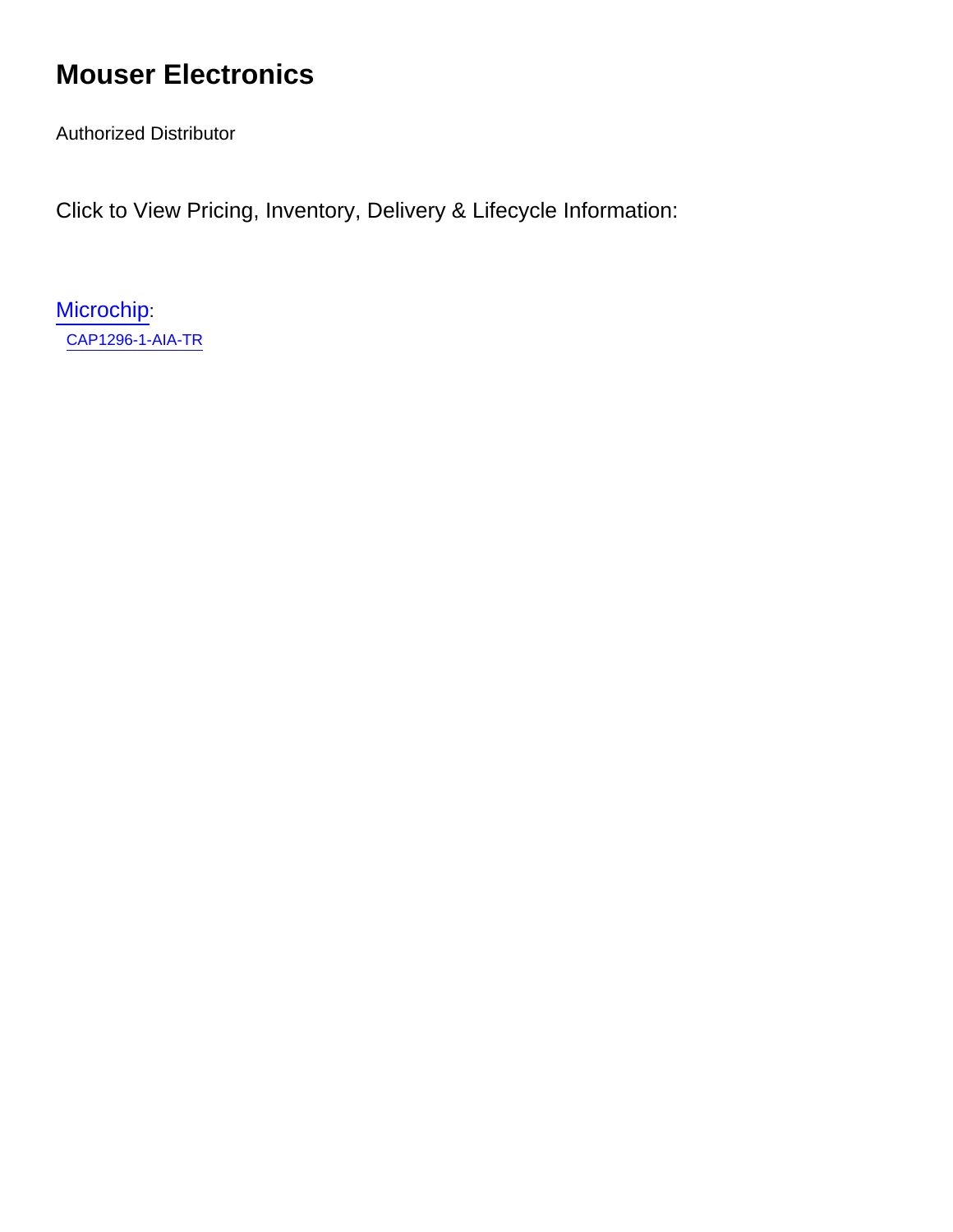# Mouser Electronics

Authorized Distributor

Click to View Pricing, Inventory, Delivery & Lifecycle Information:

Microchip:

CAP1296-1-AIA-TR